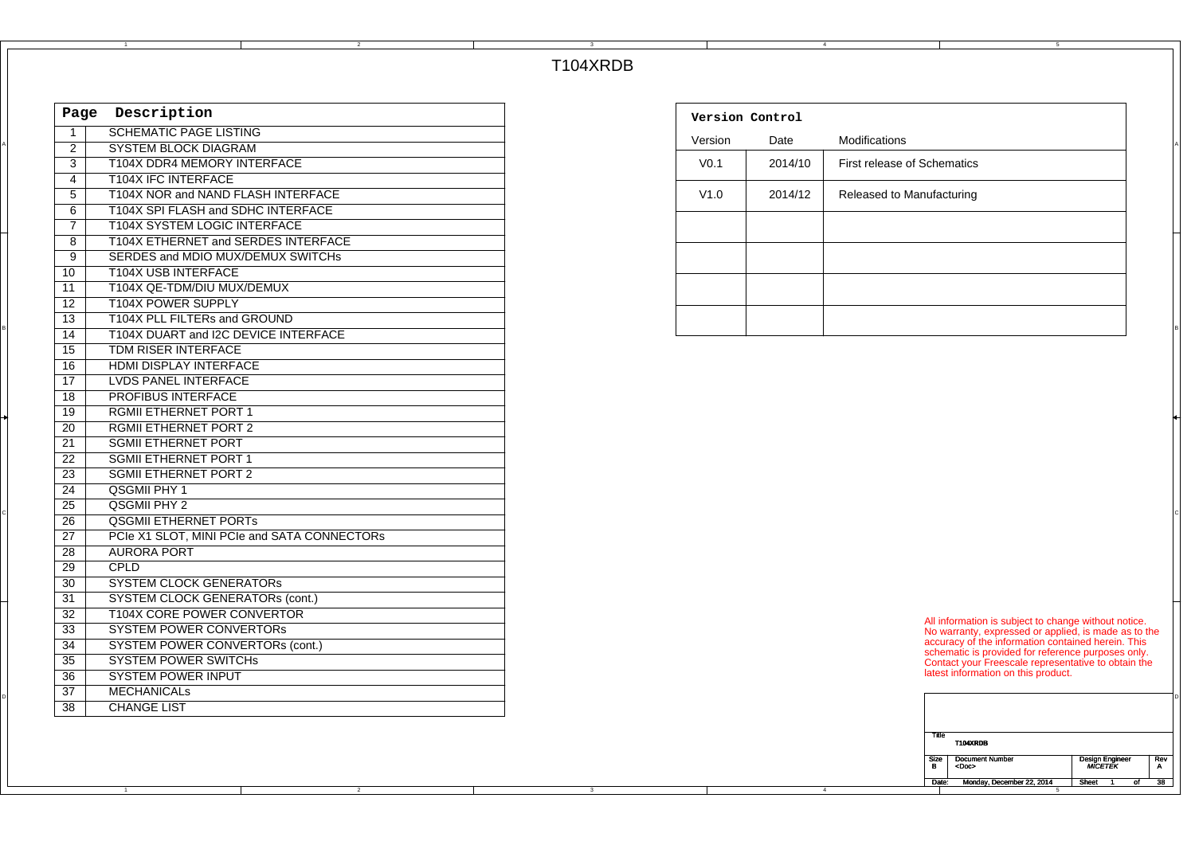# T104XRDB

| Page | Description |
|---|---|
| 1 | SCHEMATIC PAGE LISTING |
| 2 | SYSTEM BLOCK DIAGRAM |
| 3 | T104X DDR4 MEMORY INTERFACE |
| 4 | T104X IFC INTERFACE |
| 5 | T104X NOR and NAND FLASH INTERFACE |
| 6 | T104X SPI FLASH and SDHC INTERFACE |
| 7 | T104X SYSTEM LOGIC INTERFACE |
| 8 | T104X ETHERNET and SERDES INTERFACE |
| 9 | SERDES and MDIO MUX/DEMUX SWITCHs |
| 10 | T104X USB INTERFACE |
| 11 | T104X QE-TDM/DIU MUX/DEMUX |
| 12 | T104X POWER SUPPLY |
| 13 | T104X PLL FILTERs and GROUND |
| 14 | T104X DUART and I2C DEVICE INTERFACE |
| 15 | TDM RISER INTERFACE |
| 16 | HDMI DISPLAY INTERFACE |
| 17 | LVDS PANEL INTERFACE |
| 18 | PROFIBUS INTERFACE |
| 19 | RGMII ETHERNET PORT 1 |
| 20 | RGMII ETHERNET PORT 2 |
| 21 | SGMII ETHERNET PORT |
| 22 | SGMII ETHERNET PORT 1 |
| 23 | SGMII ETHERNET PORT 2 |
| 24 | QSGMII PHY 1 |
| 25 | QSGMII PHY 2 |
| 26 | QSGMII ETHERNET PORTs |
| 27 | PCIe X1 SLOT, MINI PCIe and SATA CONNECTORs |
| 28 | AURORA PORT |
| 29 | CPLD |
| 30 | SYSTEM CLOCK GENERATORs |
| 31 | SYSTEM CLOCK GENERATORs (cont.) |
| 32 | T104X CORE POWER CONVERTOR |
| 33 | SYSTEM POWER CONVERTORs |
| 34 | SYSTEM POWER CONVERTORs (cont.) |
| 35 | SYSTEM POWER SWITCHs |
| 36 | SYSTEM POWER INPUT |
| 37 | MECHANICALs |
| 38 | CHANGE LIST |

**Version Control**

| Version | Date | Modifications |
|---|---|---|
| V0.1 | 2014/10 | First release of Schematics |
| V1.0 | 2014/12 | Released to Manufacturing |
| | | |
| | | |
| | | |
| | | |

All information is subject to change without notice. No warranty, expressed or applied, is made as to the accuracy of the information contained herein. This schematic is provided for reference purposes only. Contact your Freescale representative to obtain the latest information on this product.

| Title | T104XRDB | | |
|---|---|---|---|
| Size: B | Document Number: <Doc> | Design Engineer: MICETEK | Rev: A |
| Date: Monday, December 22, 2014 | | Sheet 1 of 38 | |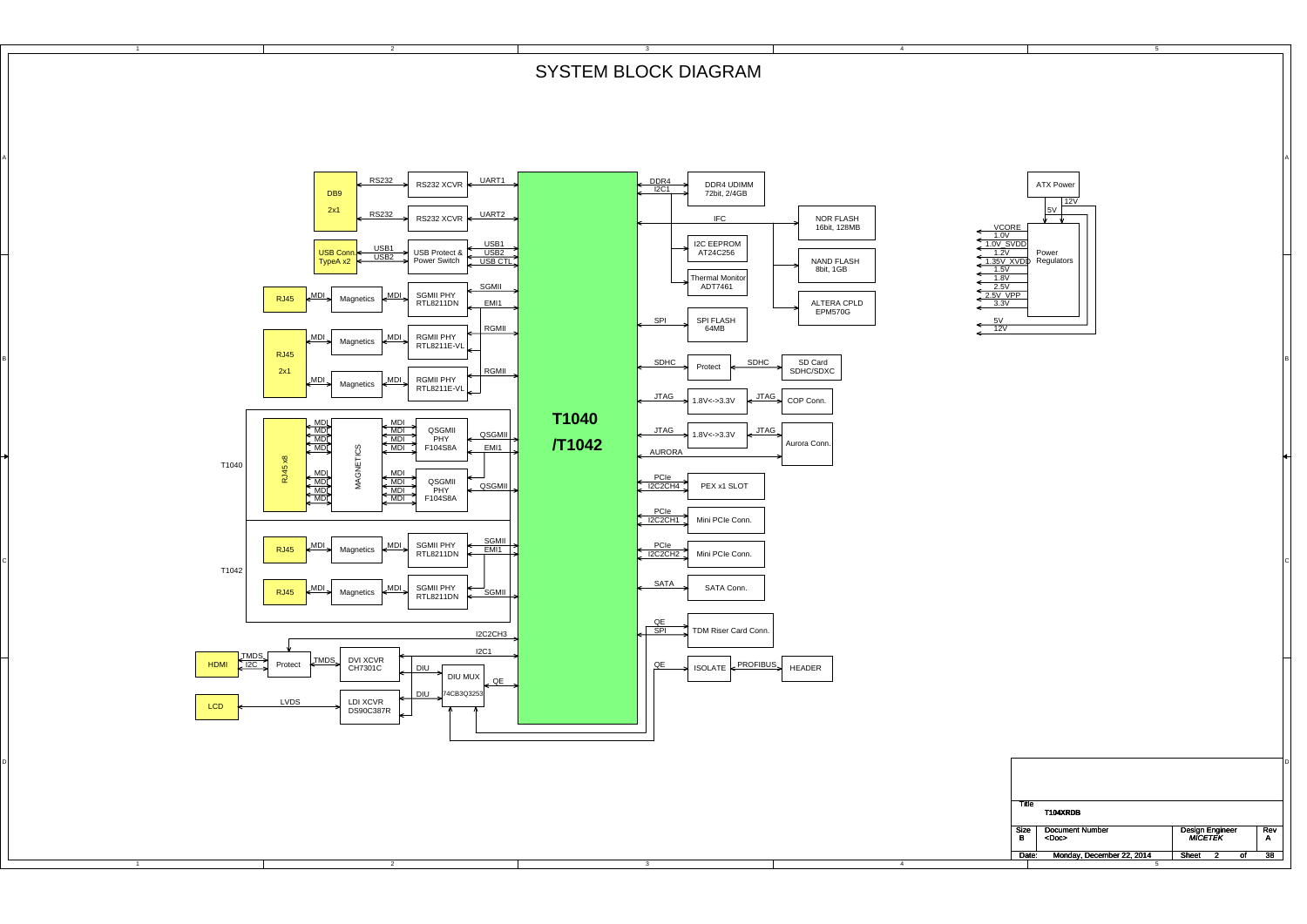# SYSTEM BLOCK DIAGRAM

**T1040 /T1042**

- DB9 2x1 — RS232 — RS232 XCVR — UART1
- DB9 2x1 — RS232 — RS232 XCVR — UART2
- USB Conn TypeA x2 — USB1, USB2 — USB Protect & Power Switch — USB1, USB2, USB CTL
- RJ45 — MDI — Magnetics — MDI — SGMII PHY RTL8211DN — SGMII, EMI1
- RJ45 2x1 — MDI — Magnetics — MDI — RGMII PHY RTL8211E-VL — RGMII
- RJ45 2x1 — MDI — Magnetics — MDI — RGMII PHY RTL8211E-VL — RGMII
- T1040: RJ45 x8 — MDI — MAGNETICS — MDI — QSGMII PHY F104S8A — QSGMII, EMI1
- T1040: RJ45 x8 — MDI — MAGNETICS — MDI — QSGMII PHY F104S8A — QSGMII
- T1042: RJ45 — MDI — Magnetics — MDI — SGMII PHY RTL8211DN — SGMII, EMI1
- T1042: RJ45 — MDI — Magnetics — MDI — SGMII PHY RTL8211DN — SGMII
- HDMI — TMDS, I2C — Protect — TMDS — DVI XCVR CH7301C — DIU — DIU MUX 74CB3Q3253 — QE
- LCD — LVDS — LDI XCVR DS90C387R — DIU
- I2C2CH3, I2C1
- DDR4, I2C1 — DDR4 UDIMM 72bit, 2/4GB
- I2C EEPROM AT24C256
- Thermal Monitor ADT7461
- IFC — NOR FLASH 16bit, 128MB
- IFC — NAND FLASH 8bit, 1GB
- IFC — ALTERA CPLD EPM570G
- SPI — SPI FLASH 64MB
- SDHC — Protect — SDHC — SD Card SDHC/SDXC
- JTAG — 1.8V<->3.3V — JTAG — COP Conn.
- JTAG — 1.8V<->3.3V — JTAG — Aurora Conn.
- AURORA — Aurora Conn.
- PCIe, I2C2CH4 — PEX x1 SLOT
- PCIe, I2C2CH1 — Mini PCIe Conn.
- PCIe, I2C2CH2 — Mini PCIe Conn.
- SATA — SATA Conn.
- QE, SPI — TDM Riser Card Conn.
- QE — ISOLATE — PROFIBUS — HEADER

**Power**

- ATX Power — 12V, 5V — Power Regulators
- VCORE 1.0V
- 1.0V_SVDD
- 1.2V
- 1.35V_XVDD
- 1.5V
- 1.8V
- 2.5V
- 2.5V_VPP
- 3.3V
- 5V
- 12V

| Title | T104XRDB | | |
|---|---|---|---|
| Size | Document Number | Design Engineer | Rev |
| B | <Doc> | MICETEK | A |
| Date: | Monday, December 22, 2014 | Sheet 2 of 38 | |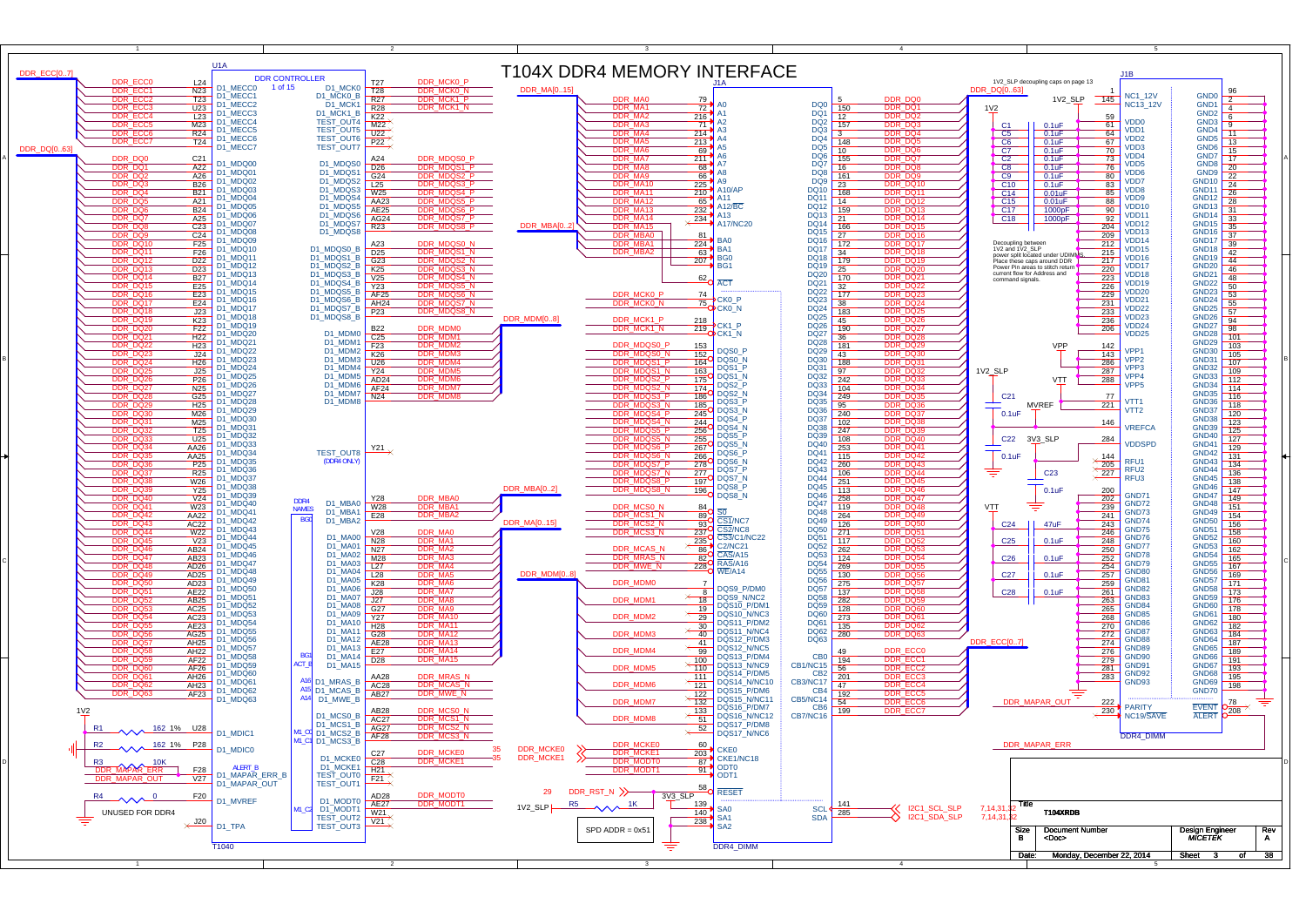# T104X DDR4 MEMORY INTERFACE

## U1A — DDR CONTROLLER (1 of 15) — T1040

| Net | Pin | Signal |
|---|---|---|
| DDR_ECC0 | L24 | D1_MECC0 |
| DDR_ECC1 | N23 | D1_MECC1 |
| DDR_ECC2 | T23 | D1_MECC2 |
| DDR_ECC3 | U23 | D1_MECC3 |
| DDR_ECC4 | L23 | D1_MECC4 |
| DDR_ECC5 | M23 | D1_MECC5 |
| DDR_ECC6 | R24 | D1_MECC6 |
| DDR_ECC7 | T24 | D1_MECC7 |
| DDR_DQ0 | C21 | D1_MDQ00 |
| DDR_DQ1 | A22 | D1_MDQ01 |
| DDR_DQ2 | A26 | D1_MDQ02 |
| DDR_DQ3 | B26 | D1_MDQ03 |
| DDR_DQ4 | B21 | D1_MDQ04 |
| DDR_DQ5 | A21 | D1_MDQ05 |
| DDR_DQ6 | B24 | D1_MDQ06 |
| DDR_DQ7 | A25 | D1_MDQ07 |
| DDR_DQ8 | C23 | D1_MDQ08 |
| DDR_DQ9 | C24 | D1_MDQ09 |
| DDR_DQ10 | F25 | D1_MDQ10 |
| DDR_DQ11 | F26 | D1_MDQ11 |
| DDR_DQ12 | D22 | D1_MDQ12 |
| DDR_DQ13 | D23 | D1_MDQ13 |
| DDR_DQ14 | B27 | D1_MDQ14 |
| DDR_DQ15 | E25 | D1_MDQ15 |
| DDR_DQ16 | E23 | D1_MDQ16 |
| DDR_DQ17 | E24 | D1_MDQ17 |
| DDR_DQ18 | J23 | D1_MDQ18 |
| DDR_DQ19 | K23 | D1_MDQ19 |
| DDR_DQ20 | F22 | D1_MDQ20 |
| DDR_DQ21 | H22 | D1_MDQ21 |
| DDR_DQ22 | H23 | D1_MDQ22 |
| DDR_DQ23 | J24 | D1_MDQ23 |
| DDR_DQ24 | H26 | D1_MDQ24 |
| DDR_DQ25 | J25 | D1_MDQ25 |
| DDR_DQ26 | P26 | D1_MDQ26 |
| DDR_DQ27 | N25 | D1_MDQ27 |
| DDR_DQ28 | G25 | D1_MDQ28 |
| DDR_DQ29 | H25 | D1_MDQ29 |
| DDR_DQ30 | M26 | D1_MDQ30 |
| DDR_DQ31 | M25 | D1_MDQ31 |
| DDR_DQ32 | T25 | D1_MDQ32 |
| DDR_DQ33 | U25 | D1_MDQ33 |
| DDR_DQ34 | AA26 | D1_MDQ34 |
| DDR_DQ35 | AA25 | D1_MDQ35 |
| DDR_DQ36 | P25 | D1_MDQ36 |
| DDR_DQ37 | R25 | D1_MDQ37 |
| DDR_DQ38 | W26 | D1_MDQ38 |
| DDR_DQ39 | Y25 | D1_MDQ39 |
| DDR_DQ40 | V24 | D1_MDQ40 |
| DDR_DQ41 | W23 | D1_MDQ41 |
| DDR_DQ42 | AA22 | D1_MDQ42 |
| DDR_DQ43 | AC22 | D1_MDQ43 |
| DDR_DQ44 | W22 | D1_MDQ44 |
| DDR_DQ45 | V23 | D1_MDQ45 |
| DDR_DQ46 | AB24 | D1_MDQ46 |
| DDR_DQ47 | AB23 | D1_MDQ47 |
| DDR_DQ48 | AD26 | D1_MDQ48 |
| DDR_DQ49 | AD25 | D1_MDQ49 |
| DDR_DQ50 | AD23 | D1_MDQ50 |
| DDR_DQ51 | AE22 | D1_MDQ51 |
| DDR_DQ52 | AB25 | D1_MDQ52 |
| DDR_DQ53 | AC25 | D1_MDQ53 |
| DDR_DQ54 | AC23 | D1_MDQ54 |
| DDR_DQ55 | AE23 | D1_MDQ55 |
| DDR_DQ56 | AG25 | D1_MDQ56 |
| DDR_DQ57 | AH25 | D1_MDQ57 |
| DDR_DQ58 | AH22 | D1_MDQ58 |
| DDR_DQ59 | AF22 | D1_MDQ59 |
| DDR_DQ60 | AF26 | D1_MDQ60 |
| DDR_DQ61 | AH26 | D1_MDQ61 |
| DDR_DQ62 | AH23 | D1_MDQ62 |
| DDR_DQ63 | AF23 | D1_MDQ63 |
| R1 162 1% | U28 | D1_MDIC1 |
| R2 162 1% | P28 | D1_MDIC0 |
| DDR_MAPAR_ERR (R3 10K) | F28 | D1_MAPAR_ERR_B |
| DDR_MAPAR_OUT | V27 | D1_MAPAR_OUT |
| R4 0 | F20 | D1_MVREF |
| UNUSED FOR DDR4 | J20 | D1_TPA |

| Signal | Pin | Net |
|---|---|---|
| D1_MCK0 | T27 | DDR_MCK0_P |
| D1_MCK0_B | T28 | DDR_MCK0_N |
| D1_MCK1 | R27 | DDR_MCK1_P |
| D1_MCK1_B | R28 | DDR_MCK1_N |
| TEST_OUT4 | K22 | |
| TEST_OUT5 | M22 | |
| TEST_OUT6 | U22 | |
| TEST_OUT7 | P22 | |
| D1_MDQS0 | A24 | DDR_MDQS0_P |
| D1_MDQS1 | D26 | DDR_MDQS1_P |
| D1_MDQS2 | G24 | DDR_MDQS2_P |
| D1_MDQS3 | L25 | DDR_MDQS3_P |
| D1_MDQS4 | W25 | DDR_MDQS4_P |
| D1_MDQS5 | AA23 | DDR_MDQS5_P |
| D1_MDQS6 | AE25 | DDR_MDQS6_P |
| D1_MDQS7 | AG24 | DDR_MDQS7_P |
| D1_MDQS8 | R23 | DDR_MDQS8_P |
| D1_MDQS0_B | A23 | DDR_MDQS0_N |
| D1_MDQS1_B | D25 | DDR_MDQS1_N |
| D1_MDQS2_B | G23 | DDR_MDQS2_N |
| D1_MDQS3_B | K25 | DDR_MDQS3_N |
| D1_MDQS4_B | V25 | DDR_MDQS4_N |
| D1_MDQS5_B | Y23 | DDR_MDQS5_N |
| D1_MDQS6_B | AF25 | DDR_MDQS6_N |
| D1_MDQS7_B | AH24 | DDR_MDQS7_N |
| D1_MDQS8_B | P23 | DDR_MDQS8_N |
| D1_MDM0 | B22 | DDR_MDM0 |
| D1_MDM1 | C25 | DDR_MDM1 |
| D1_MDM2 | F23 | DDR_MDM2 |
| D1_MDM3 | K26 | DDR_MDM3 |
| D1_MDM4 | U26 | DDR_MDM4 |
| D1_MDM5 | Y24 | DDR_MDM5 |
| D1_MDM6 | AD24 | DDR_MDM6 |
| D1_MDM7 | AF24 | DDR_MDM7 |
| D1_MDM8 | N24 | DDR_MDM8 |
| TEST_OUT8 (DDR4 ONLY) | Y21 | |
| D1_MBA0 | Y28 | DDR_MBA0 |
| D1_MBA1 | W28 | DDR_MBA1 |
| D1_MBA2 | E28 | DDR_MBA2 |
| D1_MA00 | V28 | DDR_MA0 |
| D1_MA01 | N28 | DDR_MA1 |
| D1_MA02 | N27 | DDR_MA2 |
| D1_MA03 | M28 | DDR_MA3 |
| D1_MA04 | L27 | DDR_MA4 |
| D1_MA05 | L28 | DDR_MA5 |
| D1_MA06 | K28 | DDR_MA6 |
| D1_MA07 | J28 | DDR_MA7 |
| D1_MA08 | J27 | DDR_MA8 |
| D1_MA09 | G27 | DDR_MA9 |
| D1_MA10 | Y27 | DDR_MA10 |
| D1_MA11 | H28 | DDR_MA11 |
| D1_MA12 | G28 | DDR_MA12 |
| D1_MA13 | AE28 | DDR_MA13 |
| D1_MA14 | E27 | DDR_MA14 |
| D1_MA15 | D28 | DDR_MA15 |
| D1_MRAS_B | AA28 | DDR_MRAS_N |
| D1_MCAS_B | AC28 | DDR_MCAS_N |
| D1_MWE_B | AB27 | DDR_MWE_N |
| D1_MCS0_B | AB28 | DDR_MCS0_N |
| D1_MCS1_B | AC27 | DDR_MCS1_N |
| D1_MCS2_B | AG27 | DDR_MCS2_N |
| D1_MCS3_B | AF28 | DDR_MCS3_N |
| D1_MCKE0 | C27 | DDR_MCKE0 |
| D1_MCKE1 | C28 | DDR_MCKE1 |
| TEST_OUT0 | H21 | |
| TEST_OUT1 | F21 | |
| D1_MODT0 | AD28 | DDR_MODT0 |
| D1_MODT1 | AE27 | DDR_MODT1 |
| TEST_OUT2 | W21 | |
| TEST_OUT3 | V21 | |

DDR4 NAMES: BG0 (MBA2), BG1, ACT_B (MA15), A16 (MRAS_B), A15 (MCAS_B), A14 (MWE_B), M1_C0/M1_C1/M1_C2 (MCS2_B, MCS3_B, MODT1)

## J1A — DDR4_DIMM

| Net | Pin | Signal |
|---|---|---|
| DDR_MA0 | 79 | A0 |
| DDR_MA1 | 72 | A1 |
| DDR_MA2 | 216 | A2 |
| DDR_MA3 | 71 | A3 |
| DDR_MA4 | 214 | A4 |
| DDR_MA5 | 213 | A5 |
| DDR_MA6 | 69 | A6 |
| DDR_MA7 | 211 | A7 |
| DDR_MA8 | 68 | A8 |
| DDR_MA9 | 66 | A9 |
| DDR_MA10 | 225 | A10/AP |
| DDR_MA11 | 210 | A11 |
| DDR_MA12 | 65 | A12/BC |
| DDR_MA13 | 232 | A13 |
| DDR_MA14 | 234 | A17/NC20 |
| DDR_MA15 | 81 | BA0 |
| DDR_MBA0 | 224 | BA1 |
| DDR_MBA1 | 63 | BG0 |
| DDR_MBA2 | 207 | BG1 |
| | 62 | ACT |
| DDR_MCK0_P | 74 | CK0_P |
| DDR_MCK0_N | 75 | CK0_N |
| DDR_MCK1_P | 218 | CK1_P |
| DDR_MCK1_N | 219 | CK1_N |
| DDR_MDQS0_P | 153 | DQS0_P |
| DDR_MDQS0_N | 152 | DQS0_N |
| DDR_MDQS1_P | 164 | DQS1_P |
| DDR_MDQS1_N | 163 | DQS1_N |
| DDR_MDQS2_P | 175 | DQS2_P |
| DDR_MDQS2_N | 174 | DQS2_N |
| DDR_MDQS3_P | 186 | DQS3_P |
| DDR_MDQS3_N | 185 | DQS3_N |
| DDR_MDQS4_P | 245 | DQS4_P |
| DDR_MDQS4_N | 244 | DQS4_N |
| DDR_MDQS5_P | 256 | DQS5_P |
| DDR_MDQS5_N | 255 | DQS5_N |
| DDR_MDQS6_P | 267 | DQS6_P |
| DDR_MDQS6_N | 266 | DQS6_N |
| DDR_MDQS7_P | 278 | DQS7_P |
| DDR_MDQS7_N | 277 | DQS7_N |
| DDR_MDQS8_P | 197 | DQS8_P |
| DDR_MDQS8_N | 196 | DQS8_N |
| DDR_MCS0_N | 84 | S0 |
| DDR_MCS1_N | 89 | CS1/NC7 |
| DDR_MCS2_N | 93 | CS2/NC8 |
| DDR_MCS3_N | 237 | CS3/C1/NC22 |
| | 235 | C2/NC21 |
| DDR_MCAS_N | 86 | CAS/A15 |
| DDR_MRAS_N | 82 | RAS/A16 |
| DDR_MWE_N | 228 | WE/A14 |
| DDR_MDM0 | 7 | DQS9_P/DM0 |
| | 8 | DQS9_N/NC2 |
| DDR_MDM1 | 18 | DQS10_P/DM1 |
| | 19 | DQS10_N/NC3 |
| DDR_MDM2 | 29 | DQS11_P/DM2 |
| | 30 | DQS11_N/NC4 |
| DDR_MDM3 | 40 | DQS12_P/DM3 |
| | 41 | DQS12_N/NC5 |
| DDR_MDM4 | 99 | DQS13_P/DM4 |
| | 100 | DQS13_N/NC9 |
| DDR_MDM5 | 110 | DQS14_P/DM5 |
| | 111 | DQS14_N/NC10 |
| DDR_MDM6 | 121 | DQS15_P/DM6 |
| | 122 | DQS15_N/NC11 |
| DDR_MDM7 | 132 | DQS16_P/DM7 |
| | 133 | DQS16_N/NC12 |
| DDR_MDM8 | 51 | DQS17_P/DM8 |
| | 52 | DQS17_N/NC6 |
| DDR_MCKE0 | 60 | CKE0 |
| DDR_MCKE1 | 203 | CKE1/NC18 |
| DDR_MODT0 | 87 | ODT0 |
| DDR_MODT1 | 91 | ODT1 |
| DDR_RST_N (29) | 58 | RESET |
| 1V2_SLP / R5 1K (3V3_SLP) | 139 | SA0 |
| | 140 | SA1 |
| | 238 | SA2 |

SPD ADDR = 0x51

| Signal | Pin | Net |
|---|---|---|
| DQ0 | 5 | DDR_DQ0 |
| DQ1 | 150 | DDR_DQ1 |
| DQ2 | 12 | DDR_DQ2 |
| DQ3 | 157 | DDR_DQ3 |
| DQ4 | 3 | DDR_DQ4 |
| DQ5 | 148 | DDR_DQ5 |
| DQ6 | 10 | DDR_DQ6 |
| DQ7 | 155 | DDR_DQ7 |
| DQ8 | 16 | DDR_DQ8 |
| DQ9 | 161 | DDR_DQ9 |
| DQ10 | 23 | DDR_DQ10 |
| DQ11 | 168 | DDR_DQ11 |
| DQ12 | 14 | DDR_DQ12 |
| DQ13 | 159 | DDR_DQ13 |
| DQ14 | 21 | DDR_DQ14 |
| DQ15 | 166 | DDR_DQ15 |
| DQ16 | 27 | DDR_DQ16 |
| DQ17 | 172 | DDR_DQ17 |
| DQ18 | 34 | DDR_DQ18 |
| DQ19 | 179 | DDR_DQ19 |
| DQ20 | 25 | DDR_DQ20 |
| DQ21 | 170 | DDR_DQ21 |
| DQ22 | 32 | DDR_DQ22 |
| DQ23 | 177 | DDR_DQ23 |
| DQ24 | 38 | DDR_DQ24 |
| DQ25 | 183 | DDR_DQ25 |
| DQ26 | 45 | DDR_DQ26 |
| DQ27 | 190 | DDR_DQ27 |
| DQ28 | 36 | DDR_DQ28 |
| DQ29 | 181 | DDR_DQ29 |
| DQ30 | 43 | DDR_DQ30 |
| DQ31 | 188 | DDR_DQ31 |
| DQ32 | 97 | DDR_DQ32 |
| DQ33 | 242 | DDR_DQ33 |
| DQ34 | 104 | DDR_DQ34 |
| DQ35 | 249 | DDR_DQ35 |
| DQ36 | 95 | DDR_DQ36 |
| DQ37 | 240 | DDR_DQ37 |
| DQ38 | 102 | DDR_DQ38 |
| DQ39 | 247 | DDR_DQ39 |
| DQ40 | 108 | DDR_DQ40 |
| DQ41 | 253 | DDR_DQ41 |
| DQ42 | 115 | DDR_DQ42 |
| DQ43 | 260 | DDR_DQ43 |
| DQ44 | 106 | DDR_DQ44 |
| DQ45 | 251 | DDR_DQ45 |
| DQ46 | 113 | DDR_DQ46 |
| DQ47 | 258 | DDR_DQ47 |
| DQ48 | 119 | DDR_DQ48 |
| DQ49 | 264 | DDR_DQ49 |
| DQ50 | 126 | DDR_DQ50 |
| DQ51 | 271 | DDR_DQ51 |
| DQ52 | 117 | DDR_DQ52 |
| DQ53 | 262 | DDR_DQ53 |
| DQ54 | 124 | DDR_DQ54 |
| DQ55 | 269 | DDR_DQ55 |
| DQ56 | 130 | DDR_DQ56 |
| DQ57 | 275 | DDR_DQ57 |
| DQ58 | 137 | DDR_DQ58 |
| DQ59 | 282 | DDR_DQ59 |
| DQ60 | 128 | DDR_DQ60 |
| DQ61 | 273 | DDR_DQ61 |
| DQ62 | 135 | DDR_DQ62 |
| DQ63 | 280 | DDR_DQ63 |
| CB0 | 49 | DDR_ECC0 |
| CB1/NC15 | 194 | DDR_ECC1 |
| CB2 | 56 | DDR_ECC2 |
| CB3/NC17 | 201 | DDR_ECC3 |
| CB4 | 47 | DDR_ECC4 |
| CB5/NC14 | 192 | DDR_ECC5 |
| CB6 | 54 | DDR_ECC6 |
| CB7/NC16 | 199 | DDR_ECC7 |
| SCL | 141 | I2C1_SCL_SLP (7,14,31,32) |
| SDA | 285 | I2C1_SDA_SLP (7,14,31,32) |

## J1B — DDR4_DIMM

1V2_SLP decoupling caps on page 13

Decoupling between 1V2 and 1V2_SLP power split located under UDIMMS. Place these caps around DDR Power Pin areas to stitch return current flow for Address and command signals.

| Cap | Value |
|---|---|
| C1 | 0.1uF |
| C5 | 0.1uF |
| C6 | 0.1uF |
| C7 | 0.1uF |
| C2 | 0.1uF |
| C8 | 0.1uF |
| C9 | 0.1uF |
| C10 | 0.1uF |
| C14 | 0.01uF |
| C15 | 0.01uF |
| C17 | 1000pF |
| C18 | 1000pF |
| C21 | 0.1uF |
| C22 | 0.1uF |
| C23 | 0.1uF |
| C24 | 47uF |
| C25 | 0.1uF |
| C26 | 0.1uF |
| C27 | 0.1uF |
| C28 | 0.1uF |

| Net | Pin | Signal |
|---|---|---|
| 1V2_SLP | 1 | NC1_12V |
| | 145 | NC13_12V |
| 1V2 | 59, 61, 64, 67, 70, 73, 76, 80, 83, 85, 88, 90, 92, 204, 209, 212, 215, 217, 220, 223, 226, 229, 231, 233, 236, 206 | VDD0–VDD25 |
| VPP | 142, 143, 286, 287, 288 | VPP1–VPP5 |
| VTT | 77, 221 | VTT1, VTT2 |
| MVREF | 146 | VREFCA |
| 3V3_SLP | 284 | VDDSPD |
| | 144, 205, 227 | RFU1, RFU2, RFU3 |
| GND | 200, 202, 239, 241, 243, 246, 248, 250, 252, 254, 257, 259, 261, 263, 265, 268, 270, 272, 274, 276, 279, 281, 283 | GND71–GND93 |
| DDR_MAPAR_OUT | 222 | PARITY |
| | 230 | NC19/SAVE |

| Signal | Pin |
|---|---|
| GND0 | 96 |
| GND1 | 2 |
| GND2 | 4 |
| GND3 | 6 |
| GND4 | 9 |
| GND5 | 11 |
| GND6 | 13 |
| GND7 | 15 |
| GND8 | 17 |
| GND9 | 20 |
| GND10 | 22 |
| GND11 | 24 |
| GND12 | 26 |
| GND13 | 28 |
| GND14 | 31 |
| GND15 | 33 |
| GND16 | 35 |
| GND17 | 37 |
| GND18 | 39 |
| GND19 | 42 |
| GND20 | 44 |
| GND21 | 46 |
| GND22 | 48 |
| GND23 | 50 |
| GND24 | 53 |
| GND25 | 55 |
| GND26 | 57 |
| GND27 | 94 |
| GND28 | 98 |
| GND29 | 101 |
| GND30 | 103 |
| GND31 | 105 |
| GND32 | 107 |
| GND33 | 109 |
| GND34 | 112 |
| GND35 | 114 |
| GND36 | 116 |
| GND37 | 118 |
| GND38 | 120 |
| GND39 | 123 |
| GND40 | 125 |
| GND41 | 127 |
| GND42 | 129 |
| GND43 | 131 |
| GND44 | 134 |
| GND45 | 136 |
| GND46 | 138 |
| GND47 | 147 |
| GND48 | 149 |
| GND49 | 151 |
| GND50 | 154 |
| GND51 | 156 |
| GND52 | 158 |
| GND53 | 160 |
| GND54 | 162 |
| GND55 | 165 |
| GND56 | 167 |
| GND57 | 169 |
| GND58 | 171 |
| GND59 | 173 |
| GND60 | 176 |
| GND61 | 178 |
| GND62 | 180 |
| GND63 | 182 |
| GND64 | 184 |
| GND65 | 187 |
| GND66 | 189 |
| GND67 | 191 |
| GND68 | 193 |
| GND69 | 195 |
| GND70 | 198 |
| EVENT | 78 |
| ALERT | 208 (DDR_MAPAR_ERR) |

| Title | T104XRDB | | |
|---|---|---|---|
| Size: B | Document Number: <Doc> | Design Engineer: MICETEK | Rev: A |
| Date: Monday, December 22, 2014 | | Sheet 3 of 38 | |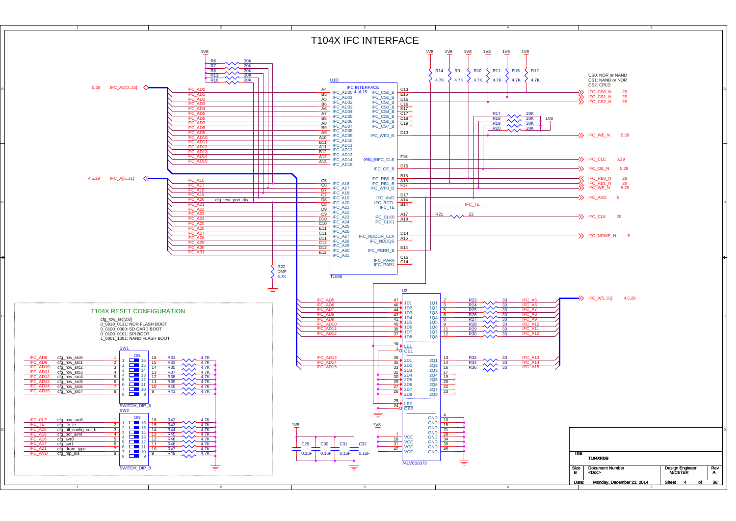# T104X IFC INTERFACE

CS0: NOR or NAND
CS1: NAND or NOR
CS2: CPLD

## T104X RESET CONFIGURATION

cfg_rcw_src[0:8]
0_0010_0111: NOR FLASH BOOT
0_0100_0000: SD CARD BOOT
0_0100_0101: SPI BOOT
1_0001_1001: NAND FLASH BOOT

| Signal | Config | SW1 Pin | Resistor | Value |
|---|---|---|---|---|
| IFC_AD8 | cfg_rcw_src0 | 1/16 | R31 | 4.7K |
| IFC_AD9 | cfg_rcw_src1 | 2/15 | R33 | 4.7K |
| IFC_AD10 | cfg_rcw_src2 | 3/14 | R35 | 4.7K |
| IFC_AD11 | cfg_rcw_src3 | 4/13 | R37 | 4.7K |
| IFC_AD12 | cfg_rcw_src4 | 5/12 | R38 | 4.7K |
| IFC_AD13 | cfg_rcw_src5 | 6/11 | R39 | 4.7K |
| IFC_AD14 | cfg_rcw_src6 | 7/10 | R40 | 4.7K |
| IFC_AD15 | cfg_rcw_src7 | 8/9 | R41 | 4.7K |

| Signal | Config | SW2 Pin | Resistor | Value |
|---|---|---|---|---|
| IFC_CLE | cfg_rcw_src8 | 1/16 | R42 | 4.7K |
| IFC_TE | cfg_ifc_te | 2/15 | R43 | 4.7K |
| IFC_A18 | cfg_pll_config_sel_b | 3/14 | R44 | 4.7K |
| IFC_A19 | cfg_por_ainit | 4/13 | R45 | 4.7K |
| IFC_A16 | cfg_svr0 | 5/12 | R46 | 4.7K |
| IFC_A17 | cfg_svr1 | 6/11 | R48 | 4.7K |
| IFC_A21 | cfg_dram_type | 7/10 | R47 | 4.7K |
| IFC_AVD | cfg_rsp_dis | 8/9 | R49 | 4.7K |

SW1, SW2: SWITCH_DIP_8

U1D (T1040) — IFC INTERFACE 4 of 15

| Pin | Signal | Pin | Signal | Net |
|---|---|---|---|---|
| A4 | IFC_AD00 | C13 | IFC_CS0_B | IFC_CS0_N (29) |
| B5 | IFC_AD01 | E15 | IFC_CS1_B | IFC_CS1_N (29) |
| A5 | IFC_AD02 | D16 | IFC_CS2_B | IFC_CS2_N (29) |
| B6 | IFC_AD03 | C16 | IFC_CS3_B | |
| A6 | IFC_AD04 | E17 | IFC_CS4_B | |
| A7 | IFC_AD05 | C17 | IFC_CS5_B | |
| B8 | IFC_AD06 | D18 | IFC_CS6_B | |
| A8 | IFC_AD07 | C19 | IFC_CS7_B | |
| B9 | IFC_AD08 | D13 | IFC_WE0_B | IFC_WE_N (5,29) |
| A9 | IFC_AD09 | F16 | (WE1_B)IFC_CLE | IFC_CLE (5,29) |
| A10 | IFC_AD10 | D15 | IFC_OE_B | IFC_OE_N (5,29) |
| B11 | IFC_AD11 | B15 | IFC_RB0_B | IFC_RB0_N (29) |
| A11 | IFC_AD12 | A15 | IFC_RB1_B | IFC_RB1_N (29) |
| B12 | IFC_AD13 | F17 | IFC_WP0_B | IFC_WP_N (5,29) |
| A12 | IFC_AD14 | D17 | IFC_AVD | IFC_AVD (5) |
| A13 | IFC_AD15 | A14 | IFC_BCTL | |
| C5 | IFC_A16 | B14 | IFC_TE | IFC_TE |
| C6 | IFC_A17 | A17 | IFC_CLK0 | R21 22 → IFC_CLK (29) |
| D7 | IFC_A18 | A19 | IFC_CLK1 | |
| C7 | IFC_A19 | D14 | IFC_NDDDR_CLK | IFC_NDWE_N (5) |
| D8 | IFC_A20 | A16 | IFC_NDDQS | |
| C8 | IFC_A21 | E14 | IFC_PERR_B | |
| D9 | IFC_A22 | C15 | IFC_PAR0 | |
| C9 | IFC_A23 | C14 | IFC_PAR1 | |
| D10 | IFC_A24 | | | |
| C10 | IFC_A25 | | | |
| E11 | IFC_A26 | | | |
| C11 | IFC_A27 | | | |
| D11 | IFC_A28 | | | |
| C12 | IFC_A29 | | | |
| D12 | IFC_A30 | | | |
| E12 | IFC_A31 | | | |

IFC_AD[0..15] (5,29); IFC_A[5..31] (4,5,29)

Pull-ups: R6, R7, R8, R13, R16 20K to 1V8; R14, R9, R10, R11, R15, R12 4.7K to 1V8; R17, R18, R19, R20 20K to 1V8; R22 4.7K DNP (cfg_test_port_dis, IFC_A20).

U2 (74LVC16373)

| Input | Pin | Pin | Output | Resistor | Net |
|---|---|---|---|---|---|
| IFC_AD5 | 47 (1D1) | 2 (1Q1) | | R23 33 | IFC_A5 |
| IFC_AD6 | 46 (1D2) | 3 (1Q2) | | R24 33 | IFC_A6 |
| IFC_AD7 | 44 (1D3) | 5 (1Q3) | | R25 33 | IFC_A7 |
| IFC_AD8 | 43 (1D4) | 6 (1Q4) | | R26 33 | IFC_A8 |
| IFC_AD9 | 41 (1D5) | 8 (1Q5) | | R27 33 | IFC_A9 |
| IFC_AD10 | 40 (1D6) | 9 (1Q6) | | R28 33 | IFC_A10 |
| IFC_AD11 | 38 (1D7) | 11 (1Q7) | | R29 33 | IFC_A11 |
| IFC_AD12 | 37 (1D8) | 12 (1Q8) | | R30 33 | IFC_A12 |
| IFC_AD13 | 36 (2D1) | 13 (2Q1) | | R32 33 | IFC_A13 |
| IFC_AD14 | 35 (2D2) | 14 (2Q2) | | R34 33 | IFC_A14 |
| IFC_AD15 | 33 (2D3) | 16 (2Q3) | | R36 33 | IFC_A15 |
| | 32 (2D4) | 17 (2Q4) | | | |
| | 30 (2D5) | 19 (2Q5) | | | |
| | 29 (2D6) | 20 (2Q6) | | | |
| | 27 (2D7) | 22 (2Q7) | | | |
| | 26 (2D8) | 23 (2Q8) | | | |

LE1 48, OE1 1, LE2 25, OE2 24; VCC 7, 18, 31, 42 (1V8); GND 4, 10, 15, 21, 28, 34, 39, 45.

C29, C30, C31, C32: 0.1uF (1V8)

IFC_A[5..31] (4,5,29)

| Title | T104XRDB | | |
|---|---|---|---|
| Size | Document Number | Design Engineer | Rev |
| B | <Doc> | MICETEK | A |
| Date: | Monday, December 22, 2014 | Sheet 4 of 38 | |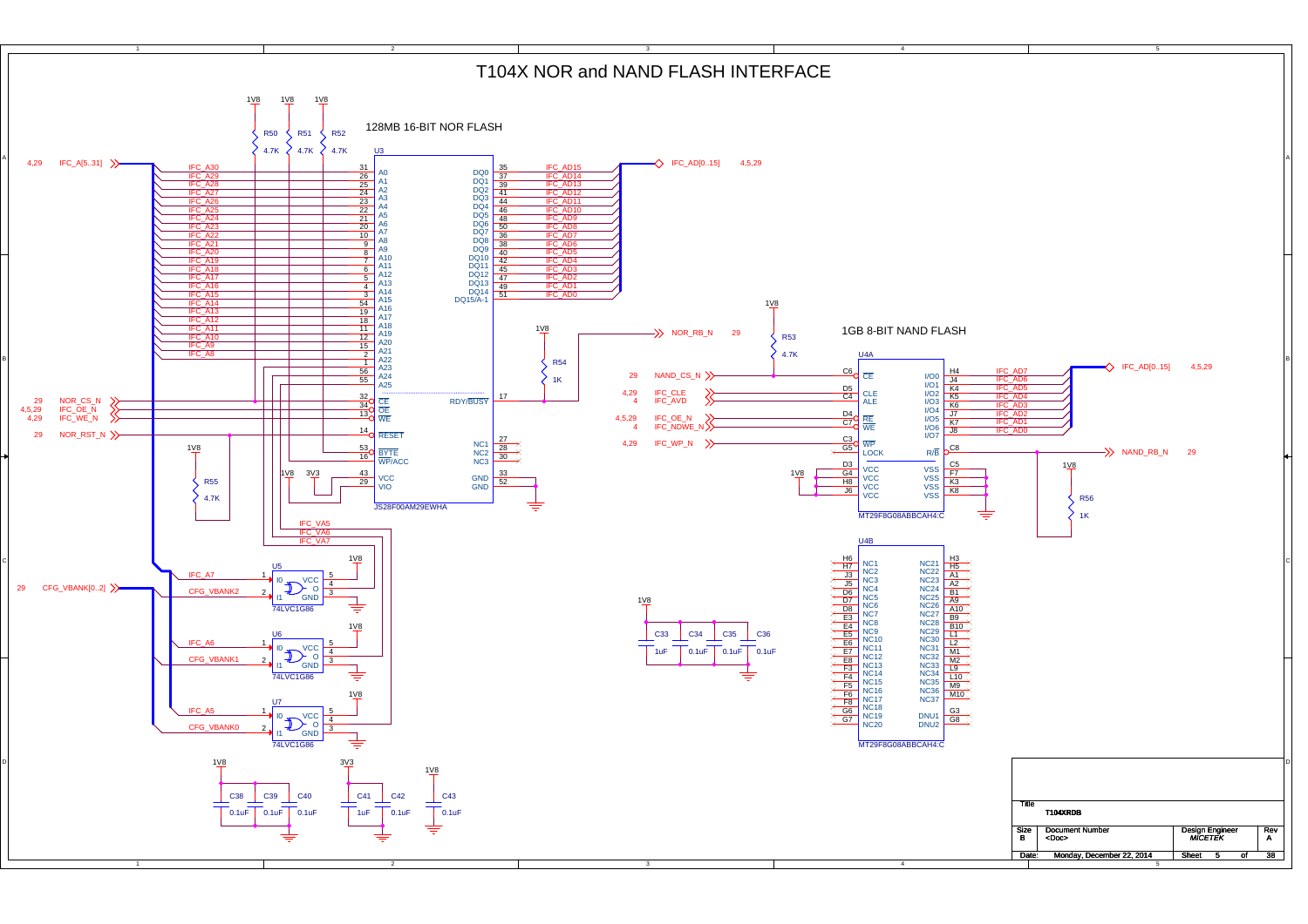# T104X NOR and NAND FLASH INTERFACE

## 128MB 16-BIT NOR FLASH

U3 — JS28F00AM29EWHA

| Signal | Pin | U3 Pin Name |
|---|---|---|
| IFC_A30 | 31 | A0 |
| IFC_A29 | 26 | A1 |
| IFC_A28 | 25 | A2 |
| IFC_A27 | 24 | A3 |
| IFC_A26 | 23 | A4 |
| IFC_A25 | 22 | A5 |
| IFC_A24 | 21 | A6 |
| IFC_A23 | 20 | A7 |
| IFC_A22 | 10 | A8 |
| IFC_A21 | 9 | A9 |
| IFC_A20 | 8 | A10 |
| IFC_A19 | 7 | A11 |
| IFC_A18 | 6 | A12 |
| IFC_A17 | 5 | A13 |
| IFC_A16 | 4 | A14 |
| IFC_A15 | 3 | A15 |
| IFC_A14 | 54 | A16 |
| IFC_A13 | 19 | A17 |
| IFC_A12 | 18 | A18 |
| IFC_A11 | 11 | A19 |
| IFC_A10 | 12 | A20 |
| IFC_A9 | 15 | A21 |
| IFC_A8 | 2 | A22 |
| IFC_VA5 | 1 | A23 |
| IFC_VA6 | 56 | A24 |
| IFC_VA7 | 55 | A25 |
| NOR_CS_N | 32 | CE |
| IFC_OE_N | 34 | OE |
| IFC_WE_N | 13 | WE |
| NOR_RST_N | 14 | RESET |
| (R52 4.7K to 1V8) | 53 | BYTE |
| (R51 4.7K to 1V8) | 16 | WP/ACC |
| 1V8 | 43 | VCC |
| 3V3 | 29 | VIO |

| U3 Pin Name | Pin | Signal |
|---|---|---|
| DQ0 | 35 | IFC_AD15 |
| DQ1 | 37 | IFC_AD14 |
| DQ2 | 39 | IFC_AD13 |
| DQ3 | 41 | IFC_AD12 |
| DQ4 | 44 | IFC_AD11 |
| DQ5 | 46 | IFC_AD10 |
| DQ6 | 48 | IFC_AD9 |
| DQ7 | 50 | IFC_AD8 |
| DQ8 | 36 | IFC_AD7 |
| DQ9 | 38 | IFC_AD6 |
| DQ10 | 40 | IFC_AD5 |
| DQ11 | 42 | IFC_AD4 |
| DQ12 | 45 | IFC_AD3 |
| DQ13 | 47 | IFC_AD2 |
| DQ14 | 49 | IFC_AD1 |
| DQ15/A-1 | 51 | IFC_AD0 |
| RDY/BUSY | 17 | NOR_RB_N (R54 1K to 1V8) |
| NC1 | 27 | |
| NC2 | 28 | |
| NC3 | 30 | |
| GND | 33 | GND |
| GND | 52 | GND |

Off-sheet connectors: IFC_A[5..31] (4,29); IFC_AD[0..15] (4,5,29); NOR_CS_N (29); IFC_OE_N (4,5,29); IFC_WE_N (4,29); NOR_RST_N (29); NOR_RB_N (29); CFG_VBANK[0..2] (29)

Pull-ups: R50 4.7K, R51 4.7K, R52 4.7K to 1V8; R55 4.7K to 1V8; R54 1K to 1V8

### Bank select XOR gates (74LVC1G86)

| Device | I0 (pin 1) | I1 (pin 2) | O (pin 4) | VCC (pin 5) | GND (pin 3) |
|---|---|---|---|---|---|
| U5 | IFC_A7 | CFG_VBANK2 | IFC_VA7 | 1V8 | GND |
| U6 | IFC_A6 | CFG_VBANK1 | IFC_VA6 | 1V8 | GND |
| U7 | IFC_A5 | CFG_VBANK0 | IFC_VA5 | 1V8 | GND |

## 1GB 8-BIT NAND FLASH

U4A — MT29F8G08ABBCAH4:C

| Signal | Pin | U4A Pin Name |
|---|---|---|
| NAND_CS_N (29) | C6 | CE |
| IFC_CLE (4,29) | D5 | CLE |
| IFC_AVD (4) | C4 | ALE |
| IFC_OE_N (4,5,29) | D4 | RE |
| IFC_NDWE_N (4) | C7 | WE |
| IFC_WP_N (29) | C3 | WP |
| | G5 | LOCK |
| 1V8 | D3 | VCC |
| 1V8 | G4 | VCC |
| 1V8 | H8 | VCC |
| 1V8 | J6 | VCC |

| U4A Pin Name | Pin | Signal |
|---|---|---|
| I/O0 | H4 | IFC_AD7 |
| I/O1 | J4 | IFC_AD6 |
| I/O2 | K4 | IFC_AD5 |
| I/O3 | K5 | IFC_AD4 |
| I/O4 | K6 | IFC_AD3 |
| I/O5 | J7 | IFC_AD2 |
| I/O6 | K7 | IFC_AD1 |
| I/O7 | J8 | IFC_AD0 |
| R/B | C8 | NAND_RB_N (29), R56 1K to 1V8 |
| VSS | C5 | GND |
| VSS | F7 | GND |
| VSS | K3 | GND |
| VSS | K8 | GND |

R53 4.7K pull-up to 1V8 on NAND_CS_N. IFC_AD[0..15] (4,5,29)

U4B — MT29F8G08ABBCAH4:C

| Pin | Name | Pin | Name |
|---|---|---|---|
| H6 | NC1 | H3 | NC21 |
| H7 | NC2 | H5 | NC22 |
| J3 | NC3 | A1 | NC23 |
| J5 | NC4 | A2 | NC24 |
| D6 | NC5 | B1 | NC25 |
| D7 | NC6 | A9 | NC26 |
| D8 | NC7 | A10 | NC27 |
| E3 | NC8 | B9 | NC28 |
| E4 | NC9 | B10 | NC29 |
| E5 | NC10 | L1 | NC30 |
| E6 | NC11 | L2 | NC31 |
| E7 | NC12 | M1 | NC32 |
| E8 | NC13 | M2 | NC33 |
| F3 | NC14 | L9 | NC34 |
| F4 | NC15 | L10 | NC35 |
| F5 | NC16 | M9 | NC36 |
| F6 | NC17 | M10 | NC37 |
| F8 | NC18 | G3 | DNU1 |
| G6 | NC19 | G8 | DNU2 |
| G7 | NC20 | | |

### Decoupling capacitors

| Rail | Capacitors |
|---|---|
| 1V8 (NAND) | C33 1uF, C34 0.1uF, C35 0.1uF, C36 0.1uF |
| 1V8 | C38 0.1uF, C39 0.1uF, C40 0.1uF |
| 3V3 | C41 1uF, C42 0.1uF |
| 1V8 | C43 0.1uF |

| Title | T104XRDB | | |
|---|---|---|---|
| Size: B | Document Number: <Doc> | Design Engineer: MICETEK | Rev: A |
| Date: Monday, December 22, 2014 | | Sheet 5 of 38 | |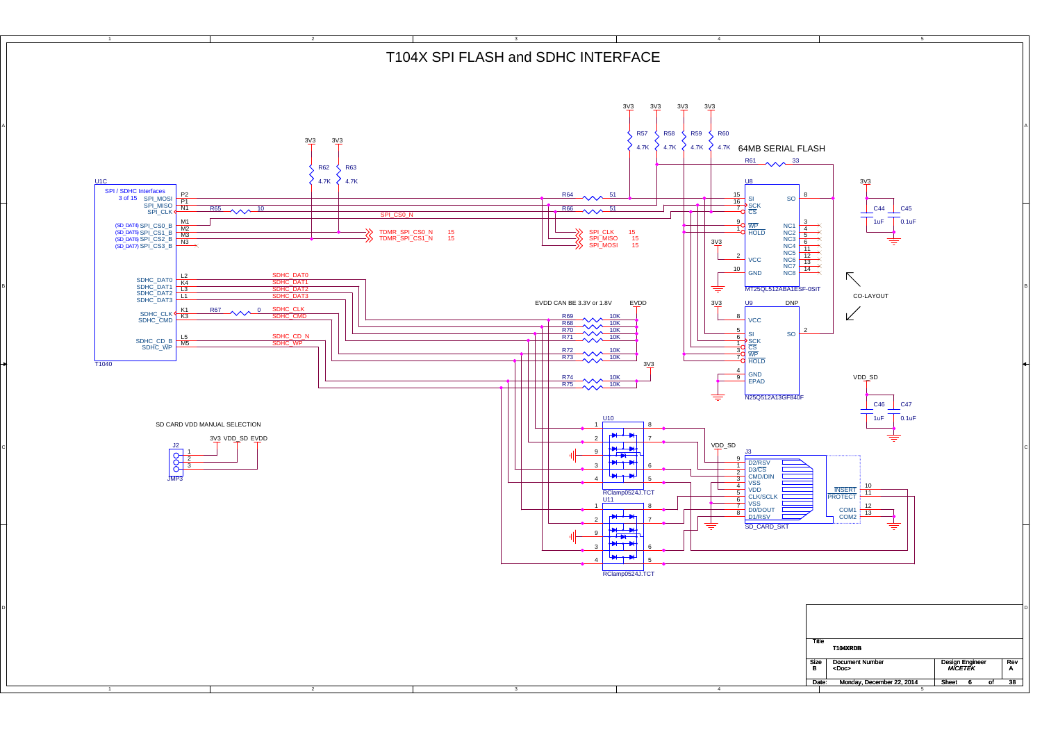# T104X SPI FLASH and SDHC INTERFACE

U1C

SPI / SDHC Interfaces
3 of 15

| Pin | Signal |
|---|---|
| P2 | SPI_MOSI |
| P1 | SPI_MISO |
| N1 | SPI_CLK |
| M1 | (SD_DAT4) SPI_CS0_B |
| M2 | (SD_DAT5) SPI_CS1_B |
| M3 | (SD_DAT6) SPI_CS2_B |
| N3 | (SD_DAT7) SPI_CS3_B |
| L2 | SDHC_DAT0 |
| K4 | SDHC_DAT1 |
| L3 | SDHC_DAT2 |
| L1 | SDHC_DAT3 |
| K1 | SDHC_CLK |
| K3 | SDHC_CMD |
| L5 | SDHC_CD_B |
| M5 | SDHC_WP |

T1040

R62 4.7K, R63 4.7K (3V3)

R65 10, SPI_CS0_N

TDMR_SPI_CS0_N 15
TDMR_SPI_CS1_N 15

R64 51, R66 51

SPI_CLK 15
SPI_MISO 15
SPI_MOSI 15

R57 4.7K, R58 4.7K, R59 4.7K, R60 4.7K (3V3)

R61 33

## 64MB SERIAL FLASH

U8 MT25QL512ABA1ESF-0SIT

| Pin | Signal |
|---|---|
| 15 | SI |
| 16 | SCK |
| 7 | CS |
| 9 | WP |
| 1 | HOLD |
| 2 | VCC |
| 10 | GND |
| 8 | SO |
| 3 | NC1 |
| 4 | NC2 |
| 5 | NC3 |
| 6 | NC4 |
| 11 | NC5 |
| 12 | NC6 |
| 13 | NC7 |
| 14 | NC8 |

C44 1uF, C45 0.1uF (3V3)

CO-LAYOUT

U9 DNP N25Q512A13GF840F

| Pin | Signal |
|---|---|
| 8 | VCC |
| 5 | SI |
| 6 | SCK |
| 1 | CS |
| 3 | WP |
| 7 | HOLD |
| 4 | GND |
| 9 | EPAD |
| 2 | SO |

EVDD CAN BE 3.3V or 1.8V

SDHC_DAT0, SDHC_DAT1, SDHC_DAT2, SDHC_DAT3, SDHC_CLK, SDHC_CMD, SDHC_CD_N, SDHC_WP

R67 0

R69 10K, R68 10K, R70 10K, R71 10K (EVDD)
R72 10K, R73 10K (3V3)
R74 10K, R75 10K (3V3)

U10 RClamp0524J.TCT
U11 RClamp0524J.TCT

SD CARD VDD MANUAL SELECTION

J2 JMP3: 1 – 3V3, 2 – VDD_SD, 3 – EVDD

VDD_SD: C46 1uF, C47 0.1uF

J3 SD_CARD_SKT

| Pin | Signal |
|---|---|
| 9 | D2/RSV |
| 1 | D3/CS |
| 2 | CMD/DIN |
| 3 | VSS |
| 4 | VDD |
| 5 | CLK/SCLK |
| 6 | VSS |
| 7 | D0/DOUT |
| 8 | D1/RSV |
| 10 | INSERT |
| 11 | PROTECT |
| 12 | COM1 |
| 13 | COM2 |

| Title | T104XRDB | | |
|---|---|---|---|
| Size B | Document Number <Doc> | Design Engineer MICETEK | Rev A |
| Date: Monday, December 22, 2014 | | Sheet 6 of 38 | |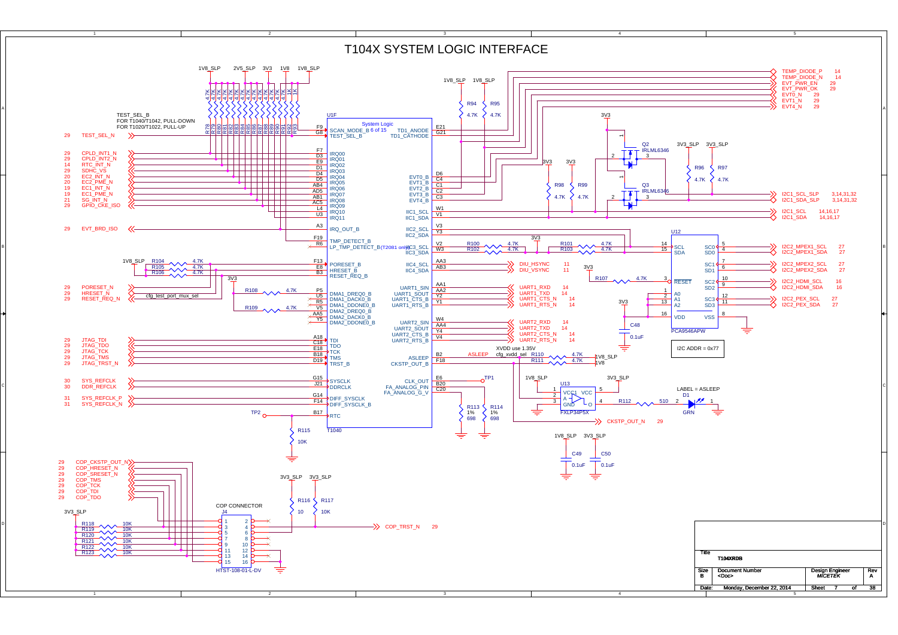# T104X SYSTEM LOGIC INTERFACE

TEST_SEL_B
FOR T1040/T1042, PULL-DOWN
FOR T1020/T1022, PULL-UP

1V8_SLP 2V5_SLP 3V3 1V8 1V8_SLP

R78 R79 R80 R81 R82 R83 R84 R85 R86 R87 R88 R89 R90 R91 R92 R93
4.7K 4.7K 4.7K 4.7K 4.7K 4.7K 4.7K 4.7K 4.7K 4.7K 4.7K 4.7K 4.7K 4.7K 1K 1K

U1F — System Logic 6 of 15 — T1040

| Pin | Signal | | Signal | Pin |
|---|---|---|---|---|
| F9 | SCAN_MODE_B | | TD1_ANODE | E21 |
| G8 | TEST_SEL_B | | TD1_CATHODE | G21 |
| F7 | IRQ00 | | | |
| D3 | IRQ01 | | | |
| E9 | IRQ02 | | | |
| D1 | IRQ03 | | | |
| D4 | IRQ04 | | EVT0_B | D6 |
| D5 | IRQ05 | | EVT1_B | C4 |
| AB4 | IRQ06 | | EVT2_B | C1 |
| AD5 | IRQ07 | | EVT3_B | C2 |
| AB1 | IRQ08 | | EVT4_B | C3 |
| AC5 | IRQ09 | | | |
| L4 | IRQ10 | | IIC1_SCL | W1 |
| U3 | IRQ11 | | IIC1_SDA | V1 |
| A3 | IRQ_OUT_B | | IIC2_SCL | V3 |
| | | | IIC2_SDA | Y3 |
| F19 | TMP_DETECT_B | | | |
| R6 | LP_TMP_DETECT_B(T2081 only) | | IIC3_SCL | V2 |
| | | | IIC3_SDA | W3 |
| F13 | PORESET_B | | IIC4_SCL | AA3 |
| E8 | HRESET_B | | IIC4_SDA | AB3 |
| B3 | RESET_REQ_B | | | |
| P5 | DMA1_DREQ0_B | | UART1_SIN | AA1 |
| U5 | DMA1_DACK0_B | | UART1_SOUT | AA2 |
| R5 | DMA1_DDONE0_B | | UART1_CTS_B | Y2 |
| V5 | DMA2_DREQ0_B | | UART1_RTS_B | Y1 |
| AA5 | DMA2_DACK0_B | | | |
| Y5 | DMA2_DDONE0_B | | UART2_SIN | W4 |
| | | | UART2_SOUT | AA4 |
| | | | UART2_CTS_B | Y4 |
| | | | UART2_RTS_B | V4 |
| A18 | TDI | | | |
| C18 | TDO | | | |
| E18 | TCK | | | |
| B18 | TMS | | ASLEEP | B2 |
| D19 | TRST_B | | CKSTP_OUT_B | F18 |
| G15 | SYSCLK | | CLK_OUT | E6 |
| J21 | DDRCLK | | FA_ANALOG_PIN | B20 |
| G14 | DIFF_SYSCLK | | FA_ANALOG_G_V | C20 |
| F14 | DIFF_SYSCLK_B | | | |
| B17 | RTC | | | |

Left-side signals: 29 TEST_SEL_N; 29 CPLD_INT1_N; 29 CPLD_INT2_N; 14 RTC_INT_N; 29 SDHC_VS; 20 EC2_INT_N; 20 EC2_PME_N; 19 EC1_INT_N; 19 EC1_PME_N; 21 SG_INT_N; 29 GPIO_CKE_ISO; 29 EVT_BRD_ISO; 29 PORESET_N; 29 HRESET_N; 29 RESET_REQ_N; 29 JTAG_TDI; 29 JTAG_TDO; 29 JTAG_TCK; 29 JTAG_TMS; 29 JTAG_TRST_N; 30 SYS_REFCLK; 30 DDR_REFCLK; 31 SYS_REFCLK_P; 31 SYS_REFCLK_N

1V8_SLP R104 4.7K, R105 4.7K, R106 4.7K; 3V3; cfg_test_port_mux_sel; R108 4.7K; R109 4.7K; TP2; R115 10K

Right-side signals: TEMP_DIODE_P 14; TEMP_DIODE_N 14; EVT_PWR_EN 29; EVT_PWR_OK 29; EVT0_N 29; EVT1_N 29; EVT4_N 29

1V8_SLP 1V8_SLP R94 4.7K R95 4.7K; 3V3 3V3 R98 4.7K R99 4.7K

Q2 IRLML6346; Q3 IRLML6346; 3V3_SLP 3V3_SLP R96 4.7K R97 4.7K

I2C1_SCL_SLP 3,14,31,32; I2C1_SDA_SLP 3,14,31,32; I2C1_SCL 14,16,17; I2C1_SDA 14,16,17

R100 4.7K; R102 4.7K; 3V3; R101 4.7K; R103 4.7K

DIU_HSYNC 11; DIU_VSYNC 11; 3V3 R107 4.7K

UART1_RXD 14; UART1_TXD 14; UART1_CTS_N 14; UART1_RTS_N 14; UART2_RXD 14; UART2_TXD 14; UART2_CTS_N 14; UART2_RTS_N 14

XVDD use 1.35V; ASLEEP; cfg_xvdd_sel R110 4.7K 1V8_SLP; R111 4.7K 1V8

U12 PCA9546APW: 14 SCL, 15 SDA, 3 RESET, 1 A0, 2 A1, 13 A2, 16 VDD, 8 VSS; SC0 5, SD0 4, SC1 7, SD1 6, SC2 10, SD2 9, SC3 12, SD3 11

I2C2_MPEX1_SCL 27; I2C2_MPEX1_SDA 27; I2C2_MPEX2_SCL 27; I2C2_MPEX2_SDA 27; I2C2_HDMI_SCL 16; I2C2_HDMI_SDA 16; I2C2_PEX_SCL 27; I2C2_PEX_SDA 27

3V3 C48 0.1uF

I2C ADDR = 0x77

TP1; R113 1% 698; R114 1% 698

1V8_SLP 3V3_SLP U13 FXLP34P5X (VCC1, VCC, A, GND, O); R112 510; LABEL = ASLEEP; D1 GRN; CKSTP_OUT_N 29

1V8_SLP 3V3_SLP C49 0.1uF C50 0.1uF

29 COP_CKSTP_OUT_N; 29 COP_HRESET_N; 29 COP_SRESET_N; 29 COP_TMS; 29 COP_TCK; 29 COP_TDI; 29 COP_TDO

3V3_SLP R118 10K, R119 10K, R120 10K, R121 10K, R122 10K, R123 10K

COP CONNECTOR J4 HTST-108-01-L-DV (pins 1–16)

3V3_SLP 3V3_SLP R116 10 R117 10K; COP_TRST_N 29

| Title | T104XRDB | | |
|---|---|---|---|
| Size B | Document Number <Doc> | Design Engineer MICETEK | Rev A |
| Date: Monday, December 22, 2014 | | Sheet 7 of 38 | |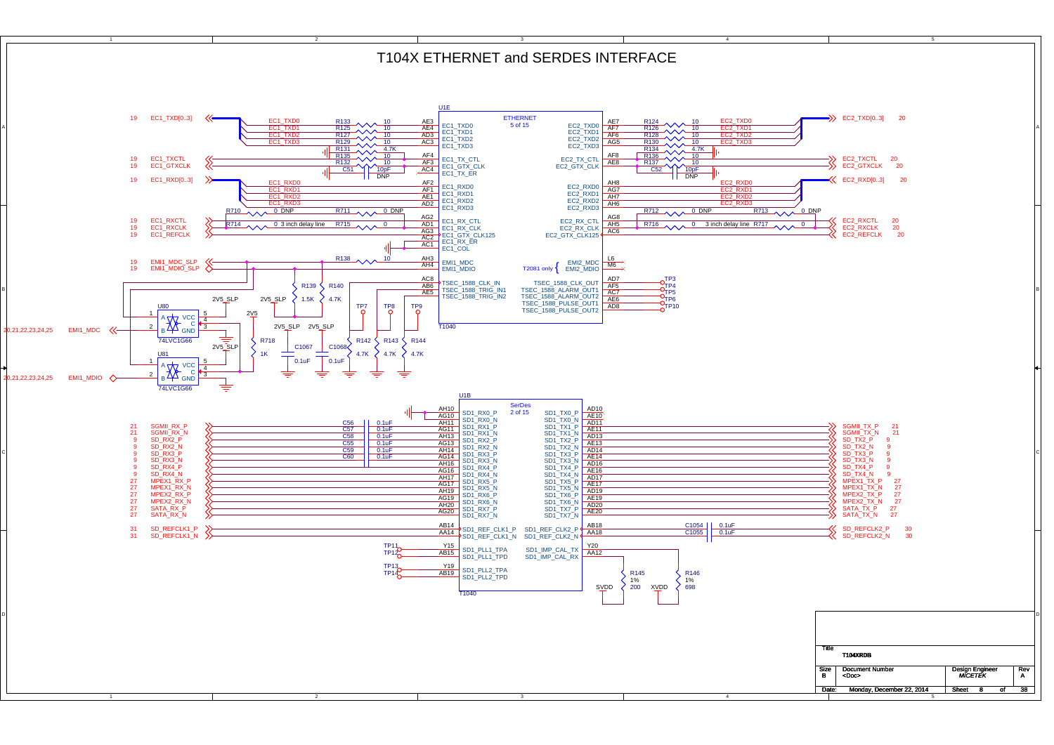# T104X ETHERNET and SERDES INTERFACE

## U1E — ETHERNET (5 of 15) — T1040

| Signal (sheet) | Net | Series Component | Pin | U1E Pin Name |
|---|---|---|---|---|
| EC1_TXD[0..3] (19) | EC1_TXD0 | R133 10 | AE3 | EC1_TXD0 |
| | EC1_TXD1 | R125 10 | AE4 | EC1_TXD1 |
| | EC1_TXD2 | R127 10 | AD3 | EC1_TXD2 |
| | EC1_TXD3 | R129 10 | AC3 | EC1_TXD3 |
| EC1_TXCTL (19) | | R131 4.7K / R135 10 | AF4 | EC1_TX_CTL |
| EC1_GTXCLK (19) | | R132 10, C51 10pF DNP | AF3 | EC1_GTX_CLK |
| | | | AC4 | EC1_TX_ER |
| EC1_RXD[0..3] (19) | EC1_RXD0 | | AF2 | EC1_RXD0 |
| | EC1_RXD1 | | AF1 | EC1_RXD1 |
| | EC1_RXD2 | | AE1 | EC1_RXD2 |
| | EC1_RXD3 | | AD2 | EC1_RXD3 |
| EC1_RXCTL (19) | | R710 0 DNP, R711 0 DNP | AG2 | EC1_RX_CTL |
| EC1_RXCLK (19) | | R714 0 3 inch delay line, R715 0 | AD1 | EC1_RX_CLK |
| EC1_REFCLK (19) | | | AG3 | EC1_GTX_CLK125 |
| | | | AC2 | EC1_RX_ER |
| | | | AC1 | EC1_COL |
| EMI1_MDC_SLP (19) | | R138 10 | AH3 | EMI1_MDC |
| EMI1_MDIO_SLP (19) | | | AH4 | EMI1_MDIO |
| | | R139 1.5K, R140 4.7K (2V5_SLP) | AC8 | TSEC_1588_CLK_IN |
| | | TP7 | AB6 | TSEC_1588_TRIG_IN1 |
| | | TP8 | AE5 | TSEC_1588_TRIG_IN2 |

| U1E Pin Name | Pin | Series Component | Net | Signal (sheet) |
|---|---|---|---|---|
| EC2_TXD0 | AE7 | R124 10 | EC2_TXD0 | EC2_TXD[0..3] (20) |
| EC2_TXD1 | AF7 | R126 10 | EC2_TXD1 | |
| EC2_TXD2 | AF6 | R128 10 | EC2_TXD2 | |
| EC2_TXD3 | AG5 | R130 10 | EC2_TXD3 | |
| EC2_TX_CTL | AF8 | R134 4.7K / R136 10 | | EC2_TXCTL (20) |
| EC2_GTX_CLK | AE8 | R137 10, C52 10pF DNP | | EC2_GTXCLK (20) |
| EC2_RXD0 | AH8 | | EC2_RXD0 | EC2_RXD[0..3] (20) |
| EC2_RXD1 | AG7 | | EC2_RXD1 | |
| EC2_RXD2 | AH7 | | EC2_RXD2 | |
| EC2_RXD3 | AH6 | | EC2_RXD3 | |
| EC2_RX_CTL | AG8 | R712 0 DNP, R713 0 DNP | | EC2_RXCTL (20) |
| EC2_RX_CLK | AH5 | R716 0 3 inch delay line, R717 0 | | EC2_RXCLK (20) |
| EC2_GTX_CLK125 | AC6 | | | EC2_REFCLK (20) |
| EMI2_MDC (T2081 only) | L6 | | | |
| EMI2_MDIO (T2081 only) | M6 | | | |
| TSEC_1588_CLK_OUT | AD7 | | TP3 | |
| TSEC_1588_ALARM_OUT1 | AF5 | | TP4 | |
| TSEC_1588_ALARM_OUT2 | AC7 | | TP5 | |
| TSEC_1588_PULSE_OUT1 | AE6 | | TP6 | |
| TSEC_1588_PULSE_OUT2 | AD8 | | TP10 | |

Level shifters:

- U80 74LVC1G66 (VCC 2V5, pins A1, B2, C4, GND3, VCC5) — EMI1_MDC (20,21,22,23,24,25)
- U81 74LVC1G66 (VCC 2V5_SLP, pins A1, B2, C4, GND3, VCC5) — EMI1_MDIO (20,21,22,23,24,25)
- R718 1K, C1067 0.1uF, C1068 0.1uF, R142 4.7K, R143 4.7K, R144 4.7K, TP9

## U1B — SerDes (2 of 15) — T1040

| Signal (sheet) | Cap | Pin | U1B Pin Name |
|---|---|---|---|
| | | AH10 | SD1_RX0_P |
| | | AG10 | SD1_RX0_N |
| SGMII_RX_P (21) | C56 0.1uF | AH11 | SD1_RX1_P |
| SGMII_RX_N (21) | C57 0.1uF | AG11 | SD1_RX1_N |
| SD_RX2_P (9) | C58 0.1uF | AH13 | SD1_RX2_P |
| SD_RX2_N (9) | C55 0.1uF | AG13 | SD1_RX2_N |
| SD_RX3_P (9) | C59 0.1uF | AH14 | SD1_RX3_P |
| SD_RX3_N (9) | C60 0.1uF | AG14 | SD1_RX3_N |
| SD_RX4_P (9) | | AH16 | SD1_RX4_P |
| SD_RX4_N (9) | | AG16 | SD1_RX4_N |
| MPEX1_RX_P (27) | | AH17 | SD1_RX5_P |
| MPEX1_RX_N (27) | | AG17 | SD1_RX5_N |
| MPEX2_RX_P (27) | | AH19 | SD1_RX6_P |
| MPEX2_RX_N (27) | | AG19 | SD1_RX6_N |
| SATA_RX_P (27) | | AH20 | SD1_RX7_P |
| SATA_RX_N (27) | | AG20 | SD1_RX7_N |
| SD_REFCLK1_P (31) | | AB14 | SD1_REF_CLK1_P |
| SD_REFCLK1_N (31) | | AA14 | SD1_REF_CLK1_N |
| TP11 | | Y15 | SD1_PLL1_TPA |
| TP12 | | AB15 | SD1_PLL1_TPD |
| TP13 | | Y19 | SD1_PLL2_TPA |
| TP14 | | AB19 | SD1_PLL2_TPD |

| U1B Pin Name | Pin | Cap | Signal (sheet) |
|---|---|---|---|
| SD1_TX0_P | AD10 | | |
| SD1_TX0_N | AE10 | | |
| SD1_TX1_P | AD11 | | SGMII_TX_P (21) |
| SD1_TX1_N | AE11 | | SGMII_TX_N (21) |
| SD1_TX2_P | AD13 | | SD_TX2_P (9) |
| SD1_TX2_N | AE13 | | SD_TX2_N (9) |
| SD1_TX3_P | AD14 | | SD_TX3_P (9) |
| SD1_TX3_N | AE14 | | SD_TX3_N (9) |
| SD1_TX4_P | AD16 | | SD_TX4_P (9) |
| SD1_TX4_N | AE16 | | SD_TX4_N (9) |
| SD1_TX5_P | AD17 | | MPEX1_TX_P (27) |
| SD1_TX5_N | AE17 | | MPEX1_TX_N (27) |
| SD1_TX6_P | AD19 | | MPEX2_TX_P (27) |
| SD1_TX6_N | AE19 | | MPEX2_TX_N (27) |
| SD1_TX7_P | AD20 | | SATA_TX_P (27) |
| SD1_TX7_N | AE20 | | SATA_TX_N (27) |
| SD1_REF_CLK2_P | AB18 | C1054 0.1uF | SD_REFCLK2_P (30) |
| SD1_REF_CLK2_N | AA18 | C1055 0.1uF | SD_REFCLK2_N (30) |
| SD1_IMP_CAL_TX | Y20 | R145 1% 200 | SVDD |
| SD1_IMP_CAL_RX | AA12 | R146 1% 698 | XVDD |

| Title | T104XRDB | | |
|---|---|---|---|
| Size | Document Number | Design Engineer | Rev |
| B | <Doc> | MICETEK | A |
| Date: | Monday, December 22, 2014 | Sheet 8 of 38 | |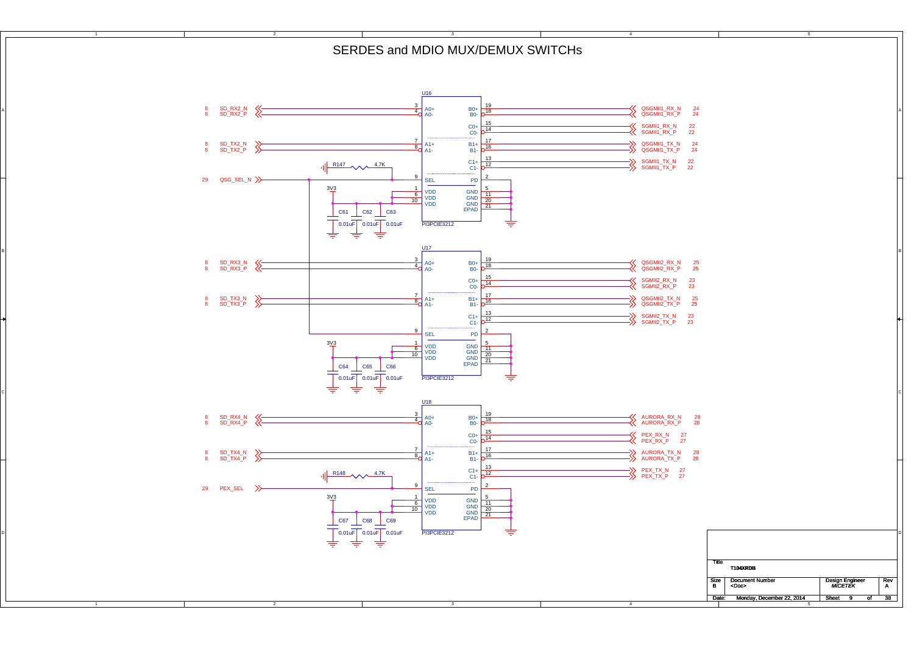# SERDES and MDIO MUX/DEMUX SWITCHs

## U16 (PI3PCIE3212)

| Signal | Sheet | Pin | Pin Name | Pin Name | Pin | Signal | Sheet |
|---|---|---|---|---|---|---|---|
| SD_RX2_N | 8 | 3 | A0+ | B0+ | 19 | QSGMII1_RX_N | 24 |
| SD_RX2_P | 8 | 4 | A0- | B0- | 18 | QSGMII1_RX_P | 24 |
| | | | | C0+ | 15 | SGMII1_RX_N | 22 |
| | | | | C0- | 14 | SGMII1_RX_P | 22 |
| SD_TX2_N | 8 | 7 | A1+ | B1+ | 17 | QSGMII1_TX_N | 24 |
| SD_TX2_P | 8 | 8 | A1- | B1- | 16 | QSGMII1_TX_P | 24 |
| | | | | C1+ | 13 | SGMII1_TX_N | 22 |
| | | | | C1- | 12 | SGMII1_TX_P | 22 |
| QSG_SEL_N | 29 | 9 | SEL | PD | 2 | | |
| 3V3 | | 1 | VDD | GND | 5 | | |
| 3V3 | | 6 | VDD | GND | 11 | | |
| 3V3 | | 10 | VDD | GND | 20 | | |
| | | | | EPAD | 21 | | |

R147 4.7K; C61 0.01uF, C62 0.01uF, C63 0.01uF

## U17 (PI3PCIE3212)

| Signal | Sheet | Pin | Pin Name | Pin Name | Pin | Signal | Sheet |
|---|---|---|---|---|---|---|---|
| SD_RX3_N | 8 | 3 | A0+ | B0+ | 19 | QSGMII2_RX_N | 25 |
| SD_RX3_P | 8 | 4 | A0- | B0- | 18 | QSGMII2_RX_P | 25 |
| | | | | C0+ | 15 | SGMII2_RX_N | 23 |
| | | | | C0- | 14 | SGMII2_RX_P | 23 |
| SD_TX3_N | 8 | 7 | A1+ | B1+ | 17 | QSGMII2_TX_N | 25 |
| SD_TX3_P | 8 | 8 | A1- | B1- | 16 | QSGMII2_TX_P | 25 |
| | | | | C1+ | 13 | SGMII2_TX_N | 23 |
| | | | | C1- | 12 | SGMII2_TX_P | 23 |
| (QSG_SEL_N) | | 9 | SEL | PD | 2 | | |
| 3V3 | | 1 | VDD | GND | 5 | | |
| 3V3 | | 6 | VDD | GND | 11 | | |
| 3V3 | | 10 | VDD | GND | 20 | | |
| | | | | EPAD | 21 | | |

C64 0.01uF, C65 0.01uF, C66 0.01uF

## U18 (PI3PCIE3212)

| Signal | Sheet | Pin | Pin Name | Pin Name | Pin | Signal | Sheet |
|---|---|---|---|---|---|---|---|
| SD_RX4_N | 8 | 3 | A0+ | B0+ | 19 | AURORA_RX_N | 28 |
| SD_RX4_P | 8 | 4 | A0- | B0- | 18 | AURORA_RX_P | 28 |
| | | | | C0+ | 15 | PEX_RX_N | 27 |
| | | | | C0- | 14 | PEX_RX_P | 27 |
| SD_TX4_N | 8 | 7 | A1+ | B1+ | 17 | AURORA_TX_N | 28 |
| SD_TX4_P | 8 | 8 | A1- | B1- | 16 | AURORA_TX_P | 28 |
| | | | | C1+ | 13 | PEX_TX_N | 27 |
| | | | | C1- | 12 | PEX_TX_P | 27 |
| PEX_SEL | 29 | 9 | SEL | PD | 2 | | |
| 3V3 | | 1 | VDD | GND | 5 | | |
| 3V3 | | 6 | VDD | GND | 11 | | |
| 3V3 | | 10 | VDD | GND | 20 | | |
| | | | | EPAD | 21 | | |

R148 4.7K; C67 0.01uF, C68 0.01uF, C69 0.01uF

| Title | T104XRDB | | |
|---|---|---|---|
| Size: B | Document Number: <Doc> | Design Engineer: MICETEK | Rev: A |
| Date: Monday, December 22, 2014 | | Sheet 9 of 38 | |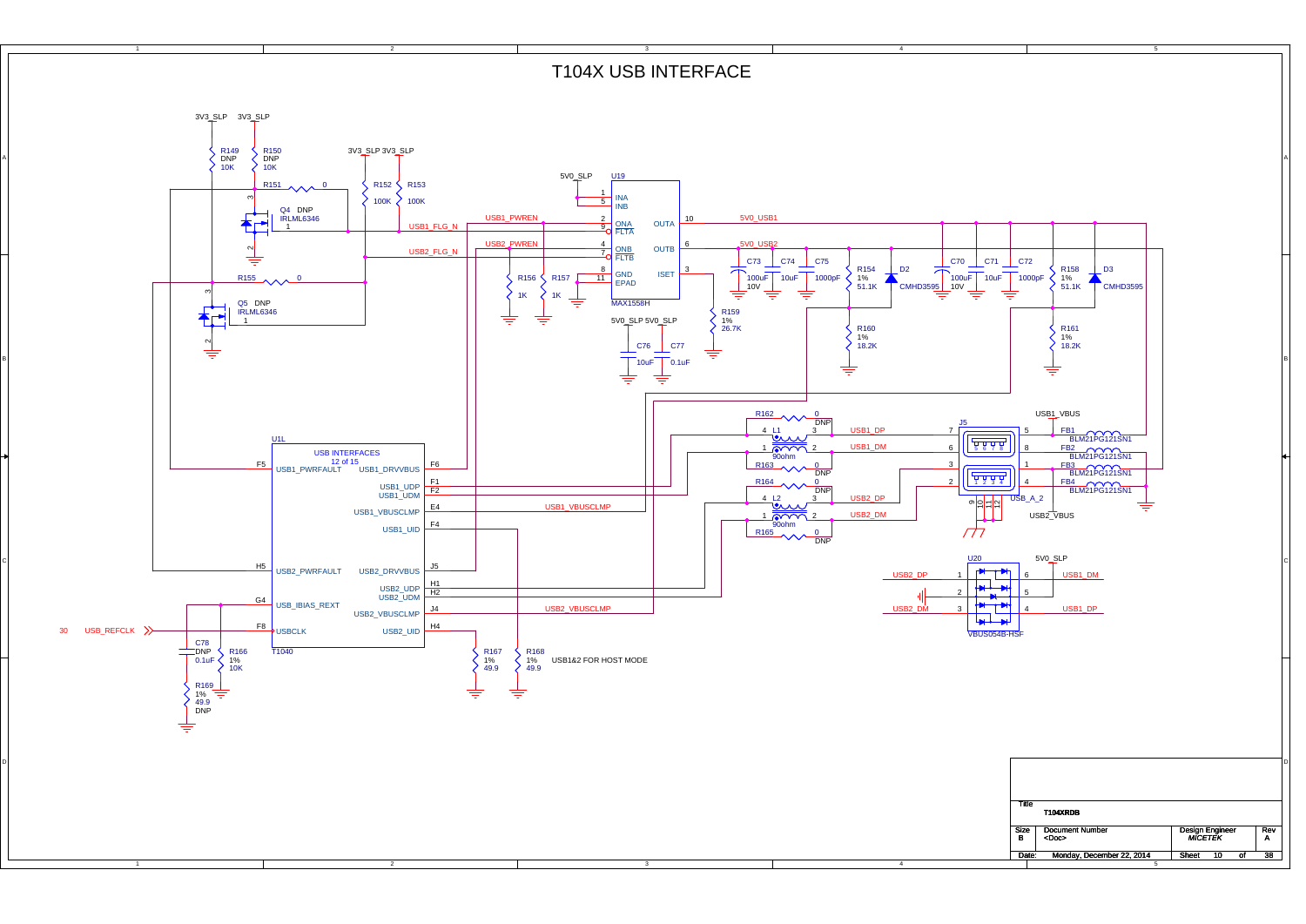# T104X USB INTERFACE

3V3_SLP 3V3_SLP

R149 DNP 10K

R150 DNP 10K

R151 0

Q4 DNP IRLML6346

3V3_SLP 3V3_SLP

R152 100K

R153 100K

R155 0

Q5 DNP IRLML6346

5V0_SLP

U19

INA
INB
ONA
FLTA
ONB
FLTB
GND
EPAD
OUTA
OUTB
ISET

MAX1558H

USB1_PWREN

USB1_FLG_N

USB2_PWREN

USB2_FLG_N

R156 1K

R157 1K

5V0_USB1

5V0_USB2

C73 100uF 10V

C74 10uF

C75 1000pF

R154 1% 51.1K

D2 CMHD3595

C70 100uF 10V

C71 10uF

C72 1000pF

R158 1% 51.1K

D3 CMHD3595

R159 1% 26.7K

5V0_SLP 5V0_SLP

C76 10uF

C77 0.1uF

R160 1% 18.2K

R161 1% 18.2K

U1L

USB INTERFACES
12 of 15

USB1_PWRFAULT
USB1_DRVVBUS
USB1_UDP
USB1_UDM
USB1_VBUSCLMP
USB1_UID
USB2_PWRFAULT
USB2_DRVVBUS
USB2_UDP
USB2_UDM
USB_IBIAS_REXT
USB2_VBUSCLMP
USBCLK
USB2_UID

T1040

USB1_VBUSCLMP

USB2_VBUSCLMP

30 USB_REFCLK

R162 0 DNP

L1 90ohm

R163 0 DNP

R164 0 DNP

L2 90ohm

R165 0 DNP

USB1_DP

USB1_DM

USB2_DP

USB2_DM

J5

USB_A_2

USB1_VBUS

USB2_VBUS

FB1 BLM21PG121SN1

FB2 BLM21PG121SN1

FB3 BLM21PG121SN1

FB4 BLM21PG121SN1

U20

VBUS054B-HSF

5V0_SLP

USB2_DP

USB2_DM

USB1_DM

USB1_DP

C78 DNP 0.1uF

R166 1% 10K

R169 1% 49.9 DNP

R167 1% 49.9

R168 1% 49.9

USB1&2 FOR HOST MODE

| Title | T104XRDB | | |
|---|---|---|---|
| Size B | Document Number <Doc> | Design Engineer MICETEK | Rev A |
| Date: | Monday, December 22, 2014 | Sheet 10 of 38 | |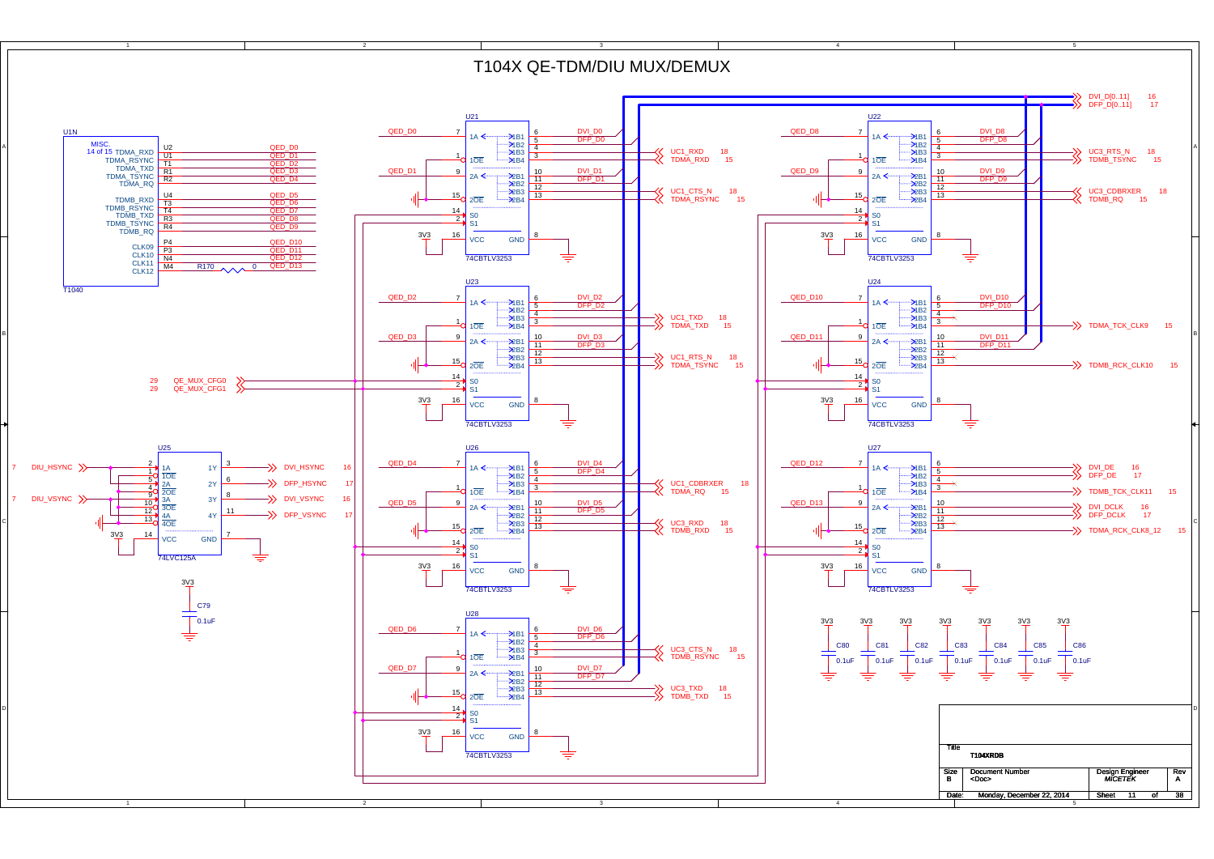# T104X QE-TDM/DIU MUX/DEMUX

## U1N — T1040 (MISC., 14 of 15)

| Signal | Pin | Net |
|---|---|---|
| TDMA_RXD | U2 | QED_D0 |
| TDMA_RSYNC | U1 | QED_D1 |
| TDMA_TXD | T1 | QED_D2 |
| TDMA_TSYNC | R1 | QED_D3 |
| TDMA_RQ | R2 | QED_D4 |
| TDMB_RXD | U4 | QED_D5 |
| TDMB_RSYNC | T3 | QED_D6 |
| TDMB_TXD | T4 | QED_D7 |
| TDMB_TSYNC | R3 | QED_D8 |
| TDMB_RQ | R4 | QED_D9 |
| CLK09 | P4 | QED_D10 |
| CLK10 | P3 | QED_D11 |
| CLK11 | N4 | QED_D12 |
| CLK12 | M4 | R170 0 — QED_D13 |

QE_MUX_CFG0 (29), QE_MUX_CFG1 (29) → S0/S1 of all 74CBTLV3253 muxes.

## 74CBTLV3253 Muxes (VCC pin 16 = 3V3, GND pin 8, 1OE pin 1, 2OE pin 15, S0 pin 14, S1 pin 2)

| Ref | 1A (7) | 1B1 (6) | 1B2 (5) | 1B3 (4) | 1B4 (3) | 2A (9) | 2B1 (10) | 2B2 (11) | 2B3 (12) | 2B4 (13) |
|---|---|---|---|---|---|---|---|---|---|---|
| U21 | QED_D0 | DVI_D0 | DFP_D0 | UC1_RXD 18 | TDMA_RXD 15 | QED_D1 | DVI_D1 | DFP_D1 | UC1_CTS_N 18 | TDMA_RSYNC 15 |
| U22 | QED_D8 | DVI_D8 | DFP_D8 | UC3_RTS_N 18 | TDMB_TSYNC 15 | QED_D9 | DVI_D9 | DFP_D9 | UC3_CDBRXER 18 | TDMB_RQ 15 |
| U23 | QED_D2 | DVI_D2 | DFP_D2 | UC1_TXD 18 | TDMA_TXD 15 | QED_D3 | DVI_D3 | DFP_D3 | UC1_RTS_N 18 | TDMA_TSYNC 15 |
| U24 | QED_D10 | DVI_D10 | DFP_D10 | NC | TDMA_TCK_CLK9 15 | QED_D11 | DVI_D11 | DFP_D11 | NC | TDMB_RCK_CLK10 15 |
| U26 | QED_D4 | DVI_D4 | DFP_D4 | UC1_CDBRXER 18 | TDMA_RQ 15 | QED_D5 | DVI_D5 | DFP_D5 | UC3_RXD 18 | TDMB_RXD 15 |
| U27 | QED_D12 | DVI_DE 16 | DFP_DE 17 | NC | TDMB_TCK_CLK11 15 | QED_D13 | DVI_DCLK 16 | DFP_DCLK 17 | NC | TDMA_RCK_CLK8_12 15 |
| U28 | QED_D6 | DVI_D6 | DFP_D6 | UC3_CTS_N 18 | TDMB_RSYNC 15 | QED_D7 | DVI_D7 | DFP_D7 | UC3_TXD 18 | TDMB_TXD 15 |

Buses: DVI_D[0..11] (16), DFP_D[0..11] (17)

## U25 — 74LVC125A (VCC pin 14 = 3V3, GND pin 7)

| Input | Pin | Output | Pin | Net |
|---|---|---|---|---|
| 1A (DIU_HSYNC, 7) | 2 | 1Y | 3 | DVI_HSYNC 16 |
| 2A (DIU_HSYNC) | 5 | 2Y | 6 | DFP_HSYNC 17 |
| 3A (DIU_VSYNC, 7) | 10 | 3Y | 8 | DVI_VSYNC 16 |
| 4A (DIU_VSYNC) | 12 | 4Y | 11 | DFP_VSYNC 17 |

1OE pin 1, 2OE pin 4, 3OE pin 9, 4OE pin 13.

## Decoupling

C79 0.1uF (3V3); C80, C81, C82, C83, C84, C85, C86 — 0.1uF (3V3)

| Title | T104XRDB |
|---|---|
| Size | B |
| Document Number | <Doc> |
| Design Engineer | MICETEK |
| Rev | A |
| Date | Monday, December 22, 2014 |
| Sheet | 11 of 38 |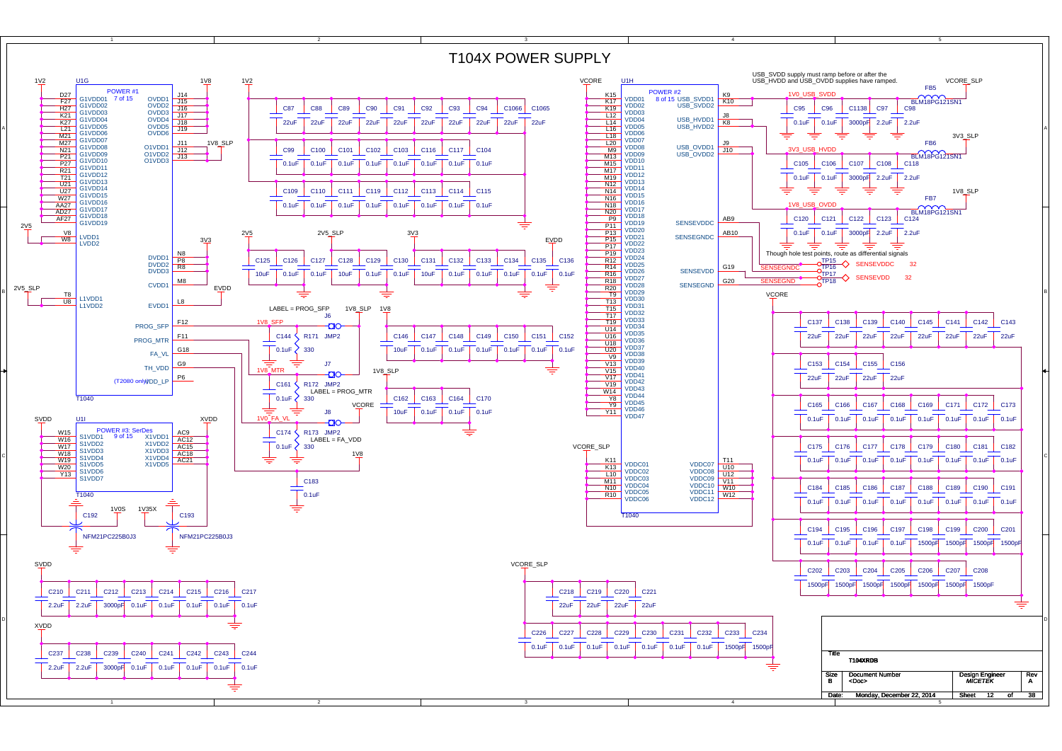# T104X POWER SUPPLY

USB_SVDD supply must ramp before or after the USB_HVDD and USB_OVDD supplies have ramped.

Though hole test points, route as differential signals

## U1G — POWER #1 (7 of 15) — T1040

| Pin | Signal | Pin | Signal |
|---|---|---|---|
| D27 | G1VDD01 | J14 | OVDD1 |
| F27 | G1VDD02 | J15 | OVDD2 |
| H27 | G1VDD03 | J16 | OVDD3 |
| K21 | G1VDD04 | J17 | OVDD4 |
| K27 | G1VDD05 | J18 | OVDD5 |
| L21 | G1VDD06 | J19 | OVDD6 |
| M21 | G1VDD07 | J11 | O1VDD1 |
| M27 | G1VDD08 | J12 | O1VDD2 |
| N21 | G1VDD09 | J13 | O1VDD3 |
| P21 | G1VDD10 | N8 | DVDD1 |
| P27 | G1VDD11 | P8 | DVDD2 |
| R21 | G1VDD12 | R8 | DVDD3 |
| T21 | G1VDD13 | M8 | CVDD1 |
| U21 | G1VDD14 | L8 | EVDD1 |
| U27 | G1VDD15 | F12 | PROG_SFP |
| W27 | G1VDD16 | F11 | PROG_MTR |
| AA27 | G1VDD17 | G18 | FA_VL |
| AD27 | G1VDD18 | G9 | TH_VDD |
| AF27 | G1VDD19 | P6 | (T2080 only)VDD_LP |
| V8 | LVDD1 | | |
| W8 | LVDD2 | | |
| T8 | L1VDD1 | | |
| U8 | L1VDD2 | | |

Rails: 1V2, 1V8, 1V8_SLP, 2V5, 3V3, 2V5_SLP, EVDD

## U1I — POWER #3: SerDes (9 of 15) — T1040

| Pin | Signal | Pin | Signal |
|---|---|---|---|
| W15 | S1VDD1 | AC9 | X1VDD1 |
| W16 | S1VDD2 | AC12 | X1VDD2 |
| W17 | S1VDD3 | AC15 | X1VDD3 |
| W18 | S1VDD4 | AC18 | X1VDD4 |
| W19 | S1VDD5 | AC21 | X1VDD5 |
| W20 | S1VDD6 | | |
| Y13 | S1VDD7 | | |

Rails: SVDD, XVDD; filters C192 / C193 NFM21PC225B0J3 (1V0S, 1V35X)

## U1H — POWER #2 (8 of 15) — T1040

| Pin | Signal | Pin | Signal |
|---|---|---|---|
| K15 | VDD01 | K9 | USB_SVDD1 |
| K17 | VDD02 | K10 | USB_SVDD2 |
| K19 | VDD03 | J8 | USB_HVDD1 |
| L12 | VDD04 | K8 | USB_HVDD2 |
| L14 | VDD05 | J9 | USB_OVDD1 |
| L16 | VDD06 | J10 | USB_OVDD2 |
| L18 | VDD07 | AB9 | SENSEVDDC |
| L20 | VDD08 | AB10 | SENSEGNDC |
| M9 | VDD09 | G19 | SENSEVDD |
| M13 | VDD10 | G20 | SENSEGND |
| M15 | VDD11 | T11 | VDDC07 |
| M17 | VDD12 | U10 | VDDC08 |
| M19 | VDD13 | U12 | VDDC09 |
| N12 | VDD14 | V11 | VDDC10 |
| N14 | VDD15 | W10 | VDDC11 |
| N16 | VDD16 | W12 | VDDC12 |
| N18 | VDD17 | K11 | VDDC01 |
| N20 | VDD18 | K13 | VDDC02 |
| P9 | VDD19 | L10 | VDDC03 |
| P11 | VDD20 | M11 | VDDC04 |
| P13 | VDD21 | N10 | VDDC05 |
| P15 | VDD22 | R10 | VDDC06 |
| P17 | VDD23 | | |
| P19 | VDD24 | | |
| R12 | VDD25 | | |
| R14 | VDD26 | | |
| R16 | VDD27 | | |
| R18 | VDD28 | | |
| R20 | VDD29 | | |
| T9 | VDD30 | | |
| T13 | VDD31 | | |
| T15 | VDD32 | | |
| T17 | VDD33 | | |
| T19 | VDD34 | | |
| U14 | VDD35 | | |
| U16 | VDD36 | | |
| U18 | VDD37 | | |
| U20 | VDD38 | | |
| V9 | VDD39 | | |
| V13 | VDD40 | | |
| V15 | VDD41 | | |
| V17 | VDD42 | | |
| V19 | VDD43 | | |
| W14 | VDD44 | | |
| Y8 | VDD45 | | |
| Y9 | VDD46 | | |
| Y11 | VDD47 | | |

Rails: VCORE, VCORE_SLP

## USB supplies

- 1V0_USB_SVDD — FB5 BLM18PG121SN1 from VCORE_SLP; C95 0.1uF, C96 0.1uF, C1138 3000pF, C97 2.2uF, C98 2.2uF
- 3V3_USB_HVDD — FB6 BLM18PG121SN1 from 3V3_SLP; C105 0.1uF, C106 0.1uF, C107 3000pF, C108 2.2uF, C118 2.2uF
- 1V8_USB_OVDD — FB7 BLM18PG121SN1 from 1V8_SLP; C120 0.1uF, C121 0.1uF, C122 3000pF, C123 2.2uF, C124 2.2uF

Test points: TP15 SENSEVDDC, TP16 SENSEGNDC (32); TP17 SENSEVDD, TP18 SENSEGND (32)

## Fuse programming

- J6 JMP2, LABEL = PROG_SFP: 1V8_SFP, 1V8_SLP, 1V8; C144 0.1uF, R171 330
- J7 JMP2, LABEL = PROG_MTR: 1V8_MTR; C161 0.1uF, R172 330
- J8 JMP2, LABEL = FA_VDD: 1V0_FA_VL, VCORE, 1V8; C174 0.1uF, R173 330
- C183 0.1uF

## Decoupling capacitors

| Rail | Capacitors |
|---|---|
| 1V2 | C87, C88, C89, C90, C91, C92, C93, C94, C1066, C1065: 22uF; C99, C100, C101, C102, C103, C116, C117, C104: 0.1uF; C109, C110, C111, C119, C112, C113, C114, C115: 0.1uF |
| 2V5 / 2V5_SLP / 3V3 / EVDD | C125 10uF, C126 0.1uF, C127 0.1uF, C128 10uF, C129 0.1uF, C130 0.1uF, C131 10uF, C132 0.1uF, C133 0.1uF, C134 0.1uF, C135 0.1uF, C136 0.1uF |
| 1V8 | C146 10uF, C147 0.1uF, C148 0.1uF, C149 0.1uF, C150 0.1uF, C151 0.1uF, C152 0.1uF |
| 1V8_SLP | C162 10uF, C163 0.1uF, C164 0.1uF, C170 0.1uF |
| VCORE | C137, C138, C139, C140, C145, C141, C142, C143: 22uF; C153, C154, C155, C156: 22uF; C165–C173: 0.1uF; C175–C182: 0.1uF; C184–C191: 0.1uF; C194, C195, C196, C197: 0.1uF; C198, C199, C200, C201: 1500pF; C202–C208: 1500pF |
| SVDD | C210 2.2uF, C211 2.2uF, C212 3000pF, C213 0.1uF, C214 0.1uF, C215 0.1uF, C216 0.1uF, C217 0.1uF |
| XVDD | C237 2.2uF, C238 2.2uF, C239 3000pF, C240 0.1uF, C241 0.1uF, C242 0.1uF, C243 0.1uF, C244 0.1uF |
| VCORE_SLP | C218, C219, C220, C221: 22uF; C226–C232: 0.1uF; C233 1500pF, C234 1500pF |

| Title | T104XRDB | | |
|---|---|---|---|
| Size | Document Number | Design Engineer | Rev |
| B | <Doc> | MICETEK | A |
| Date: | Monday, December 22, 2014 | Sheet 12 of 38 | |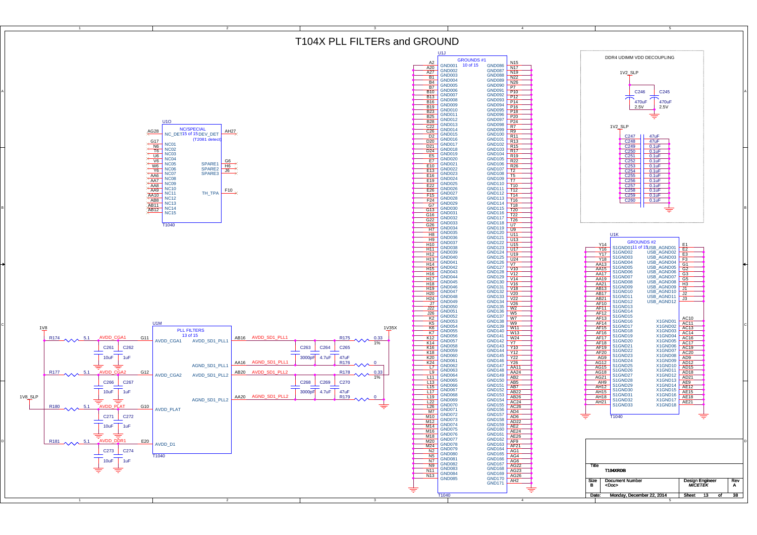# T104X PLL FILTERs and GROUND

## U1O — NC/SPECIAL (15 of 15), T1040

| Pin | Signal |
| --- | --- |
| AG28 | NC_DET |
| AH27 | DEV_DET (T2081 detect) |
| G17 | NC01 |
| N6 | NC02 |
| T6 | NC03 |
| U6 | NC04 |
| V6 | NC05 |
| W6 | NC06 |
| Y6 | NC07 |
| AA6 | NC08 |
| AA7 | NC09 |
| AA8 | NC10 |
| AA9 | NC11 |
| AA10 | NC12 |
| AB8 | NC13 |
| AB11 | NC14 |
| AB12 | NC15 |
| G6 | SPARE1 |
| H6 | SPARE2 |
| J6 | SPARE3 |
| F10 | TH_TPA |

## U1M — PLL FILTERS (13 of 15), T1040

| Pin | Signal | Net |
| --- | --- | --- |
| G11 | AVDD_CGA1 | AVDD_CGA1 (1V8 via R174 5.1; C261 10uF, C262 1uF) |
| G12 | AVDD_CGA2 | AVDD_CGA2 (1V8 via R177 5.1; C266 10uF, C267 1uF) |
| G10 | AVDD_PLAT | AVDD_PLAT (1V8_SLP via R180 5.1; C271 10uF, C272 1uF) |
| E20 | AVDD_D1 | AVDD_DDR1 (1V8_SLP via R181 5.1; C273 10uF, C274 1uF) |
| AB16 | AVDD_SD1_PLL1 | AVDD_SD1_PLL1 (1V35X via R175 0.33 1%; C263 3000pF, C264 4.7uF, C265 47uF) |
| AA16 | AGND_SD1_PLL1 | AGND_SD1_PLL1 (R176 0) |
| AB20 | AVDD_SD1_PLL2 | AVDD_SD1_PLL2 (1V35X via R178 0.33 1%; C268 3000pF, C269 4.7uF, C270 47uF) |
| AA20 | AGND_SD1_PLL2 | AGND_SD1_PLL2 (R179 0) |

## U1J — GROUNDS #1 (10 of 15), T1040

| Pin | Signal | Pin | Signal |
| --- | --- | --- | --- |
| A2 | GND001 | N15 | GND086 |
| A20 | GND002 | N17 | GND087 |
| A27 | GND003 | N19 | GND088 |
| B1 | GND004 | N22 | GND089 |
| B4 | GND005 | N26 | GND090 |
| B7 | GND006 | P7 | GND091 |
| B10 | GND007 | P10 | GND092 |
| B13 | GND008 | P12 | GND093 |
| B16 | GND009 | P14 | GND094 |
| B19 | GND010 | P16 | GND095 |
| B23 | GND011 | P18 | GND096 |
| B25 | GND012 | P20 | GND097 |
| B28 | GND013 | P24 | GND098 |
| C22 | GND014 | R7 | GND099 |
| C26 | GND015 | R9 | GND100 |
| D2 | GND016 | R11 | GND101 |
| D20 | GND017 | R13 | GND102 |
| D21 | GND018 | R15 | GND103 |
| D24 | GND019 | R17 | GND104 |
| E5 | GND020 | R19 | GND105 |
| E7 | GND021 | R22 | GND106 |
| E10 | GND022 | R26 | GND107 |
| E13 | GND023 | T2 | GND108 |
| E16 | GND024 | T5 | GND109 |
| E19 | GND025 | T7 | GND110 |
| E22 | GND026 | T10 | GND111 |
| E26 | GND027 | T12 | GND112 |
| F15 | GND028 | T14 | GND113 |
| F24 | GND029 | T16 | GND114 |
| G7 | GND030 | T18 | GND115 |
| G13 | GND031 | T20 | GND116 |
| G16 | GND032 | T22 | GND117 |
| G22 | GND033 | T26 | GND118 |
| G26 | GND034 | U7 | GND119 |
| H7 | GND035 | U9 | GND120 |
| H8 | GND036 | U11 | GND121 |
| H9 | GND037 | U13 | GND122 |
| H10 | GND038 | U15 | GND123 |
| H11 | GND039 | U17 | GND124 |
| H12 | GND040 | U19 | GND125 |
| H13 | GND041 | U24 | GND126 |
| H14 | GND042 | V7 | GND127 |
| H15 | GND043 | V10 | GND128 |
| H16 | GND044 | V12 | GND129 |
| H17 | GND045 | V14 | GND130 |
| H18 | GND046 | V16 | GND131 |
| H19 | GND047 | V18 | GND132 |
| H20 | GND048 | V20 | GND133 |
| H24 | GND049 | V22 | GND134 |
| J7 | GND050 | V26 | GND135 |
| J22 | GND051 | W2 | GND136 |
| J26 | GND052 | W5 | GND137 |
| K2 | GND053 | W7 | GND138 |
| K5 | GND054 | W9 | GND139 |
| K6 | GND055 | W11 | GND140 |
| K7 | GND056 | W13 | GND141 |
| K12 | GND057 | W24 | GND142 |
| K14 | GND058 | Y7 | GND143 |
| K16 | GND059 | Y10 | GND144 |
| K18 | GND060 | Y12 | GND145 |
| K20 | GND061 | Y22 | GND146 |
| K24 | GND062 | Y26 | GND147 |
| L7 | GND063 | AA11 | GND148 |
| L9 | GND064 | AA24 | GND149 |
| L11 | GND065 | AB2 | GND150 |
| L13 | GND066 | AB5 | GND151 |
| L15 | GND067 | AB7 | GND152 |
| L17 | GND068 | AB22 | GND153 |
| L19 | GND069 | AB26 | GND154 |
| L22 | GND070 | AC24 | GND155 |
| L26 | GND071 | AC26 | GND156 |
| M7 | GND072 | AD4 | GND157 |
| M10 | GND073 | AD6 | GND158 |
| M12 | GND074 | AD22 | GND159 |
| M14 | GND075 | AE2 | GND160 |
| M16 | GND076 | AE24 | GND161 |
| M18 | GND077 | AE26 | GND162 |
| M20 | GND078 | AF9 | GND163 |
| M24 | GND079 | AF21 | GND164 |
| N2 | GND080 | AG1 | GND165 |
| N5 | GND081 | AG4 | GND166 |
| N7 | GND082 | AG6 | GND167 |
| N9 | GND083 | AG22 | GND168 |
| N11 | GND084 | AG23 | GND169 |
| N13 | GND085 | AG26 | GND170 |
| | | AH2 | GND171 |

## DDR4 UDIMM VDD DECOUPLING

1V2_SLP: C246 470uF 2.5V, C245 470uF 2.5V

1V2_SLP:

| Capacitor | Value |
| --- | --- |
| C247 | 47uF |
| C248 | 47uF |
| C249 | 0.1uF |
| C250 | 0.1uF |
| C251 | 0.1uF |
| C252 | 0.1uF |
| C253 | 0.1uF |
| C254 | 0.1uF |
| C255 | 0.1uF |
| C256 | 0.1uF |
| C257 | 0.1uF |
| C258 | 0.1uF |
| C259 | 0.1uF |
| C260 | 0.1uF |

## U1K — GROUNDS #2 (11 of 15), T1040

| Pin | Signal | Pin | Signal |
| --- | --- | --- | --- |
| Y14 | S1GND01 | E1 | USB_AGND01 |
| Y16 | S1GND02 | E2 | USB_AGND02 |
| Y17 | S1GND03 | E3 | USB_AGND03 |
| Y18 | S1GND04 | F3 | USB_AGND04 |
| AA13 | S1GND05 | G1 | USB_AGND05 |
| AA15 | S1GND06 | G2 | USB_AGND06 |
| AA17 | S1GND07 | G3 | USB_AGND07 |
| AA19 | S1GND08 | G5 | USB_AGND08 |
| AA21 | S1GND09 | H3 | USB_AGND09 |
| AB13 | S1GND10 | J1 | USB_AGND10 |
| AB17 | S1GND11 | J2 | USB_AGND11 |
| AB21 | S1GND12 | J3 | USB_AGND12 |
| AF10 | S1GND13 | | |
| AF11 | S1GND14 | | |
| AF12 | S1GND15 | | |
| AF13 | S1GND16 | AC10 | X1GND01 |
| AF14 | S1GND17 | AC11 | X1GND02 |
| AF15 | S1GND18 | AC13 | X1GND03 |
| AF16 | S1GND19 | AC14 | X1GND04 |
| AF17 | S1GND20 | AC16 | X1GND05 |
| AF18 | S1GND21 | AC17 | X1GND06 |
| AF19 | S1GND22 | AC19 | X1GND07 |
| AF20 | S1GND23 | AC20 | X1GND08 |
| AG9 | S1GND24 | AD9 | X1GND09 |
| AG12 | S1GND25 | AD12 | X1GND10 |
| AG15 | S1GND26 | AD15 | X1GND11 |
| AG18 | S1GND27 | AD18 | X1GND12 |
| AG21 | S1GND28 | AD21 | X1GND13 |
| AH9 | S1GND29 | AE9 | X1GND14 |
| AH12 | S1GND30 | AE12 | X1GND15 |
| AH15 | S1GND31 | AE15 | X1GND16 |
| AH18 | S1GND32 | AE18 | X1GND17 |
| AH21 | S1GND33 | AE21 | X1GND18 |

| Title | T104XRDB | | |
| --- | --- | --- | --- |
| Size: B | Document Number: <Doc> | Design Engineer: MICETEK | Rev: A |
| Date: Monday, December 22, 2014 | | Sheet 13 of 38 | |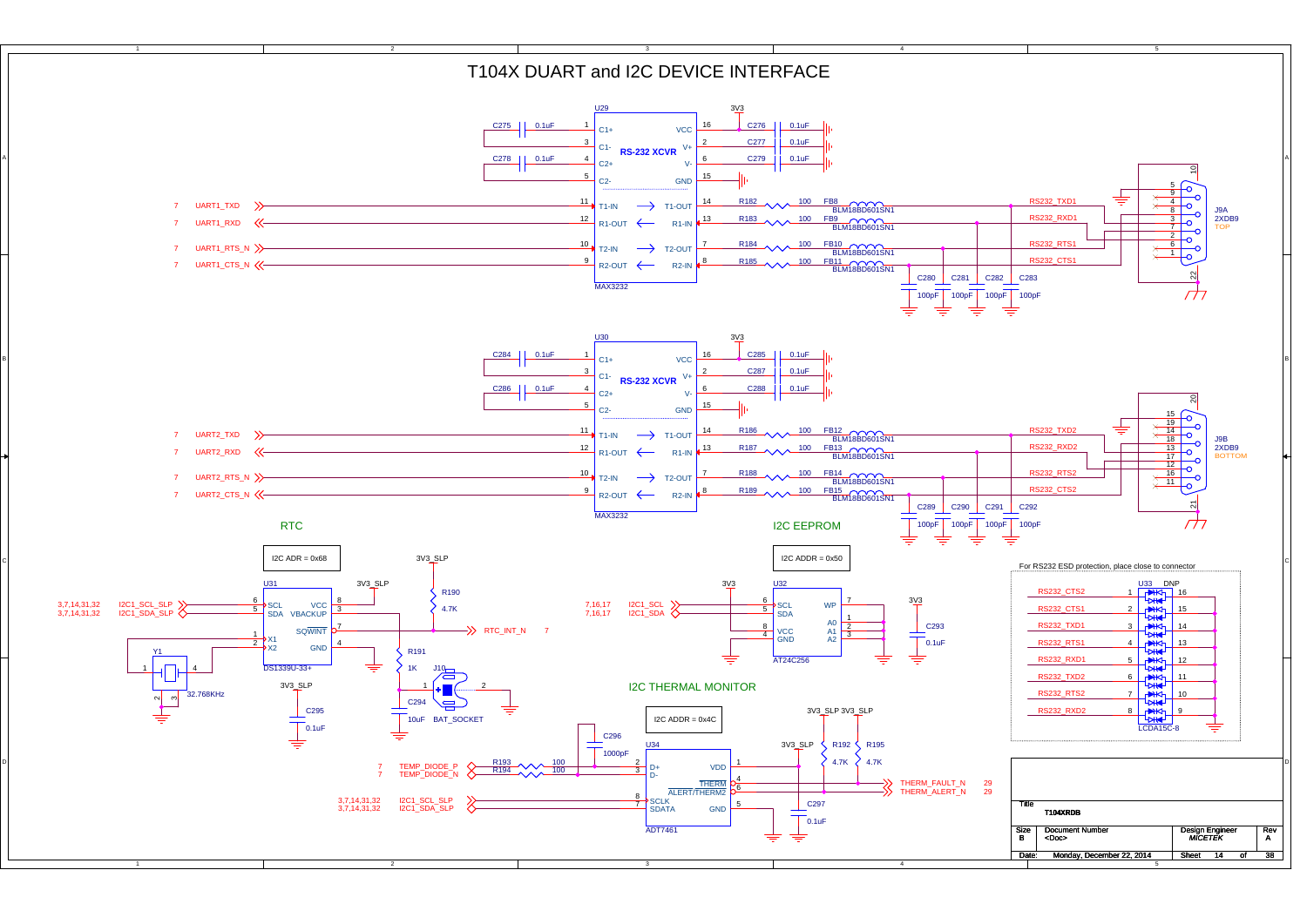# T104X DUART and I2C DEVICE INTERFACE

## UART1 – U29 (MAX3232, RS-232 XCVR)

- C275 0.1uF (C1+ pin 1 / C1- pin 3)
- C278 0.1uF (C2+ pin 4 / C2- pin 5)
- VCC pin 16 — 3V3, C276 0.1uF
- V+ pin 2 — C277 0.1uF
- V- pin 6 — C279 0.1uF
- GND pin 15

| Signal | Pin | U29 | Pin | Series R | FB | Connector net |
|---|---|---|---|---|---|---|
| 7 UART1_TXD | 11 | T1-IN → T1-OUT | 14 | R182 100 | FB8 BLM18BD601SN1 | RS232_TXD1 |
| 7 UART1_RXD | 12 | R1-OUT ← R1-IN | 13 | R183 100 | FB9 BLM18BD601SN1 | RS232_RXD1 |
| 7 UART1_RTS_N | 10 | T2-IN → T2-OUT | 7 | R184 100 | FB10 BLM18BD601SN1 | RS232_RTS1 |
| 7 UART1_CTS_N | 9 | R2-OUT ← R2-IN | 8 | R185 100 | FB11 BLM18BD601SN1 | RS232_CTS1 |

C280, C281, C282, C283 — 100pF

J9A 2XDB9 TOP (pins 5, 9, 4, 8, 3, 7, 2, 6, 1, 10, 22)

## UART2 – U30 (MAX3232, RS-232 XCVR)

- C284 0.1uF (C1+ pin 1 / C1- pin 3)
- C286 0.1uF (C2+ pin 4 / C2- pin 5)
- VCC pin 16 — 3V3, C285 0.1uF
- V+ pin 2 — C287 0.1uF
- V- pin 6 — C288 0.1uF
- GND pin 15

| Signal | Pin | U30 | Pin | Series R | FB | Connector net |
|---|---|---|---|---|---|---|
| 7 UART2_TXD | 11 | T1-IN → T1-OUT | 14 | R186 100 | FB12 BLM18BD601SN1 | RS232_TXD2 |
| 7 UART2_RXD | 12 | R1-OUT ← R1-IN | 13 | R187 100 | FB13 BLM18BD601SN1 | RS232_RXD2 |
| 7 UART2_RTS_N | 10 | T2-IN → T2-OUT | 7 | R188 100 | FB14 BLM18BD601SN1 | RS232_RTS2 |
| 7 UART2_CTS_N | 9 | R2-OUT ← R2-IN | 8 | R189 100 | FB15 BLM18BD601SN1 | RS232_CTS2 |

C289, C290, C291, C292 — 100pF

J9B 2XDB9 BOTTOM (pins 15, 19, 14, 18, 13, 17, 12, 16, 11, 20, 21)

## RTC

I2C ADR = 0x68

U31 DS1339U-33+

- 3,7,14,31,32 I2C1_SCL_SLP — pin 6 SCL
- 3,7,14,31,32 I2C1_SDA_SLP — pin 5 SDA
- VCC pin 8 — 3V3_SLP
- VBACKUP pin 3 — R191 1K, J10 BAT_SOCKET, C294 10uF
- SQW/INT pin 7 — R190 4.7K to 3V3_SLP — RTC_INT_N 7
- X1 pin 1, X2 pin 2 — Y1 32.768KHz
- GND pin 4
- C295 0.1uF on 3V3_SLP

## I2C EEPROM

I2C ADDR = 0x50

U32 AT24C256

- 7,16,17 I2C1_SCL — pin 6 SCL
- 7,16,17 I2C1_SDA — pin 5 SDA
- WP pin 7; A0 pin 1, A1 pin 2, A2 pin 3
- VCC pin 8 — 3V3; GND pin 4
- C293 0.1uF

## I2C THERMAL MONITOR

I2C ADDR = 0x4C

U34 ADT7461

- 7 TEMP_DIODE_P — R193 100 — pin 2 D+
- 7 TEMP_DIODE_N — R194 100 — pin 3 D-
- C296 1000pF
- 3,7,14,31,32 I2C1_SCL_SLP — pin 8 SCLK
- 3,7,14,31,32 I2C1_SDA_SLP — pin 7 SDATA
- VDD pin 1 — 3V3_SLP, C297 0.1uF
- THERM pin 4 — R192 4.7K — THERM_FAULT_N 29
- ALERT/THERM2 pin 6 — R195 4.7K — THERM_ALERT_N 29
- GND pin 5

## For RS232 ESD protection, place close to connector

U33 LCDA15C-8 (DNP)

| Net | Pin | Pin |
|---|---|---|
| RS232_CTS2 | 1 | 16 |
| RS232_CTS1 | 2 | 15 |
| RS232_TXD1 | 3 | 14 |
| RS232_RTS1 | 4 | 13 |
| RS232_RXD1 | 5 | 12 |
| RS232_TXD2 | 6 | 11 |
| RS232_RTS2 | 7 | 10 |
| RS232_RXD2 | 8 | 9 |

| Title | T104XRDB | | |
|---|---|---|---|
| Size B | Document Number <Doc> | Design Engineer MICETEK | Rev A |
| Date: Monday, December 22, 2014 | | Sheet 14 of 38 | |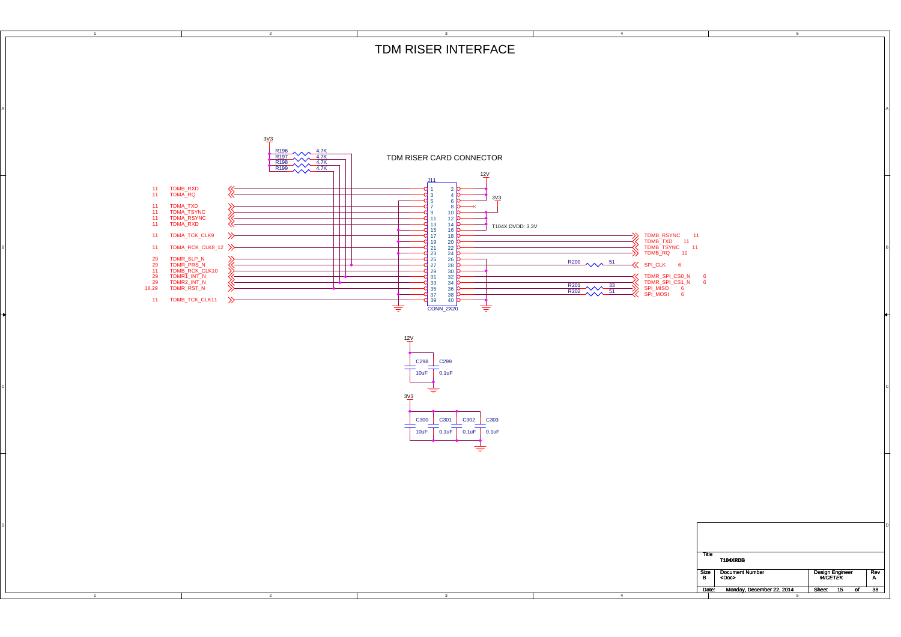# TDM RISER INTERFACE

## TDM RISER CARD CONNECTOR

3V3

| Ref | Value |
|---|---|
| R196 | 4.7K |
| R197 | 4.7K |
| R198 | 4.7K |
| R199 | 4.7K |

J11 — CONN_2X20

12V

3V3

T104X DVDD: 3.3V

| Sheet | Signal |
|---|---|
| 11 | TDMB_RXD |
| 11 | TDMA_RQ |
| 11 | TDMA_TXD |
| 11 | TDMA_TSYNC |
| 11 | TDMA_RSYNC |
| 11 | TDMA_RXD |
| 11 | TDMA_TCK_CLK9 |
| 11 | TDMA_RCK_CLK8_12 |
| 29 | TDMR_SLP_N |
| 29 | TDMR_PRS_N |
| 11 | TDMB_RCK_CLK10 |
| 29 | TDMR1_INT_N |
| 29 | TDMR2_INT_N |
| 18,29 | TDMR_RST_N |
| 11 | TDMB_TCK_CLK11 |

| Signal | Sheet |
|---|---|
| TDMB_RSYNC | 11 |
| TDMB_TXD | 11 |
| TDMB_TSYNC | 11 |
| TDMB_RQ | 11 |
| SPI_CLK | 6 |
| TDMR_SPI_CS0_N | 6 |
| TDMR_SPI_CS1_N | 6 |
| SPI_MISO | 6 |
| SPI_MOSI | 6 |

R200 51

R201 33

R202 51

12V

| Ref | Value |
|---|---|
| C298 | 10uF |
| C299 | 0.1uF |

3V3

| Ref | Value |
|---|---|
| C300 | 10uF |
| C301 | 0.1uF |
| C302 | 0.1uF |
| C303 | 0.1uF |

| Title | T104XRDB | | |
|---|---|---|---|
| Size B | Document Number <Doc> | Design Engineer *MICETEK* | Rev A |
| Date: | Monday, December 22, 2014 | Sheet 15 of 38 | |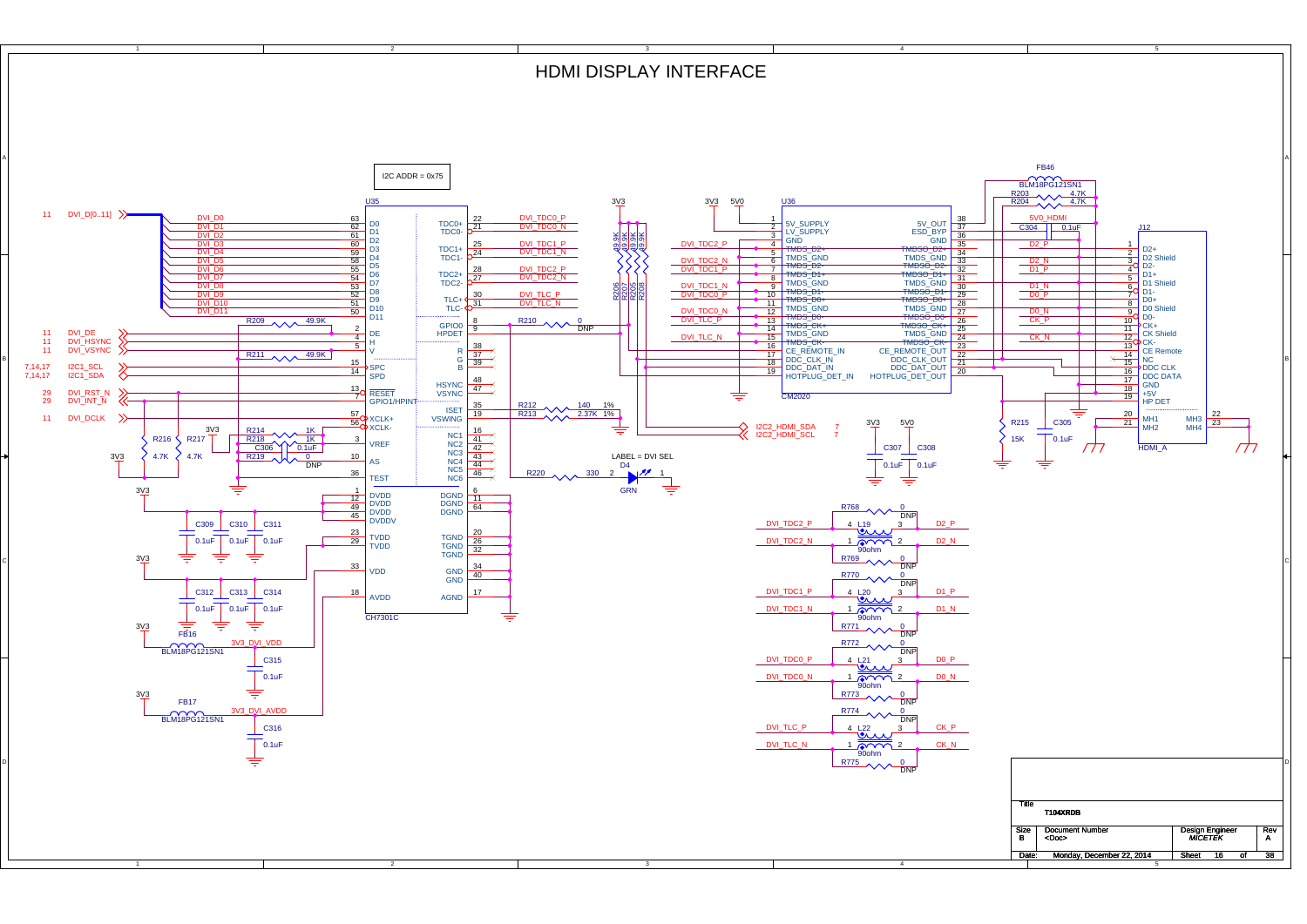# HDMI DISPLAY INTERFACE

I2C ADDR = 0x75

**U35 — CH7301C**

| Pin | Name | Net |
|---|---|---|
| 63 | D0 | DVI_D0 |
| 62 | D1 | DVI_D1 |
| 61 | D2 | DVI_D2 |
| 60 | D3 | DVI_D3 |
| 59 | D4 | DVI_D4 |
| 58 | D5 | DVI_D5 |
| 55 | D6 | DVI_D6 |
| 54 | D7 | DVI_D7 |
| 53 | D8 | DVI_D8 |
| 52 | D9 | DVI_D9 |
| 51 | D10 | DVI_D10 |
| 50 | D11 | DVI_D11 |
| 2 | DE | DVI_DE |
| 4 | H | DVI_HSYNC |
| 5 | V | DVI_VSYNC |
| 15 | SPC | I2C1_SCL |
| 14 | SPD | I2C1_SDA |
| 13 | RESET | DVI_RST_N |
| 7 | GPIO1/HPINT | DVI_INT_N |
| 57 | XCLK+ | DVI_DCLK |
| 56 | XCLK- | |
| 3 | VREF | |
| 10 | AS | |
| 36 | TEST | |
| 22 | TDC0+ | DVI_TDC0_P |
| 21 | TDC0- | DVI_TDC0_N |
| 25 | TDC1+ | DVI_TDC1_P |
| 24 | TDC1- | DVI_TDC1_N |
| 28 | TDC2+ | DVI_TDC2_P |
| 27 | TDC2- | DVI_TDC2_N |
| 30 | TLC+ | DVI_TLC_P |
| 31 | TLC- | DVI_TLC_N |
| 8 | GPIO0 | |
| 9 | HPDET | |
| 38 | R | |
| 37 | G | |
| 39 | B | |
| 48 | HSYNC | |
| 47 | VSYNC | |
| 35 | ISET | |
| 19 | VSWING | |
| 16, 41, 42, 43, 44, 46 | NC1–NC6 | |
| 1, 12, 49, 45 | DVDD, DVDD, DVDD, DVDDV | 3V3 |
| 23, 29 | TVDD | |
| 33 | VDD | |
| 18 | AVDD | 3V3_DVI_AVDD |
| 6, 11, 64 | DGND | |
| 20, 26, 32 | TGND | |
| 34, 40 | GND | |
| 17 | AGND | |

- R209 49.9K, R211 49.9K
- R214 1K, R218 1K, C306 0.1uF, R219 0 DNP, R216 4.7K, R217 4.7K (3V3)
- R210 0 DNP (GPIO0)
- R212 140 1%, R213 2.37K 1%
- R220 330, D4 GRN, LABEL = DVI SEL
- R206, R207, R205, R208: 49.9K (3V3)
- C309, C310, C311: 0.1uF; C312, C313, C314: 0.1uF
- FB16 BLM18PG121SN1 → 3V3_DVI_VDD, C315 0.1uF
- FB17 BLM18PG121SN1 → 3V3_DVI_AVDD, C316 0.1uF

Off-page references: 11 DVI_D[0..11]; 11 DVI_DE; 11 DVI_HSYNC; 11 DVI_VSYNC; 7,14,17 I2C1_SCL; 7,14,17 I2C1_SDA; 29 DVI_RST_N; 29 DVI_INT_N; 11 DVI_DCLK; 7 I2C2_HDMI_SDA; 7 I2C2_HDMI_SCL

**U36 — CM2020**

| Pin | Name | Pin | Name |
|---|---|---|---|
| 1 | 5V_SUPPLY | 38 | 5V_OUT |
| 2 | LV_SUPPLY | 37 | ESD_BYP |
| 3 | GND | 36 | GND |
| 4 | TMDS_D2+ | 35 | TMDSO_D2+ |
| 5 | TMDS_GND | 34 | TMDS_GND |
| 6 | TMDS_D2- | 33 | TMDSO_D2- |
| 7 | TMDS_D1+ | 32 | TMDSO_D1+ |
| 8 | TMDS_GND | 31 | TMDS_GND |
| 9 | TMDS_D1- | 30 | TMDSO_D1- |
| 10 | TMDS_D0+ | 29 | TMDSO_D0+ |
| 11 | TMDS_GND | 28 | TMDS_GND |
| 12 | TMDS_D0- | 27 | TMDSO_D0- |
| 13 | TMDS_CK+ | 26 | TMDSO_CK+ |
| 14 | TMDS_GND | 25 | TMDS_GND |
| 15 | TMDS_CK- | 24 | TMDSO_CK- |
| 16 | CE_REMOTE_IN | 23 | CE_REMOTE_OUT |
| 17 | DDC_CLK_IN | 22 | DDC_CLK_OUT |
| 18 | DDC_DAT_IN | 21 | DDC_DAT_OUT |
| 19 | HOTPLUG_DET_IN | 20 | HOTPLUG_DET_OUT |

Inputs: DVI_TDC2_P, DVI_TDC2_N, DVI_TDC1_P, DVI_TDC1_N, DVI_TDC0_P, DVI_TDC0_N, DVI_TLC_P, DVI_TLC_N; supplies 3V3, 5V0. C307 0.1uF, C308 0.1uF.

**J12 — HDMI_A**

| Pin | Name | Net |
|---|---|---|
| 1 | D2+ | D2_P |
| 2 | D2 Shield | |
| 3 | D2- | D2_N |
| 4 | D1+ | D1_P |
| 5 | D1 Shield | |
| 6 | D1- | D1_N |
| 7 | D0+ | D0_P |
| 8 | D0 Shield | |
| 9 | D0- | D0_N |
| 10 | CK+ | CK_P |
| 11 | CK Shield | |
| 12 | CK- | CK_N |
| 13 | CE Remote | |
| 14 | NC | |
| 15 | DDC CLK | |
| 16 | DDC DATA | |
| 17 | GND | |
| 18 | +5V | 5V0_HDMI |
| 19 | HP DET | |
| 20, 21 | MH1, MH2 | |
| 22, 23 | MH3, MH4 | |

- FB46 BLM18PG121SN1, R203 4.7K, R204 4.7K, C304 0.1uF
- R215 15K, C305 0.1uF

**Common mode chokes (90ohm)**

- L19: DVI_TDC2_P → D2_P, DVI_TDC2_N → D2_N; R768 0 DNP, R769 0 DNP
- L20: DVI_TDC1_P → D1_P, DVI_TDC1_N → D1_N; R770 0 DNP, R771 0 DNP
- L21: DVI_TDC0_P → D0_P, DVI_TDC0_N → D0_N; R772 0 DNP, R773 0 DNP
- L22: DVI_TLC_P → CK_P, DVI_TLC_N → CK_N; R774 0 DNP, R775 0 DNP

| Title | T104XRDB | | |
|---|---|---|---|
| Size: B | Document Number: <Doc> | Design Engineer: MICETEK | Rev: A |
| Date: Monday, December 22, 2014 | | Sheet 16 of 38 | |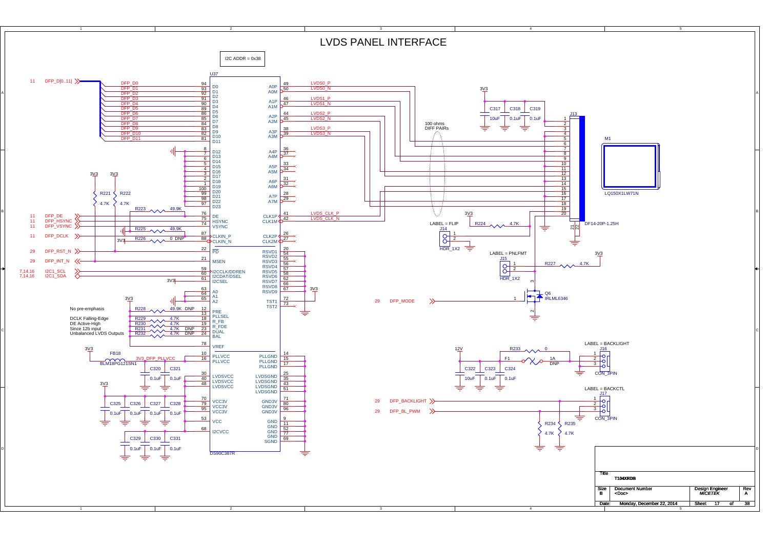# LVDS PANEL INTERFACE

I2C ADDR = 0x38

**U37 — DS90C387R**

| Signal | Pin | Name | Name | Pin | Signal |
|---|---|---|---|---|---|
| DFP_D0 | 94 | D0 | A0P | 49 | LVDS0_P |
| DFP_D1 | 93 | D1 | A0M | 50 | LVDS0_N |
| DFP_D2 | 92 | D2 | A1P | 46 | LVDS1_P |
| DFP_D3 | 91 | D3 | A1M | 47 | LVDS1_N |
| DFP_D4 | 90 | D4 | A2P | 44 | LVDS2_P |
| DFP_D5 | 89 | D5 | A2M | 45 | LVDS2_N |
| DFP_D6 | 86 | D6 | A3P | 38 | LVDS3_P |
| DFP_D7 | 85 | D7 | A3M | 39 | LVDS3_N |
| DFP_D8 | 84 | D8 | A4P | 36 | |
| DFP_D9 | 83 | D9 | A4M | 37 | |
| DFP_D10 | 82 | D10 | A5P | 33 | |
| DFP_D11 | 81 | D11 | A5M | 34 | |
| | 8 | D12 | A6P | 31 | |
| | 7 | D13 | A6M | 32 | |
| | 6 | D14 | A7P | 28 | |
| | 5 | D15 | A7M | 29 | |
| | 4 | D16 | CLK1P | 41 | LVDS_CLK_P |
| | 3 | D17 | CLK1M | 42 | LVDS_CLK_N |
| | 2 | D18 | CLK2P | 26 | |
| | 1 | D19 | CLK2M | 27 | |
| | 100 | D20 | RSVD1 | 20 | |
| | 99 | D21 | RSVD2 | 54 | |
| | 98 | D22 | RSVD3 | 55 | |
| | 97 | D23 | RSVD4 | 56 | |
| DFP_DE | 76 | DE | RSVD5 | 57 | |
| DFP_HSYNC | 75 | HSYNC | RSVD6 | 58 | |
| DFP_VSYNC | 74 | VSYNC | RSVD7 | 62 | |
| DFP_DCLK | 87 | CLKIN_P | RSVD8 | 66 | |
| | 88 | CLKIN_N | RSVD9 | 67 | 3V3 |
| DFP_RST_N | 22 | PD | TST1 | 72 | |
| DFP_INT_N | 21 | MSEN | TST2 | 73 | |
| I2C1_SCL | 59 | I2CCLK/DDREN | PLLGND | 14 | |
| I2C1_SDA | 60 | I2CDAT/DSEL | PLLGND | 15 | |
| | 61 | I2CSEL | PLLGND | 17 | |
| | 63 | A0 | LVDSGND | 25 | |
| | 64 | A1 | LVDSGND | 35 | |
| | 65 | A2 | LVDSGND | 43 | |
| | 12 | PRE | LVDSGND | 51 | |
| | 13 | PLLSEL | GND3V | 71 | |
| | 18 | R_FB | GND3V | 80 | |
| | 19 | R_FDE | GND3V | 96 | |
| | 23 | DUAL | GND | 9 | |
| | 24 | BAL | GND | 11 | |
| | 78 | VREF | GND | 52 | |
| 3V3_DFP_PLLVCC | 10, 16 | PLLVCC | GND | 77 | |
| | 30, 40, 48 | LVDSVCC | SGND | 69 | |
| | 70, 79, 95 | VCC3V | | | |
| | 53 | VCC | | | |
| | 68 | I2CVCC | | | |

Off-sheet connectors: 11 DFP_D[0..11]; 11 DFP_DE; 11 DFP_HSYNC; 11 DFP_VSYNC; 11 DFP_DCLK; 29 DFP_RST_N; 29 DFP_INT_N; 7,14,16 I2C1_SCL; 7,14,16 I2C1_SDA; 29 DFP_MODE; 29 DFP_BACKLIGHT; 29 DFP_BL_PWM

Resistors: R221 4.7K, R222 4.7K (3V3 pull-ups); R223 49.9K; R225 49.9K; R226 0 DNP; R228 49.9K DNP; R229 4.7K; R230 4.7K; R231 4.7K DNP; R232 4.7K DNP; R224 4.7K; R227 4.7K; R233 0; R234 4.7K; R235 4.7K

Strap notes:
- No pre-emphasis
- DCLK Falling-Edge
- DE Active-High
- Since 12b input
- Unbalanced LVDS Outputs

FB18 BLM18PG121SN1 (3V3 → 3V3_DFP_PLLVCC); C320 0.1uF, C321 0.1uF; C325–C328 0.1uF; C329–C331 0.1uF

100 ohms DIFF PAIRs

J13 DF14-20P-1.25H (3V3 with C317 10uF, C318 0.1uF, C319 0.1uF); M1 LQ150X1LW71N

J14 HDR_1X2, LABEL = FLIP
J15 HDR_1X2, LABEL = PNLFMT; Q6 IRLML6346
J16 CON_3PIN, LABEL = BACKLIGHT (12V, F1 1A DNP, C322 10uF, C323 0.1uF, C324 0.1uF)
J17 CON_3PIN, LABEL = BACKCTL

| Title | T104XRDB | | |
|---|---|---|---|
| Size B | Document Number <Doc> | Design Engineer *MICETEK* | Rev A |
| Date: | Monday, December 22, 2014 | Sheet 17 of 38 | |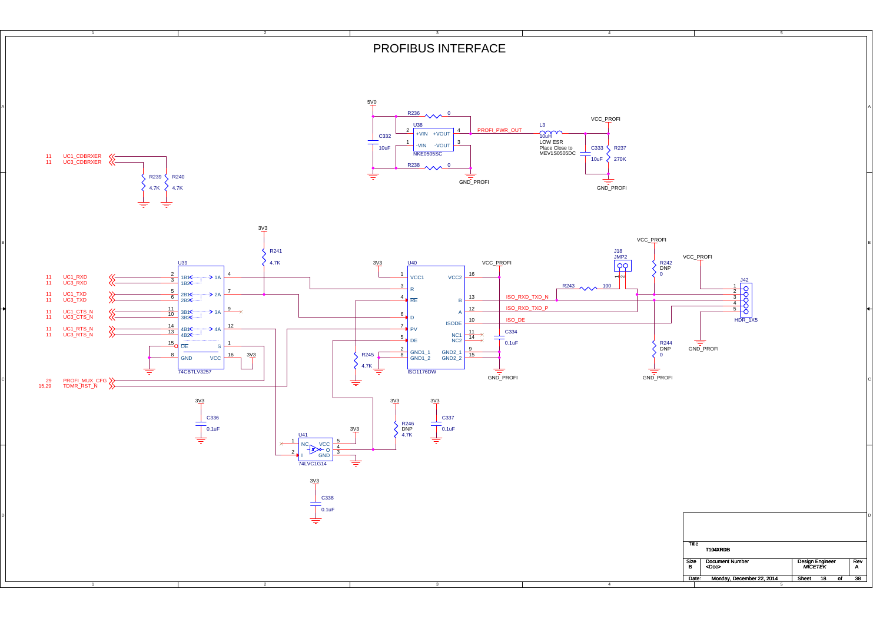# PROFIBUS INTERFACE

5V0

R236 0

U38

2 +VIN +VOUT 4 PROFI_PWR_OUT

1 -VIN -VOUT 3

NKE0505SC

C332 10uF

R238 0

GND_PROFI

L3 10uH LOW ESR Place Close to MEV1S0505DC

VCC_PROFI

C333 10uF

R237 270K

GND_PROFI

11 UC1_CDBRXER
11 UC3_CDBRXER

R239 4.7K

R240 4.7K

3V3

R241 4.7K

U39

11 UC1_RXD — 2 1B1 → 1A 4
11 UC3_RXD — 3 1B2
11 UC1_TXD — 5 2B1 → 2A 7
11 UC3_TXD — 6 2B2
11 UC1_CTS_N — 11 3B1 → 3A 9
11 UC3_CTS_N — 10 3B2
11 UC1_RTS_N — 14 4B1 → 4A 12
11 UC3_RTS_N — 13 4B2

15 OE S 1

8 GND VCC 16 3V3

74CBTLV3257

29 PROFI_MUX_CFG
15,29 TDMR_RST_N

3V3

U40

1 VCC1 VCC2 16 VCC_PROFI

3 R B 13 ISO_RXD_TXD_N

4 RE A 12 ISO_RXD_TXD_P

6 D ISODE 10 ISO_DE

7 PV NC1 11

5 DE NC2 14

2 GND1_1 GND2_1 9

8 GND1_2 GND2_2 15

ISO1176DW

R245 4.7K

C334 0.1uF

GND_PROFI

J18 JMP2

R243 100

VCC_PROFI

R242 DNP 0

R244 DNP 0

GND_PROFI

VCC_PROFI

J42 HDR_1X5 (1, 2, 3, 4, 5)

GND_PROFI

3V3 C336 0.1uF

3V3 R246 DNP 4.7K

3V3 C337 0.1uF

U41 74LVC1G14

1 NC VCC 5

2 I O 4

GND 3

3V3

3V3 C338 0.1uF

| Title | T104XRDB | | |
|---|---|---|---|
| Size B | Document Number <Doc> | Design Engineer MICETEK | Rev A |
| Date: | Monday, December 22, 2014 | Sheet 18 of 38 | |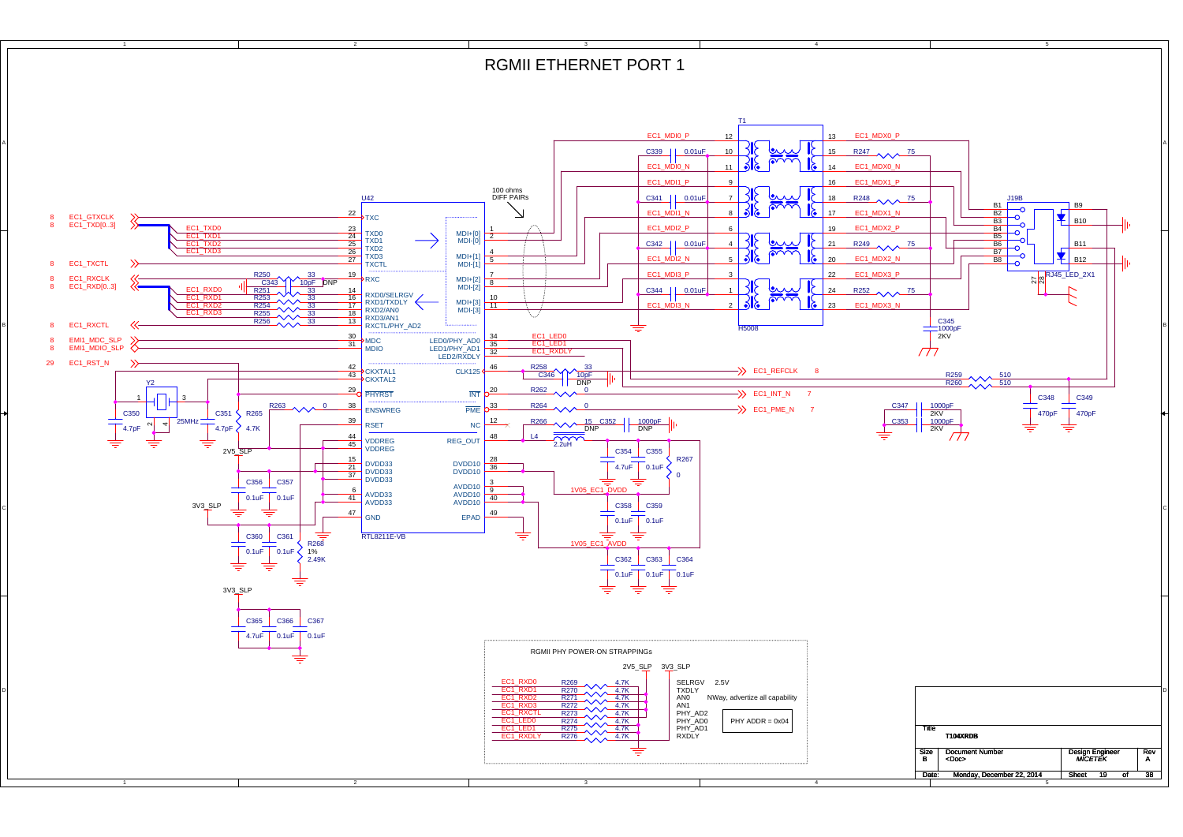# RGMII ETHERNET PORT 1

## RGMII PHY POWER-ON STRAPPINGS

| Signal | Resistor | Value | Strap | Setting |
|---|---|---|---|---|
| EC1_RXD0 | R269 | 4.7K | SELRGV | 2.5V |
| EC1_RXD1 | R270 | 4.7K | TXDLY | |
| EC1_RXD2 | R271 | 4.7K | AN0 | NWay, advertize all capability |
| EC1_RXD3 | R272 | 4.7K | AN1 | |
| EC1_RXCTL | R273 | 4.7K | PHY_AD2 | |
| EC1_LED0 | R274 | 4.7K | PHY_AD0 | PHY ADDR = 0x04 |
| EC1_LED1 | R275 | 4.7K | PHY_AD1 | |
| EC1_RXDLY | R276 | 4.7K | RXDLY | |

Pull-up rails: 2V5_SLP, 3V3_SLP

| Title | T104XRDB | | |
|---|---|---|---|
| Size: B | Document Number: <Doc> | Design Engineer: MICETEK | Rev: A |
| Date: Monday, December 22, 2014 | | Sheet 19 of 38 | |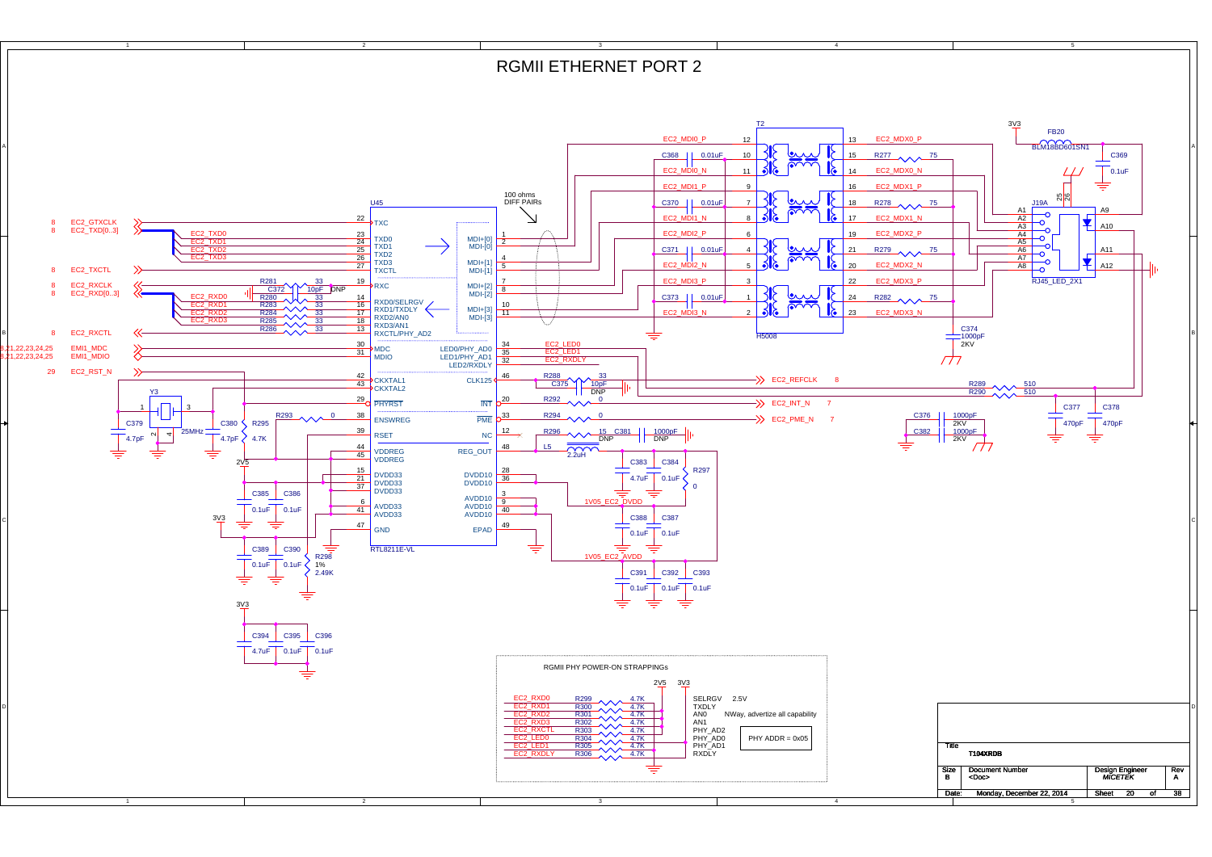# RGMII ETHERNET PORT 2

## RGMII PHY POWER-ON STRAPPINGs

| Signal | Resistor | Value | Strap | Setting |
|---|---|---|---|---|
| EC2_RXD0 | R299 | 4.7K | SELRGV | 2.5V |
| EC2_RXD1 | R300 | 4.7K | TXDLY | |
| EC2_RXD2 | R301 | 4.7K | AN0 | NWay, advertize all capability |
| EC2_RXD3 | R302 | 4.7K | AN1 | |
| EC2_RXCTL | R303 | 4.7K | PHY_AD2 | |
| EC2_LED0 | R304 | 4.7K | PHY_AD0 | PHY ADDR = 0x05 |
| EC2_LED1 | R305 | 4.7K | PHY_AD1 | |
| EC2_RXDLY | R306 | 4.7K | RXDLY | |

2V5 3V3

## U45 RTL8211E-VL

| Pin | Name | Net |
|---|---|---|
| 22 | TXC | EC2_GTXCLK |
| 23 | TXD0 | EC2_TXD0 |
| 24 | TXD1 | EC2_TXD1 |
| 25 | TXD2 | EC2_TXD2 |
| 26 | TXD3 | EC2_TXD3 |
| 27 | TXCTL | EC2_TXCTL |
| 19 | RXC | EC2_RXCLK (R281 33, C372 10pF DNP) |
| 14 | RXD0/SELRGV | EC2_RXD0 (R280 33) |
| 16 | RXD1/TXDLY | EC2_RXD1 (R283 33) |
| 17 | RXD2/AN0 | EC2_RXD2 (R284 33) |
| 18 | RXD3/AN1 | EC2_RXD3 (R285 33) |
| 13 | RXCTL/PHY_AD2 | EC2_RXCTL (R286 33) |
| 30 | MDC | EMI1_MDC |
| 31 | MDIO | EMI1_MDIO |
| 42 | CKXTAL1 | Y3 25MHz, C379 4.7pF |
| 43 | CKXTAL2 | Y3, C380 4.7pF |
| 29 | PHYRST | EC2_RST_N (R295 4.7K) |
| 38 | ENSWREG | R293 0 |
| 39 | RSET | R298 2.49K 1% |
| 44, 45 | VDDREG | 2V5 |
| 15, 21, 37 | DVDD33 | 3V3 |
| 6, 41 | AVDD33 | 3V3 |
| 47 | GND | |
| 1, 2 | MDI+[0], MDI-[0] | EC2_MDI0_P, EC2_MDI0_N |
| 4, 5 | MDI+[1], MDI-[1] | EC2_MDI1_P, EC2_MDI1_N |
| 7, 8 | MDI+[2], MDI-[2] | EC2_MDI2_P, EC2_MDI2_N |
| 10, 11 | MDI+[3], MDI-[3] | EC2_MDI3_P, EC2_MDI3_N |
| 34 | LED0/PHY_AD0 | EC2_LED0 |
| 35 | LED1/PHY_AD1 | EC2_LED1 |
| 32 | LED2/RXDLY | EC2_RXDLY |
| 46 | CLK125 | EC2_REFCLK (R288 33, C375 10pF DNP) |
| 20 | INT | EC2_INT_N (R292 0) |
| 33 | PME | EC2_PME_N (R294 0) |
| 12 | NC | R296 15 DNP, C381 1000pF DNP |
| 48 | REG_OUT | L5 2.2uH |
| 28, 36 | DVDD10 | 1V05_EC2_DVDD |
| 3, 9, 40 | AVDD10 | 1V05_EC2_AVDD |
| 49 | EPAD | GND |

100 ohms DIFF PAIRS

Decoupling: C385 0.1uF, C386 0.1uF, C389 0.1uF, C390 0.1uF, C394 4.7uF, C395 0.1uF, C396 0.1uF, C383 4.7uF, C384 0.1uF, R297 0, C388 0.1uF, C387 0.1uF, C391 0.1uF, C392 0.1uF, C393 0.1uF

## T2 H5008 / J19A RJ45_LED_2X1

| T2 Pin | Net | T2 Pin | Net |
|---|---|---|---|
| 12 | EC2_MDI0_P | 13 | EC2_MDX0_P |
| 10 | C368 0.01uF | 15 | R277 75 |
| 11 | EC2_MDI0_N | 14 | EC2_MDX0_N |
| 9 | EC2_MDI1_P | 16 | EC2_MDX1_P |
| 7 | C370 0.01uF | 18 | R278 75 |
| 8 | EC2_MDI1_N | 17 | EC2_MDX1_N |
| 6 | EC2_MDI2_P | 19 | EC2_MDX2_P |
| 4 | C371 0.01uF | 21 | R279 75 |
| 5 | EC2_MDI2_N | 20 | EC2_MDX2_N |
| 3 | EC2_MDI3_P | 22 | EC2_MDX3_P |
| 1 | C373 0.01uF | 24 | R282 75 |
| 2 | EC2_MDI3_N | 23 | EC2_MDX3_N |

C374 1000pF 2KV; FB20 BLM18BD601SN1; C369 0.1uF; R289 510; R290 510; C377 470pF; C378 470pF; C376 1000pF 2KV; C382 1000pF 2KV

| Title | T104XRDB |
|---|---|
| Size | B |
| Document Number | <Doc> |
| Design Engineer | MICETEK |
| Rev | A |
| Date | Monday, December 22, 2014 |
| Sheet | 20 of 38 |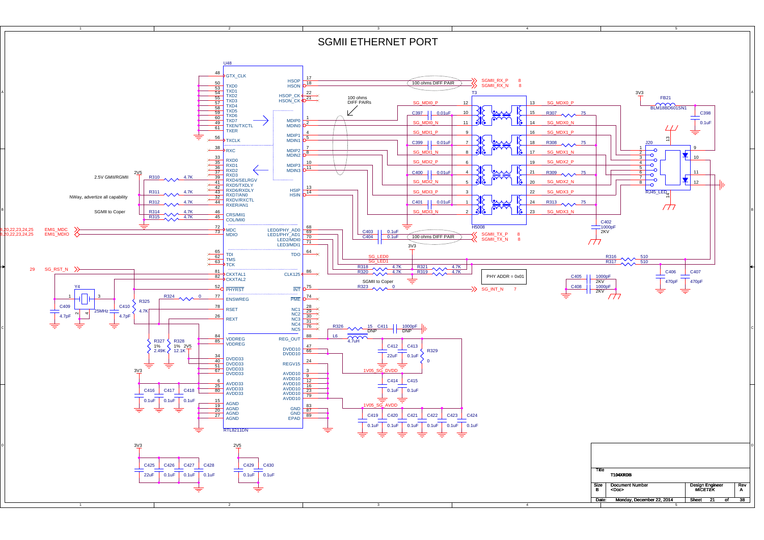# SGMII ETHERNET PORT

**U48** — RTL8211DN

| Pin | Signal | | Signal | Pin |
|---|---|---|---|---|
| 48 | GTX_CLK | | HSOP | 17 |
| 50 | TXD0 | | HSON | 18 |
| 53 | TXD1 | | HSOP_CK | 22 |
| 54 | TXD2 | | HSON_CK | 21 |
| 55 | TXD3 | | MDIP0 | 1 |
| 57 | TXD4 | | MDIN0 | 2 |
| 58 | TXD5 | | MDIP1 | 4 |
| 59 | TXD6 | | MDIN1 | 5 |
| 60 | TXD7 | | MDIP2 | 7 |
| 49 | TXEN/TXCTL | | MDIN2 | 8 |
| 61 | TXER | | MDIP3 | 10 |
| 56 | TXCLK | | MDIN3 | 11 |
| 38 | RXC | | HSIP | 13 |
| 33 | RXD0 | | HSIN | 14 |
| 35 | RXD1 | | LED0/PHY_AD0 | 68 |
| 36 | RXD2 | | LED1/PHY_AD1 | 69 |
| 37 | RXD3 | | LED2/MDI0 | 70 |
| 39 | RXD4/SELRGV | | LED3/MDI1 | 71 |
| 41 | RXD5/TXDLY | | TDO | 64 |
| 42 | RXD6/RXDLY | | CLK125 | 86 |
| 43 | RXD7/AN0 | | INT | 75 |
| 32 | RXDV/RXCTL | | PME | 74 |
| 44 | RXER/AN1 | | NC1 | 28 |
| 46 | CRS/MII1 | | NC2 | 29 |
| 45 | COL/MII0 | | NC3 | 30 |
| 72 | MDC | | NC4 | 31 |
| 73 | MDIO | | NC5 | 76 |
| 65 | TDI | | REG_OUT | 88 |
| 62 | TMS | | DVDD10 | 47 |
| 63 | TCK | | DVDD10 | 66 |
| 81 | CKXTAL1 | | REGV15 | 24 |
| 82 | CKXTAL2 | | AVDD10 | 3 |
| 52 | PHYRST | | AVDD10 | 9 |
| 77 | ENSWREG | | AVDD10 | 12 |
| 78 | RSET | | AVDD10 | 16 |
| 26 | REXT | | AVDD10 | 23 |
| 84 | VDDREG | | AVDD10 | 79 |
| 85 | VDDREG | | AVDD10 | 83 |
| 34 | DVDD33 | | GND | 87 |
| 40 | DVDD33 | | GND | 89 |
| 51 | DVDD33 | | EPAD | |
| 67 | DVDD33 | | | |
| 6 | AVDD33 | | | |
| 25 | AVDD33 | | | |
| 80 | AVDD33 | | | |
| 15 | AGND | | | |
| 19 | AGND | | | |
| 20 | AGND | | | |
| 27 | AGND | | | |

Signals and notes:

- SGMII_RX_P 8, SGMII_RX_N 8 — 100 ohms DIFF PAIR
- SGMII_TX_P 8, SGMII_TX_N 8 — 100 ohms DIFF PAIR (C403 0.1uF, C404 0.1uF)
- 100 ohms DIFF PAIRs
- SG_MDI0_P, SG_MDI0_N, SG_MDI1_P, SG_MDI1_N, SG_MDI2_P, SG_MDI2_N, SG_MDI3_P, SG_MDI3_N
- T3 (H5008): pins 12, 10, 11, 9, 7, 8, 6, 4, 5, 3, 1, 2 / 13, 15, 14, 16, 18, 17, 19, 21, 20, 22, 24, 23
- C397 0.01uF, C399 0.01uF, C400 0.01uF, C401 0.01uF
- SG_MDX0_P, SG_MDX0_N, SG_MDX1_P, SG_MDX1_N, SG_MDX2_P, SG_MDX2_N, SG_MDX3_P, SG_MDX3_N
- R307 75, R308 75, R309 75, R313 75
- C402 1000pF 2KV
- J20 RJ45_LED, pins 1–14
- 3V3, FB21 BLM18BD601SN1, C398 0.1uF
- 2.5V GMII/RGMII — 2V5, R310 4.7K
- NWay, advertize all capability — R311 4.7K, R312 4.7K
- SGMII to Coper — R314 4.7K, R315 4.7K
- 8,20,22,23,24,25 EMI1_MDC; 8,20,22,23,24,25 EMI1_MDIO
- 29 SG_RST_N
- SG_LED0, SG_LED1 — R316 510, R317 510
- R318 4.7K, R320 4.7K, R321 4.7K, R319 4.7K — 3V3
- PHY ADDR = 0x01
- SGMII to Coper — R323 0 — SG_INT_N 7
- C406 470pF, C407 470pF
- C405 1000pF 2KV, C408 1000pF 2KV
- Y4 25MHz, C409 4.7pF, C410 4.7pF
- R325 4.7K, R324 0
- R326 15 DNP, C411 1000pF DNP
- L6 4.7uH
- C412 22uF, C413 0.1uF, R329 0
- 1V05_SG_DVDD — C414 0.1uF, C415 0.1uF
- 1V05_SG_AVDD — C419 0.1uF, C420 0.1uF, C421 0.1uF, C422 0.1uF, C423 0.1uF, C424 0.1uF
- R327 1% 2.49K, R328 1% 12.1K, 2V5
- 3V3 — C416 0.1uF, C417 0.1uF, C418 0.1uF
- 3V3 — C425 22uF, C426 0.1uF, C427 0.1uF, C428 0.1uF
- 2V5 — C429 0.1uF, C430 0.1uF

| Title | T104XRDB | | |
|---|---|---|---|
| Size B | Document Number <Doc> | Design Engineer MICETEK | Rev A |
| Date: Monday, December 22, 2014 | | Sheet 21 of 38 | |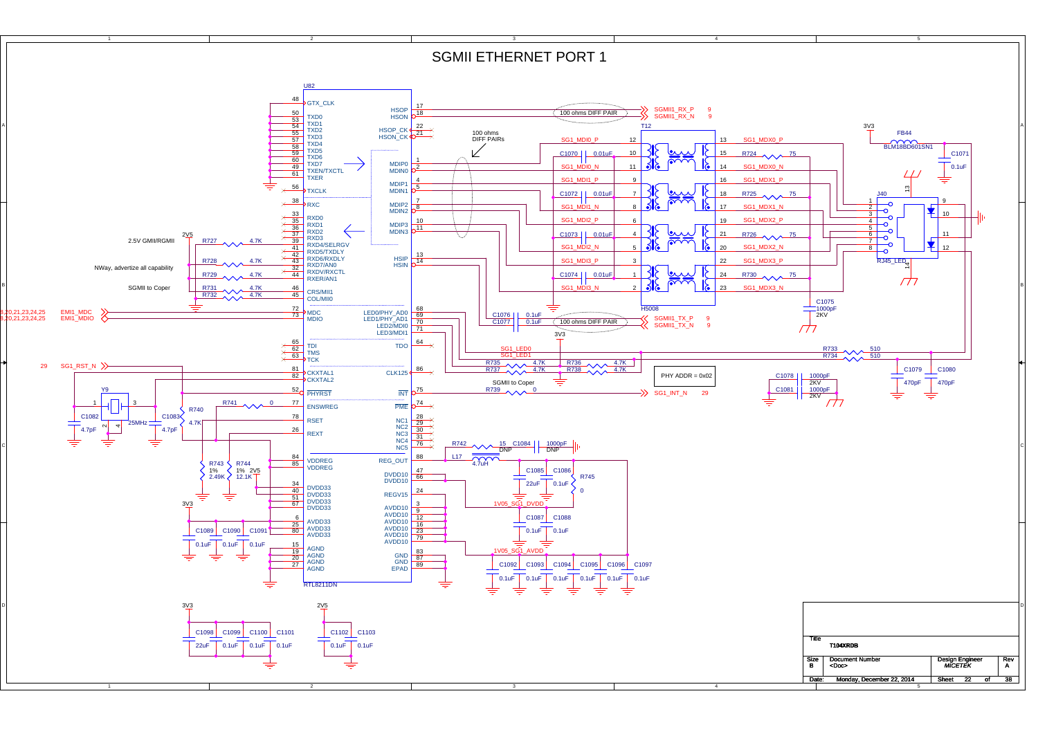# SGMII ETHERNET PORT 1

U82 RTL8211DN

| Pin | Signal | | Pin | Signal |
|---|---|---|---|---|
| 48 | GTX_CLK | | 17 | HSOP |
| 50 | TXD0 | | 18 | HSON |
| 53 | TXD1 | | 22 | HSOP_CK |
| 54 | TXD2 | | 21 | HSON_CK |
| 55 | TXD3 | | 1 | MDIP0 |
| 57 | TXD4 | | 2 | MDIN0 |
| 58 | TXD5 | | 4 | MDIP1 |
| 59 | TXD6 | | 5 | MDIN1 |
| 60 | TXD7 | | 7 | MDIP2 |
| 49 | TXEN/TXCTL | | 8 | MDIN2 |
| 61 | TXER | | 10 | MDIP3 |
| 56 | TXCLK | | 11 | MDIN3 |
| 38 | RXC | | 13 | HSIP |
| 33 | RXD0 | | 14 | HSIN |
| 35 | RXD1 | | 68 | LED0/PHY_AD0 |
| 36 | RXD2 | | 69 | LED1/PHY_AD1 |
| 37 | RXD3 | | 70 | LED2/MDI0 |
| 39 | RXD4/SELRGV | | 71 | LED3/MDI1 |
| 41 | RXD5/TXDLY | | 64 | TDO |
| 42 | RXD6/RXDLY | | 86 | CLK125 |
| 43 | RXD7/AN0 | | 75 | INT |
| 32 | RXDV/RXCTL | | 74 | PME |
| 44 | RXER/AN1 | | 28 | NC1 |
| 46 | CRS/MII1 | | 29 | NC2 |
| 45 | COL/MII0 | | 30 | NC3 |
| 72 | MDC | | 31 | NC4 |
| 73 | MDIO | | 76 | NC5 |
| 65 | TDI | | 88 | REG_OUT |
| 62 | TMS | | 47, 66 | DVDD10 |
| 63 | TCK | | 24 | REGV15 |
| 81 | CKXTAL1 | | 3, 9, 12, 16, 23, 79, 83 | AVDD10 |
| 82 | CKXTAL2 | | 87, 89 | GND |
| 52 | PHYRST | | | EPAD |
| 77 | ENSWREG | | | |
| 78 | RSET | | | |
| 26 | REXT | | | |
| 84, 85 | VDDREG | | | |
| 34, 40, 51, 67 | DVDD33 | | | |
| 6, 25, 80 | AVDD33 | | | |
| 15, 19, 20, 27 | AGND | | | |

- SGMII1_RX_P 9, SGMII1_RX_N 9 — 100 ohms DIFF PAIR
- SGMII1_TX_P 9, SGMII1_TX_N 9 — 100 ohms DIFF PAIR (C1076 0.1uF, C1077 0.1uF)
- 100 ohms DIFF PAIRs (MDI)
- 2.5V GMII/RGMII — R727 4.7K (2V5)
- NWay, advertize all capability — R728 4.7K, R729 4.7K
- SGMII to Coper — R731 4.7K, R732 4.7K
- EMI1_MDC, EMI1_MDIO (8,20,21,23,24,25)
- SG1_RST_N 29
- Y9 25MHz, C1082 4.7pF, C1083 4.7pF
- R740 4.7K, R741 0
- R743 1% 2.49K, R744 1% 12.1K (2V5)
- R735 4.7K, R736 4.7K, R737 4.7K, R738 4.7K (3V3)
- R739 0 — SGMII to Coper
- SG1_INT_N 29
- PHY ADDR = 0x02
- R742 15 DNP, C1084 1000pF DNP
- L17 4.7uH
- C1085 22uF, C1086 0.1uF, R745 0
- 1V05_SG1_DVDD: C1087 0.1uF, C1088 0.1uF
- 1V05_SG1_AVDD: C1092, C1093, C1094, C1095, C1096, C1097 0.1uF
- 3V3: C1089 0.1uF, C1090 0.1uF, C1091 0.1uF
- 3V3: C1098 22uF, C1099 0.1uF, C1100 0.1uF, C1101 0.1uF
- 2V5: C1102 0.1uF, C1103 0.1uF

T12 H5008

| Pin | Signal | Pin | Signal |
|---|---|---|---|
| 12 | SG1_MDI0_P | 13 | SG1_MDX0_P |
| 10 | C1070 0.01uF | 15 | R724 75 |
| 11 | SG1_MDI0_N | 14 | SG1_MDX0_N |
| 9 | SG1_MDI1_P | 16 | SG1_MDX1_P |
| 7 | C1072 0.01uF | 18 | R725 75 |
| 8 | SG1_MDI1_N | 17 | SG1_MDX1_N |
| 6 | SG1_MDI2_P | 19 | SG1_MDX2_P |
| 4 | C1073 0.01uF | 21 | R726 75 |
| 5 | SG1_MDI2_N | 20 | SG1_MDX2_N |
| 3 | SG1_MDI3_P | 22 | SG1_MDX3_P |
| 1 | C1074 0.01uF | 24 | R730 75 |
| 2 | SG1_MDI3_N | 23 | SG1_MDX3_N |

- C1075 1000pF 2KV
- 3V3, FB44 BLM18BD601SN1, C1071 0.1uF
- J40 RJ45_LED (pins 1–14)
- SG1_LED0 — R733 510; SG1_LED1 — R734 510
- C1079 470pF, C1080 470pF
- C1078 1000pF 2KV, C1081 1000pF 2KV

| Title | T104XRDB | | |
|---|---|---|---|
| Size B | Document Number <Doc> | Design Engineer MICETEK | Rev A |
| Date: Monday, December 22, 2014 | | Sheet 22 of 38 | |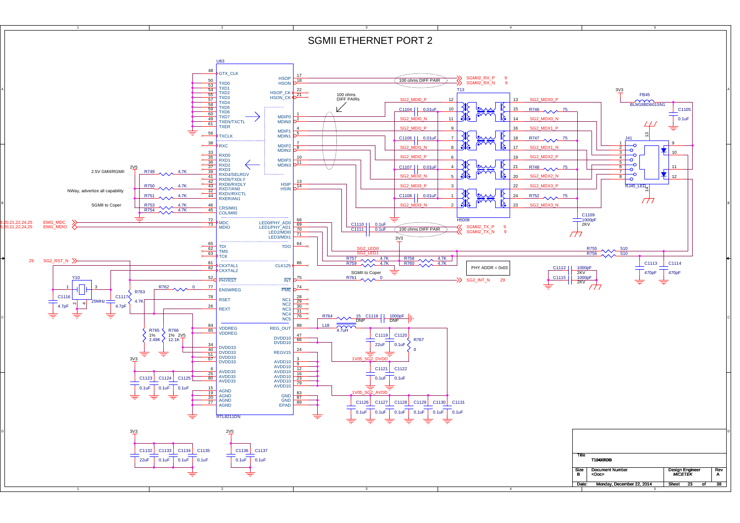# SGMII ETHERNET PORT 2

U83 RTL8211DN

| Pin | Name | Pin | Name |
|---|---|---|---|
| 48 | GTX_CLK | 17 | HSOP |
| 50 | TXD0 | 18 | HSON |
| 53 | TXD1 | 22 | HSOP_CK |
| 54 | TXD2 | 21 | HSON_CK |
| 55 | TXD3 | 1 | MDIP0 |
| 57 | TXD4 | 2 | MDIN0 |
| 58 | TXD5 | 4 | MDIP1 |
| 59 | TXD6 | 5 | MDIN1 |
| 60 | TXD7 | 7 | MDIP2 |
| 49 | TXEN/TXCTL | 8 | MDIN2 |
| 61 | TXER | 10 | MDIP3 |
| 56 | TXCLK | 11 | MDIN3 |
| 38 | RXC | 13 | HSIP |
| 33 | RXD0 | 14 | HSIN |
| 35 | RXD1 | 68 | LED0/PHY_AD0 |
| 36 | RXD2 | 69 | LED1/PHY_AD1 |
| 37 | RXD3 | 70 | LED2/MDI0 |
| 39 | RXD4/SELRGV | 71 | LED3/MDI1 |
| 41 | RXD5/TXDLY | 64 | TDO |
| 42 | RXD6/RXDLY | 86 | CLK125 |
| 43 | RXD7/AN0 | 75 | INT |
| 32 | RXDV/RXCTL | 74 | PME |
| 44 | RXER/AN1 | 28 | NC1 |
| 46 | CRS/MII1 | 29 | NC2 |
| 45 | COL/MII0 | 30 | NC3 |
| 72 | MDC | 31 | NC4 |
| 73 | MDIO | 76 | NC5 |
| 65 | TDI | 88 | REG_OUT |
| 62 | TMS | 47 | DVDD10 |
| 63 | TCK | 66 | DVDD10 |
| 81 | CKXTAL1 | 24 | REGV15 |
| 82 | CKXTAL2 | 3 | AVDD10 |
| 52 | PHYRST | 9 | AVDD10 |
| 77 | ENSWREG | 12 | AVDD10 |
| 78 | RSET | 16 | AVDD10 |
| 26 | REXT | 23 | AVDD10 |
| 84 | VDDREG | 79 | AVDD10 |
| 85 | VDDREG | 83 | AVDD10 |
| 34 | DVDD33 | 87 | GND |
| 40 | DVDD33 | 89 | GND |
| 51 | DVDD33 | | EPAD |
| 67 | DVDD33 | | |
| 6 | AVDD33 | | |
| 25 | AVDD33 | | |
| 80 | AVDD33 | | |
| 15 | AGND | | |
| 19 | AGND | | |
| 20 | AGND | | |
| 27 | AGND | | |

Signals and notes:

- SGMII2_RX_P 9, SGMII2_RX_N 9 — 100 ohms DIFF PAIR
- SGMII2_TX_P 9, SGMII2_TX_N 9 — C1110 0.1uF, C1111 0.1uF — 100 ohms DIFF PAIR
- 100 ohms DIFF PAIRs
- SG2_INT_N 29 — R761 0 — SGMII to Coper
- EMI1_MDC, EMI1_MDIO (8,20,21,22,24,25)
- 29 SG2_RST_N
- 2.5V GMII/RGMII — R749 4.7K (2V5)
- NWay, advertize all capability — R750 4.7K, R751 4.7K
- SGMII to Coper — R753 4.7K, R754 4.7K
- PHY ADDR = 0x03
- R757 4.7K, R759 4.7K, R758 4.7K, R760 4.7K (3V3)
- SG2_LED0, SG2_LED1 — R755 510, R756 510
- Y10 25MHz — C1116 4.7pF, C1117 4.7pF
- R762 0, R763 4.7K
- R765 1% 2.49K, R766 1% 12.1K (2V5)
- R764 15 DNP, C1118 1000pF DNP
- L18 4.7uH
- C1119 22uF, C1120 0.1uF, R767 0 — 1V05_SG2_DVDD
- C1121 0.1uF, C1122 0.1uF
- 1V05_SG2_AVDD — C1126, C1127, C1128, C1129, C1130, C1131 0.1uF
- 3V3: C1123 0.1uF, C1124 0.1uF, C1125 0.1uF
- 3V3: C1132 22uF, C1133 0.1uF, C1134 0.1uF, C1135 0.1uF
- 2V5: C1136 0.1uF, C1137 0.1uF

T13 H5008:

| Pin | Signal | Pin | Signal |
|---|---|---|---|
| 12 | SG2_MDI0_P | 13 | SG2_MDX0_P |
| 10 | C1104 0.01uF | 15 | R746 75 |
| 11 | SG2_MDI0_N | 14 | SG2_MDX0_N |
| 9 | SG2_MDI1_P | 16 | SG2_MDX1_P |
| 7 | C1106 0.01uF | 18 | R747 75 |
| 8 | SG2_MDI1_N | 17 | SG2_MDX1_N |
| 6 | SG2_MDI2_P | 19 | SG2_MDX2_P |
| 4 | C1107 0.01uF | 21 | R748 75 |
| 5 | SG2_MDI2_N | 20 | SG2_MDX2_N |
| 3 | SG2_MDI3_P | 22 | SG2_MDX3_P |
| 1 | C1108 0.01uF | 24 | R752 75 |
| 2 | SG2_MDI3_N | 23 | SG2_MDX3_N |

- C1109 1000pF 2KV
- J41 RJ45_LED (pins 1–14)
- 3V3 — FB45 BLM18BD601SN1 — C1105 0.1uF
- C1112 1000pF 2KV, C1115 1000pF 2KV
- C1113 470pF, C1114 470pF

| Title | T104XRDB | | |
|---|---|---|---|
| Size B | Document Number <Doc> | Design Engineer MICETEK | Rev A |
| Date: Monday, December 22, 2014 | | Sheet 23 of 38 | |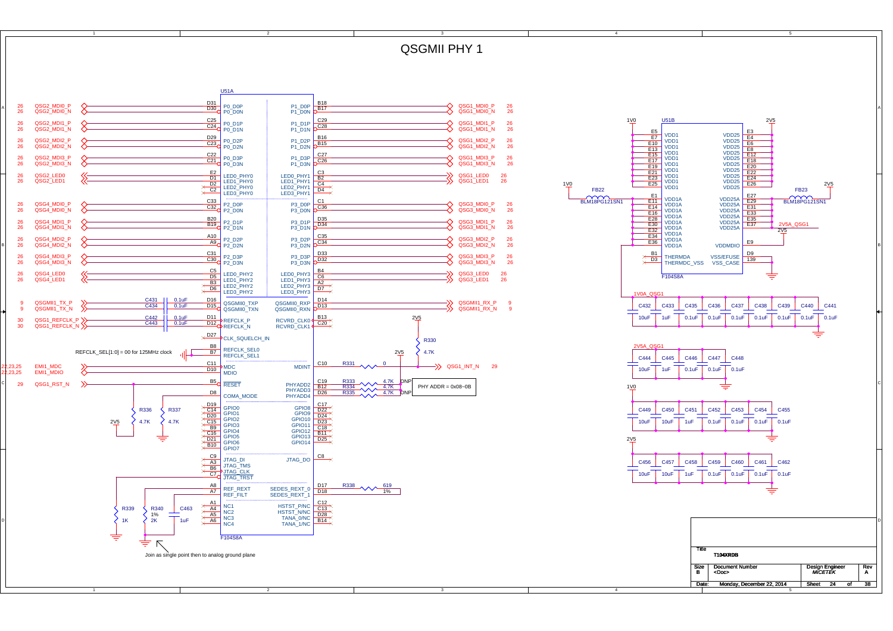# QSGMII PHY 1

## U51A (F104S8A)

| Signal (left) | Ref | Pin | Pin Name | Pin Name | Pin | Signal (right) | Ref |
|---|---|---|---|---|---|---|---|
| QSG2_MDI0_P | 26 | D31 | P0_D0P | P1_D0P | B18 | QSG1_MDI0_P | 26 |
| QSG2_MDI0_N | 26 | D30 | P0_D0N | P1_D0N | B17 | QSG1_MDI0_N | 26 |
| QSG2_MDI1_P | 26 | C25 | P0_D1P | P1_D1P | C29 | QSG1_MDI1_P | 26 |
| QSG2_MDI1_N | 26 | C24 | P0_D1N | P1_D1N | C28 | QSG1_MDI1_N | 26 |
| QSG2_MDI2_P | 26 | D29 | P0_D2P | P1_D2P | B16 | QSG1_MDI2_P | 26 |
| QSG2_MDI2_N | 26 | C23 | P0_D2N | P1_D2N | B15 | QSG1_MDI2_N | 26 |
| QSG2_MDI3_P | 26 | C22 | P0_D3P | P1_D3P | C27 | QSG1_MDI3_P | 26 |
| QSG2_MDI3_N | 26 | C21 | P0_D3N | P1_D3N | C26 | QSG1_MDI3_N | 26 |
| QSG2_LED0 | 26 | E2 | LED0_PHY0 | LED0_PHY1 | C3 | QSG1_LED0 | 26 |
| QSG2_LED1 | 26 | D1 | LED1_PHY0 | LED1_PHY1 | B2 | QSG1_LED1 | 26 |
| | | D2 | LED2_PHY0 | LED2_PHY1 | C4 | | |
| | | C2 | LED3_PHY0 | LED3_PHY1 | D4 | | |
| QSG4_MDI0_P | 26 | C33 | P2_D0P | P3_D0P | C1 | QSG3_MDI0_P | 26 |
| QSG4_MDI0_N | 26 | C32 | P2_D0N | P3_D0N | C36 | QSG3_MDI0_N | 26 |
| QSG4_MDI1_P | 26 | B20 | P2_D1P | P3_D1P | D35 | QSG3_MDI1_P | 26 |
| QSG4_MDI1_N | 26 | B19 | P2_D1N | P3_D1N | D34 | QSG3_MDI1_N | 26 |
| QSG4_MDI2_P | 26 | A10 | P2_D2P | P3_D2P | C35 | QSG3_MDI2_P | 26 |
| QSG4_MDI2_N | 26 | A9 | P2_D2N | P3_D2N | C34 | QSG3_MDI2_N | 26 |
| QSG4_MDI3_P | 26 | C31 | P2_D3P | P3_D3P | D33 | QSG3_MDI3_P | 26 |
| QSG4_MDI3_N | 26 | C30 | P2_D3N | P3_D3N | D32 | QSG3_MDI3_N | 26 |
| QSG4_LED0 | 26 | C5 | LED0_PHY2 | LED0_PHY3 | B4 | QSG3_LED0 | 26 |
| QSG4_LED1 | 26 | D5 | LED1_PHY2 | LED1_PHY3 | C6 | QSG3_LED1 | 26 |
| | | B3 | LED2_PHY2 | LED2_PHY3 | A2 | | |
| | | D6 | LED3_PHY2 | LED3_PHY3 | D7 | | |
| QSGMII1_TX_P (C431 0.1uF) | 9 | D16 | QSGMII0_TXP | QSGMII0_RXP | D14 | QSGMII1_RX_P | 9 |
| QSGMII1_TX_N (C434 0.1uF) | 9 | D15 | QSGMII0_TXN | QSGMII0_RXN | D13 | QSGMII1_RX_N | 9 |
| QSG1_REFCLK_P (C442 0.1uF) | 30 | D11 | REFCLK_P | RCVRD_CLK0 | B13 | | |
| QSG1_REFCLK_N (C443 0.1uF) | 30 | D12 | REFCLK_N | RCVRD_CLK1 | C20 | | |
| | | D27 | CLK_SQUELCH_IN | | | | |
| | | B8 | REFCLK_SEL0 | | | | |
| | | B7 | REFCLK_SEL1 | | | | |
| EMI1_MDC | 22,23,25 | C11 | MDC | MDINT | C10 | QSG1_INT_N (R331 0) | 29 |
| EMI1_MDIO | 22,23,25 | D10 | MDIO | | | | |
| QSG1_RST_N | 29 | B5 | RESET | PHYADD2 | C19 | R333 4.7K DNP | |
| | | D8 | COMA_MODE | PHYADD3 | B12 | R334 4.7K | |
| | | | | PHYADD4 | D26 | R335 4.7K DNP | |
| | | D19 | GPIO0 | GPIO8 | C17 | | |
| | | C14 | GPIO1 | GPIO9 | D22 | | |
| | | D20 | GPIO2 | GPIO10 | D24 | | |
| | | C15 | GPIO3 | GPIO11 | D23 | | |
| | | B9 | GPIO4 | GPIO12 | C18 | | |
| | | C16 | GPIO5 | GPIO13 | B11 | | |
| | | D21 | GPIO6 | GPIO14 | D25 | | |
| | | B10 | GPIO7 | | | | |
| | | C9 | JTAG_DI | JTAG_DO | C8 | | |
| | | A3 | JTAG_TMS | | | | |
| | | B6 | JTAG_CLK | | | | |
| | | C7 | JTAG_TRST | | | | |
| | | A8 | REF_REXT | SEDES_REXT_0 | D17 | R338 619 1% | |
| | | A7 | REF_FILT | SEDES_REXT_1 | D18 | | |
| | | A1 | NC1 | HSTST_P/NC | C12 | | |
| | | A4 | NC2 | HSTST_N/NC | C13 | | |
| | | A5 | NC3 | TANA_0/NC | D28 | | |
| | | A6 | NC4 | TANA_1/NC | B14 | | |

REFCLK_SEL[1:0] = 00 for 125MHz clock

R330 4.7K (2V5), R336 4.7K, R337 4.7K (2V5), R339 1K, R340 2K 1%, C463 1uF

PHY ADDR = 0x08~0B

Join as single point then to analog ground plane

## U51B (F104S8A)

| Pin | Name | Name | Pin |
|---|---|---|---|
| E5 | VDD1 | VDD25 | E3 |
| E7 | VDD1 | VDD25 | E4 |
| E10 | VDD1 | VDD25 | E6 |
| E13 | VDD1 | VDD25 | E8 |
| E15 | VDD1 | VDD25 | E12 |
| E17 | VDD1 | VDD25 | E18 |
| E19 | VDD1 | VDD25 | E20 |
| E21 | VDD1 | VDD25 | E22 |
| E23 | VDD1 | VDD25 | E24 |
| E25 | VDD1 | VDD25 | E26 |
| E1 | VDD1A | VDD25A | E27 |
| E11 | VDD1A | VDD25A | E29 |
| E14 | VDD1A | VDD25A | E31 |
| E16 | VDD1A | VDD25A | E33 |
| E28 | VDD1A | VDD25A | E35 |
| E30 | VDD1A | VDD25A | E37 |
| E32 | VDD1A | | |
| E34 | VDD1A | | |
| E36 | VDD1A | VDDMDIO | E9 |
| B1 | THERMDA | VSS/EFUSE | D9 |
| D3 | THERMDC_VSS | VSS_CASE | 139 |

VDD1 = 1V0; VDD25 = 2V5; FB22 BLM18PG121SN1 (1V0 → 1V0A_QSG1); FB23 BLM18PG121SN1 (2V5 → 2V5A_QSG1)

## Decoupling

1V0A_QSG1: C432 10uF, C433 1uF, C435 0.1uF, C436 0.1uF, C437 0.1uF, C438 0.1uF, C439 0.1uF, C440 0.1uF, C441 0.1uF

2V5A_QSG1: C444 10uF, C445 1uF, C446 0.1uF, C447 0.1uF, C448 0.1uF

1V0: C449 10uF, C450 10uF, C451 1uF, C452 0.1uF, C453 0.1uF, C454 0.1uF, C455 0.1uF

2V5: C456 10uF, C457 10uF, C458 1uF, C459 0.1uF, C460 0.1uF, C461 0.1uF, C462 0.1uF

| Title | T104XRDB | | |
|---|---|---|---|
| Size: B | Document Number: <Doc> | Design Engineer: MICETEK | Rev: A |
| Date: Monday, December 22, 2014 | | Sheet 24 of 38 | |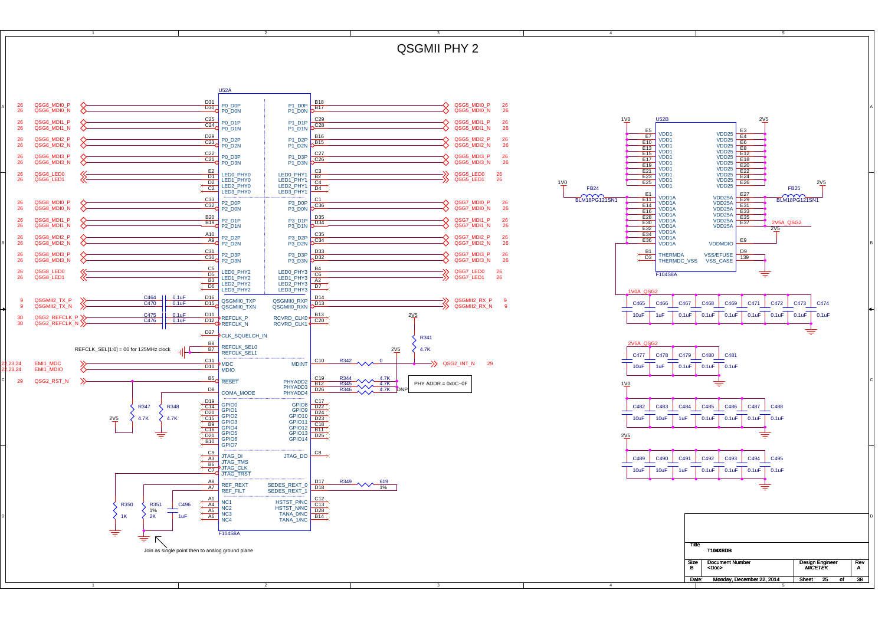# QSGMII PHY 2

## U52A (F104S8A)

### Left side signals

| Sheet | Net | Pin | Function |
|---|---|---|---|
| 26 | QSG6_MDI0_P | D31 | P0_D0P |
| 26 | QSG6_MDI0_N | D30 | P0_D0N |
| 26 | QSG6_MDI1_P | C25 | P0_D1P |
| 26 | QSG6_MDI1_N | C24 | P0_D1N |
| 26 | QSG6_MDI2_P | D29 | P0_D2P |
| 26 | QSG6_MDI2_N | C23 | P0_D2N |
| 26 | QSG6_MDI3_P | C22 | P0_D3P |
| 26 | QSG6_MDI3_N | C21 | P0_D3N |
| 26 | QSG6_LED0 | E2 | LED0_PHY0 |
| 26 | QSG6_LED1 | D1 | LED1_PHY0 |
| | | D2 | LED2_PHY0 |
| | | C2 | LED3_PHY0 |
| 26 | QSG8_MDI0_P | C33 | P2_D0P |
| 26 | QSG8_MDI0_N | C32 | P2_D0N |
| 26 | QSG8_MDI1_P | B20 | P2_D1P |
| 26 | QSG8_MDI1_N | B19 | P2_D1N |
| 26 | QSG8_MDI2_P | A10 | P2_D2P |
| 26 | QSG8_MDI2_N | A9 | P2_D2N |
| 26 | QSG8_MDI3_P | C31 | P2_D3P |
| 26 | QSG8_MDI3_N | C30 | P2_D3N |
| 26 | QSG8_LED0 | C5 | LED0_PHY2 |
| 26 | QSG8_LED1 | D5 | LED1_PHY2 |
| | | B3 | LED2_PHY2 |
| | | D6 | LED3_PHY2 |
| 9 | QSGMII2_TX_P (C464 0.1uF) | D16 | QSGMII0_TXP |
| 9 | QSGMII2_TX_N (C470 0.1uF) | D15 | QSGMII0_TXN |
| 30 | QSG2_REFCLK_P (C475 0.1uF) | D11 | REFCLK_P |
| 30 | QSG2_REFCLK_N (C476 0.1uF) | D12 | REFCLK_N |
| | | D27 | CLK_SQUELCH_IN |
| | REFCLK_SEL[1:0] = 00 for 125MHz clock | B8 | REFCLK_SEL0 |
| | | B7 | REFCLK_SEL1 |
| 22,23,24 | EMI1_MDC | C11 | MDC |
| 22,23,24 | EMI1_MDIO | D10 | MDIO |
| 29 | QSG2_RST_N | B5 | RESET |
| | | D8 | COMA_MODE |
| | | D19 | GPIO0 |
| | | C14 | GPIO1 |
| | | D20 | GPIO2 |
| | | C15 | GPIO3 |
| | | B9 | GPIO4 |
| | | C16 | GPIO5 |
| | | D21 | GPIO6 |
| | | B10 | GPIO7 |
| | | C9 | JTAG_DI |
| | | A3 | JTAG_TMS |
| | | B6 | JTAG_CLK |
| | | C7 | JTAG_TRST |
| | | A8 | REF_REXT |
| | | A7 | REF_FILT |
| | | A1 | NC1 |
| | | A4 | NC2 |
| | | A5 | NC3 |
| | | A6 | NC4 |

### Right side signals

| Function | Pin | Net | Sheet |
|---|---|---|---|
| P1_D0P | B18 | QSG5_MDI0_P | 26 |
| P1_D0N | B17 | QSG5_MDI0_N | 26 |
| P1_D1P | C29 | QSG5_MDI1_P | 26 |
| P1_D1N | C28 | QSG5_MDI1_N | 26 |
| P1_D2P | B16 | QSG5_MDI2_P | 26 |
| P1_D2N | B15 | QSG5_MDI2_N | 26 |
| P1_D3P | C27 | QSG5_MDI3_P | 26 |
| P1_D3N | C26 | QSG5_MDI3_N | 26 |
| LED0_PHY1 | C3 | QSG5_LED0 | 26 |
| LED1_PHY1 | B2 | QSG5_LED1 | 26 |
| LED2_PHY1 | C4 | | |
| LED3_PHY1 | D4 | | |
| P3_D0P | C1 | QSG7_MDI0_P | 26 |
| P3_D0N | C36 | QSG7_MDI0_N | 26 |
| P3_D1P | D35 | QSG7_MDI1_P | 26 |
| P3_D1N | D34 | QSG7_MDI1_N | 26 |
| P3_D2P | C35 | QSG7_MDI2_P | 26 |
| P3_D2N | C34 | QSG7_MDI2_N | 26 |
| P3_D3P | D33 | QSG7_MDI3_P | 26 |
| P3_D3N | D32 | QSG7_MDI3_N | 26 |
| LED0_PHY3 | B4 | QSG7_LED0 | 26 |
| LED1_PHY3 | C6 | QSG7_LED1 | 26 |
| LED2_PHY3 | A2 | | |
| LED3_PHY3 | D7 | | |
| QSGMII0_RXP | D14 | QSGMII2_RX_P | 9 |
| QSGMII0_RXN | D13 | QSGMII2_RX_N | 9 |
| RCVRD_CLK0 | B13 | | |
| RCVRD_CLK1 | C20 | | |
| MDINT | C10 | R342 0 → QSG2_INT_N (R341 4.7K to 2V5) | 29 |
| PHYADD2 | C19 | R344 4.7K | |
| PHYADD3 | B12 | R345 4.7K | |
| PHYADD4 | D26 | R346 4.7K DNP | |
| GPIO8 | C17 | | |
| GPIO9 | D22 | | |
| GPIO10 | D24 | | |
| GPIO11 | D23 | | |
| GPIO12 | C18 | | |
| GPIO13 | B11 | | |
| GPIO14 | D25 | | |
| JTAG_DO | C8 | | |
| SEDES_REXT_0 | D17 | R349 619 1% | |
| SEDES_REXT_1 | D18 | | |
| HSTST_P/NC | C12 | | |
| HSTST_N/NC | C13 | | |
| TANA_0/NC | D28 | | |
| TANA_1/NC | B14 | | |

PHY ADDR = 0x0C~0F

R347 4.7K, R348 4.7K to 2V5; R350 1K, R351 2K 1%, C496 1uF

Join as single point then to analog ground plane

## U52B (F104S8A)

- 1V0: VDD1 — E5, E7, E10, E13, E15, E17, E19, E21, E23, E25
- 2V5: VDD25 — E3, E4, E6, E8, E12, E18, E20, E22, E24, E26
- 1V0 → FB24 (BLM18PG121SN1) → 1V0A_QSG2: VDD1A — E1, E11, E14, E16, E28, E30, E32, E34, E36
- 2V5 → FB25 (BLM18PG121SN1) → 2V5A_QSG2: VDD25A — E27, E29, E31, E33, E35, E37
- VDDMDIO — E9 (2V5)
- THERMDA — B1; THERMDC_VSS — D3
- VSS/EFUSE — D9; VSS_CASE — 139

### Decoupling capacitors

| Rail | Capacitors |
|---|---|
| 1V0A_QSG2 | C465 10uF, C466 1uF, C467 0.1uF, C468 0.1uF, C469 0.1uF, C471 0.1uF, C472 0.1uF, C473 0.1uF, C474 0.1uF |
| 2V5A_QSG2 | C477 10uF, C478 1uF, C479 0.1uF, C480 0.1uF, C481 0.1uF |
| 1V0 | C482 10uF, C483 10uF, C484 1uF, C485 0.1uF, C486 0.1uF, C487 0.1uF, C488 0.1uF |
| 2V5 | C489 10uF, C490 10uF, C491 1uF, C492 0.1uF, C493 0.1uF, C494 0.1uF, C495 0.1uF |

| Title | T104XRDB | | |
|---|---|---|---|
| Size | Document Number | Design Engineer | Rev |
| B | <Doc> | MICETEK | A |
| Date: | Monday, December 22, 2014 | Sheet 25 of 38 | |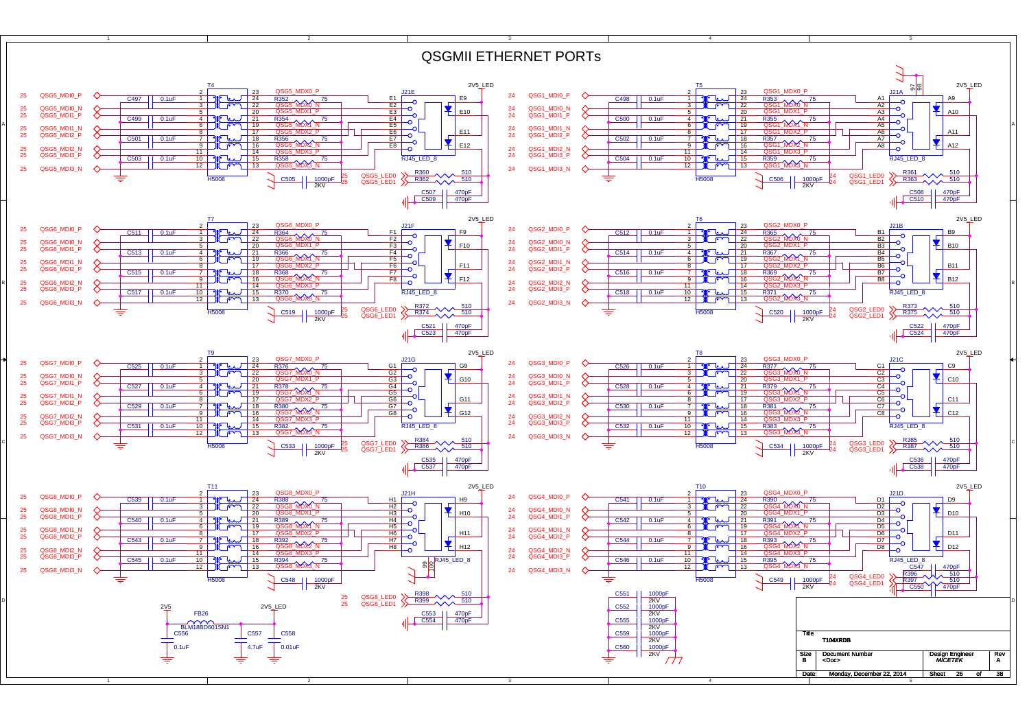# QSGMII ETHERNET PORTs

## Port QSG5 (T4 / J21E)

Signals: 25 QSG5_MDI0_P, 25 QSG5_MDI0_N, 25 QSG5_MDI1_P, 25 QSG5_MDI1_N, 25 QSG5_MDI2_P, 25 QSG5_MDI2_N, 25 QSG5_MDI3_P, 25 QSG5_MDI3_N

T4 (H5008), C497 0.1uF, C499 0.1uF, C501 0.1uF, C503 0.1uF

QSG5_MDX0_P, QSG5_MDX0_N, QSG5_MDX1_P, QSG5_MDX1_N, QSG5_MDX2_P, QSG5_MDX2_N, QSG5_MDX3_P, QSG5_MDX3_N

R352 75, R354 75, R356 75, R358 75, C505 1000pF 2KV

J21E RJ45_LED_8 (E1–E12), 2V5_LED

25 QSG5_LED0 — R360 510, 25 QSG5_LED1 — R362 510, C507 470pF, C509 470pF

## Port QSG1 (T5 / J21A)

Signals: 24 QSG1_MDI0_P, 24 QSG1_MDI0_N, 24 QSG1_MDI1_P, 24 QSG1_MDI1_N, 24 QSG1_MDI2_P, 24 QSG1_MDI2_N, 24 QSG1_MDI3_P, 24 QSG1_MDI3_N

T5 (H5008), C498 0.1uF, C500 0.1uF, C502 0.1uF, C504 0.1uF

QSG1_MDX0_P, QSG1_MDX0_N, QSG1_MDX1_P, QSG1_MDX1_N, QSG1_MDX2_P, QSG1_MDX2_N, QSG1_MDX3_P, QSG1_MDX3_N

R353 75, R355 75, R357 75, R359 75, C506 1000pF 2KV

J21A RJ45_LED_8 (A1–A12), 2V5_LED, 97, 98

24 QSG1_LED0 — R361 510, 24 QSG1_LED1 — R363 510, C508 470pF, C510 470pF

## Port QSG6 (T7 / J21F)

Signals: 25 QSG6_MDI0_P, 25 QSG6_MDI0_N, 25 QSG6_MDI1_P, 25 QSG6_MDI1_N, 25 QSG6_MDI2_P, 25 QSG6_MDI2_N, 25 QSG6_MDI3_P, 25 QSG6_MDI3_N

T7 (H5008), C511 0.1uF, C513 0.1uF, C515 0.1uF, C517 0.1uF

QSG6_MDX0_P … QSG6_MDX3_N

R364 75, R366 75, R368 75, R370 75, C519 1000pF 2KV

J21F RJ45_LED_8 (F1–F12), 2V5_LED

25 QSG6_LED0 — R372 510, 25 QSG6_LED1 — R374 510, C521 470pF, C523 470pF

## Port QSG2 (T6 / J21B)

Signals: 24 QSG2_MDI0_P … 24 QSG2_MDI3_N

T6 (H5008), C512 0.1uF, C514 0.1uF, C516 0.1uF, C518 0.1uF

QSG2_MDX0_P … QSG2_MDX3_N

R365 75, R367 75, R369 75, R371 75, C520 1000pF 2KV

J21B RJ45_LED_8 (B1–B12), 2V5_LED

24 QSG2_LED0 — R373 510, 24 QSG2_LED1 — R375 510, C522 470pF, C524 470pF

## Port QSG7 (T9 / J21G)

Signals: 25 QSG7_MDI0_P … 25 QSG7_MDI3_N

T9 (H5008), C525 0.1uF, C527 0.1uF, C529 0.1uF, C531 0.1uF

QSG7_MDX0_P … QSG7_MDX3_N

R376 75, R378 75, R380 75, R382 75, C533 1000pF 2KV

J21G RJ45_LED_8 (G1–G12), 2V5_LED

25 QSG7_LED0 — R384 510, 25 QSG7_LED1 — R386 510, C535 470pF, C537 470pF

## Port QSG3 (T8 / J21C)

Signals: 24 QSG3_MDI0_P … 24 QSG3_MDI3_N

T8 (H5008), C526 0.1uF, C528 0.1uF, C530 0.1uF, C532 0.1uF

QSG3_MDX0_P … QSG3_MDX3_N

R377 75, R379 75, R381 75, R383 75, C534 1000pF 2KV

J21C RJ45_LED_8 (C1–C12), 2V5_LED

24 QSG3_LED0 — R385 510, 24 QSG3_LED1 — R387 510, C536 470pF, C538 470pF

## Port QSG8 (T11 / J21H)

Signals: 25 QSG8_MDI0_P … 25 QSG8_MDI3_N

T11 (H5008), C539 0.1uF, C540 0.1uF, C543 0.1uF, C545 0.1uF

QSG8_MDX0_P … QSG8_MDX3_N

R388 75, R389 75, R392 75, R394 75, C548 1000pF 2KV

J21H RJ45_LED_8 (H1–H12), 2V5_LED, 99, 100

25 QSG8_LED0 — R398 510, 25 QSG8_LED1 — R399 510, C553 470pF, C554 470pF

## Port QSG4 (T10 / J21D)

Signals: 24 QSG4_MDI0_P … 24 QSG4_MDI3_N

T10 (H5008), C541 0.1uF, C542 0.1uF, C544 0.1uF, C546 0.1uF

QSG4_MDX0_P … QSG4_MDX3_N

R390 75, R391 75, R393 75, R395 75, C549 1000pF 2KV

J21D RJ45_LED_8 (D1–D12), 2V5_LED

24 QSG4_LED0 — R396 510, 24 QSG4_LED1 — R397 510, C547 470pF, C550 470pF

## Power Filter

2V5 — FB26 BLM18BD601SN1 — 2V5_LED; C556 0.1uF, C557 4.7uF, C558 0.01uF

C551 1000pF 2KV, C552 1000pF 2KV, C555 1000pF 2KV, C559 1000pF 2KV, C560 1000pF 2KV

| Title | T104XRDB | | |
|---|---|---|---|
| Size B | Document Number <Doc> | Design Engineer *MICETEK* | Rev A |
| Date: Monday, December 22, 2014 | | Sheet 26 of 38 | |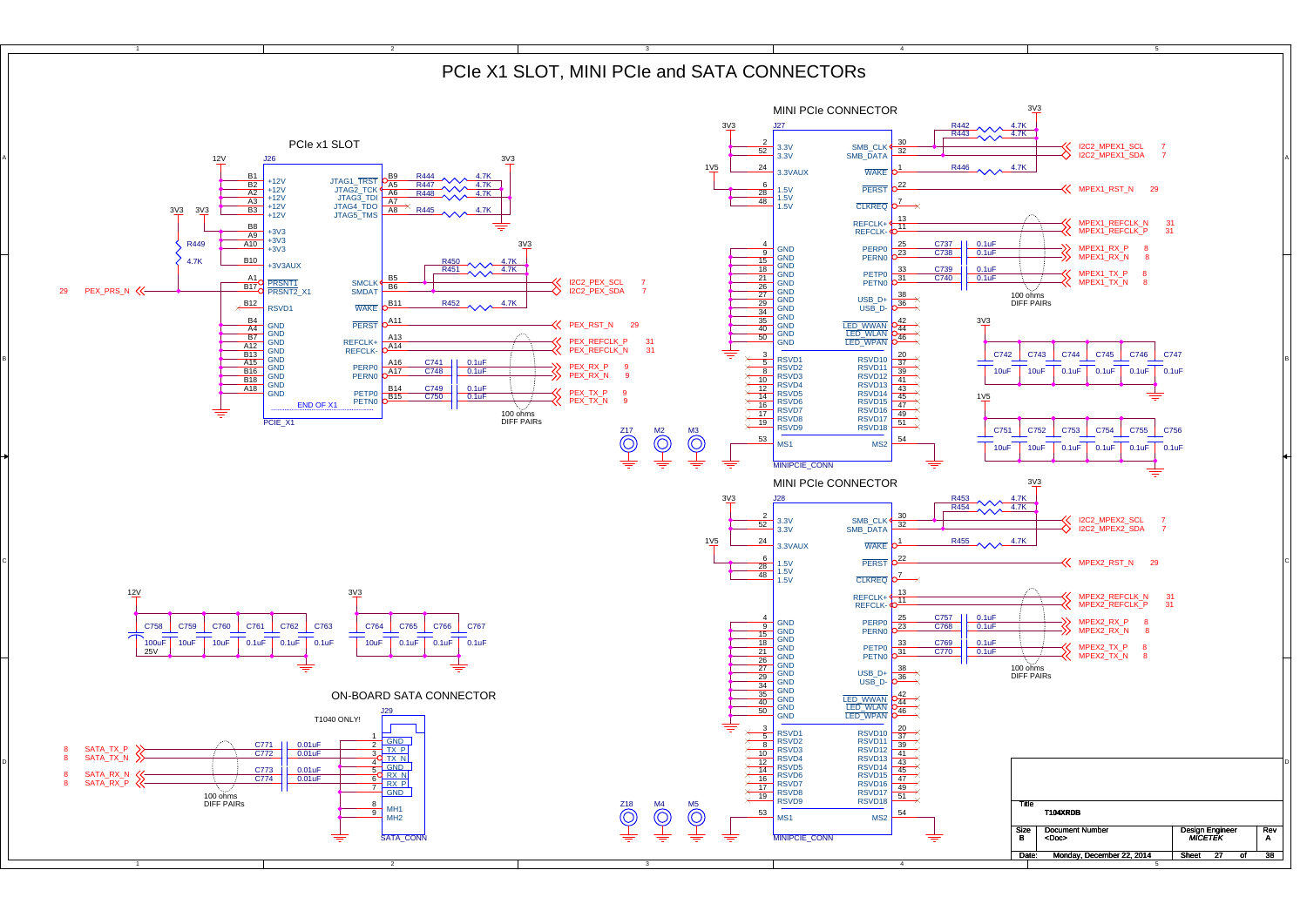# PCIe X1 SLOT, MINI PCIe and SATA CONNECTORs

## PCIe x1 SLOT

J26 (PCIE_X1)

| Pin | Name | Net |
|---|---|---|
| B1, B2, A2, A3, B3 | +12V | 12V |
| B8, A9, A10 | +3V3 | 3V3 |
| B10 | +3V3AUX | 3V3 via R449 4.7K |
| A1 | PRSNT1 | PEX_PRS_N (29) |
| B17 | PRSNT2_X1 | PEX_PRS_N |
| B12 | RSVD1 | |
| B4, A4, B7, A12, B13, A15, B16, B18, A18 | GND | GND |
| B9 | JTAG1_TRST | R444 4.7K to 3V3 |
| A5 | JTAG2_TCK | R447 4.7K |
| A6 | JTAG3_TDI | R448 4.7K |
| A7 | JTAG4_TDO | NC |
| A8 | JTAG5_TMS | R445 4.7K |
| B5 | SMCLK | I2C2_PEX_SCL (7), R450 4.7K to 3V3 |
| B6 | SMDAT | I2C2_PEX_SDA (7), R451 4.7K to 3V3 |
| B11 | WAKE | R452 4.7K |
| A11 | PERST | PEX_RST_N (29) |
| A13 | REFCLK+ | PEX_REFCLK_P (31) |
| A14 | REFCLK- | PEX_REFCLK_N (31) |
| A16 | PERP0 | C741 0.1uF — PEX_RX_P (9) |
| A17 | PERN0 | C748 0.1uF — PEX_RX_N (9) |
| B14 | PETP0 | C749 0.1uF — PEX_TX_P (9) |
| B15 | PETN0 | C750 0.1uF — PEX_TX_N (9) |

END OF X1

100 ohms DIFF PAIRs

Z17, M2, M3

12V: C758 100uF 25V, C759 10uF, C760 10uF, C761 0.1uF, C762 0.1uF, C763 0.1uF

3V3: C764 10uF, C765 0.1uF, C766 0.1uF, C767 0.1uF

## MINI PCIe CONNECTOR

J27 (MINIPCIE_CONN)

| Pin | Name | Net |
|---|---|---|
| 2, 52 | 3.3V | 3V3 |
| 24 | 3.3VAUX | 1V5 |
| 6, 28, 48 | 1.5V | 1V5 |
| 4, 9, 15, 18, 21, 26, 27, 29, 34, 35, 40, 50 | GND | GND |
| 3, 5, 8, 10, 12, 14, 16, 17, 19 | RSVD1–RSVD9 | NC |
| 53 | MS1 | GND |
| 30 | SMB_CLK | I2C2_MPEX1_SCL (7), R442 4.7K to 3V3 |
| 32 | SMB_DATA | I2C2_MPEX1_SDA (7), R443 4.7K to 3V3 |
| 1 | WAKE | R446 4.7K |
| 22 | PERST | MPEX1_RST_N (29) |
| 7 | CLKREQ | NC |
| 13 | REFCLK+ | MPEX1_REFCLK_N (31) |
| 11 | REFCLK- | MPEX1_REFCLK_P (31) |
| 25 | PERP0 | C737 0.1uF — MPEX1_RX_P (8) |
| 23 | PERN0 | C738 0.1uF — MPEX1_RX_N (8) |
| 33 | PETP0 | C739 0.1uF — MPEX1_TX_P (8) |
| 31 | PETN0 | C740 0.1uF — MPEX1_TX_N (8) |
| 38 | USB_D+ | NC |
| 36 | USB_D- | NC |
| 42 | LED_WWAN | NC |
| 44 | LED_WLAN | NC |
| 46 | LED_WPAN | NC |
| 20, 37, 39, 41, 43, 45, 47, 49, 51 | RSVD10–RSVD18 | NC |
| 54 | MS2 | GND |

100 ohms DIFF PAIRs

3V3: C742 10uF, C743 10uF, C744 0.1uF, C745 0.1uF, C746 0.1uF, C747 0.1uF

1V5: C751 10uF, C752 10uF, C753 0.1uF, C754 0.1uF, C755 0.1uF, C756 0.1uF

## MINI PCIe CONNECTOR

J28 (MINIPCIE_CONN)

| Pin | Name | Net |
|---|---|---|
| 2, 52 | 3.3V | 3V3 |
| 24 | 3.3VAUX | 1V5 |
| 6, 28, 48 | 1.5V | 1V5 |
| 4, 9, 15, 18, 21, 26, 27, 29, 34, 35, 40, 50 | GND | GND |
| 3, 5, 8, 10, 12, 14, 16, 17, 19 | RSVD1–RSVD9 | NC |
| 53 | MS1 | GND |
| 30 | SMB_CLK | I2C2_MPEX2_SCL (7), R453 4.7K to 3V3 |
| 32 | SMB_DATA | I2C2_MPEX2_SDA (7), R454 4.7K to 3V3 |
| 1 | WAKE | R455 4.7K |
| 22 | PERST | MPEX2_RST_N (29) |
| 7 | CLKREQ | NC |
| 13 | REFCLK+ | MPEX2_REFCLK_N (31) |
| 11 | REFCLK- | MPEX2_REFCLK_P (31) |
| 25 | PERP0 | C757 0.1uF — MPEX2_RX_P (8) |
| 23 | PERN0 | C768 0.1uF — MPEX2_RX_N (8) |
| 33 | PETP0 | C769 0.1uF — MPEX2_TX_P (8) |
| 31 | PETN0 | C770 0.1uF — MPEX2_TX_N (8) |
| 38 | USB_D+ | NC |
| 36 | USB_D- | NC |
| 42 | LED_WWAN | NC |
| 44 | LED_WLAN | NC |
| 46 | LED_WPAN | NC |
| 20, 37, 39, 41, 43, 45, 47, 49, 51 | RSVD10–RSVD18 | NC |
| 54 | MS2 | GND |

100 ohms DIFF PAIRs

Z18, M4, M5

## ON-BOARD SATA CONNECTOR

T1040 ONLY!

J29 (SATA_CONN)

| Pin | Name | Net |
|---|---|---|
| 1 | GND | GND |
| 2 | TX_P | C771 0.01uF — SATA_TX_P (8) |
| 3 | TX_N | C772 0.01uF — SATA_TX_N (8) |
| 4 | GND | GND |
| 5 | RX_N | C773 0.01uF — SATA_RX_N (8) |
| 6 | RX_P | C774 0.01uF — SATA_RX_P (8) |
| 7 | GND | GND |
| 8 | MH1 | GND |
| 9 | MH2 | GND |

100 ohms DIFF PAIRs

| Title | T104XRDB | | |
|---|---|---|---|
| Size | Document Number | Design Engineer | Rev |
| B | <Doc> | MICETEK | A |
| Date: | Monday, December 22, 2014 | Sheet 27 of 38 | |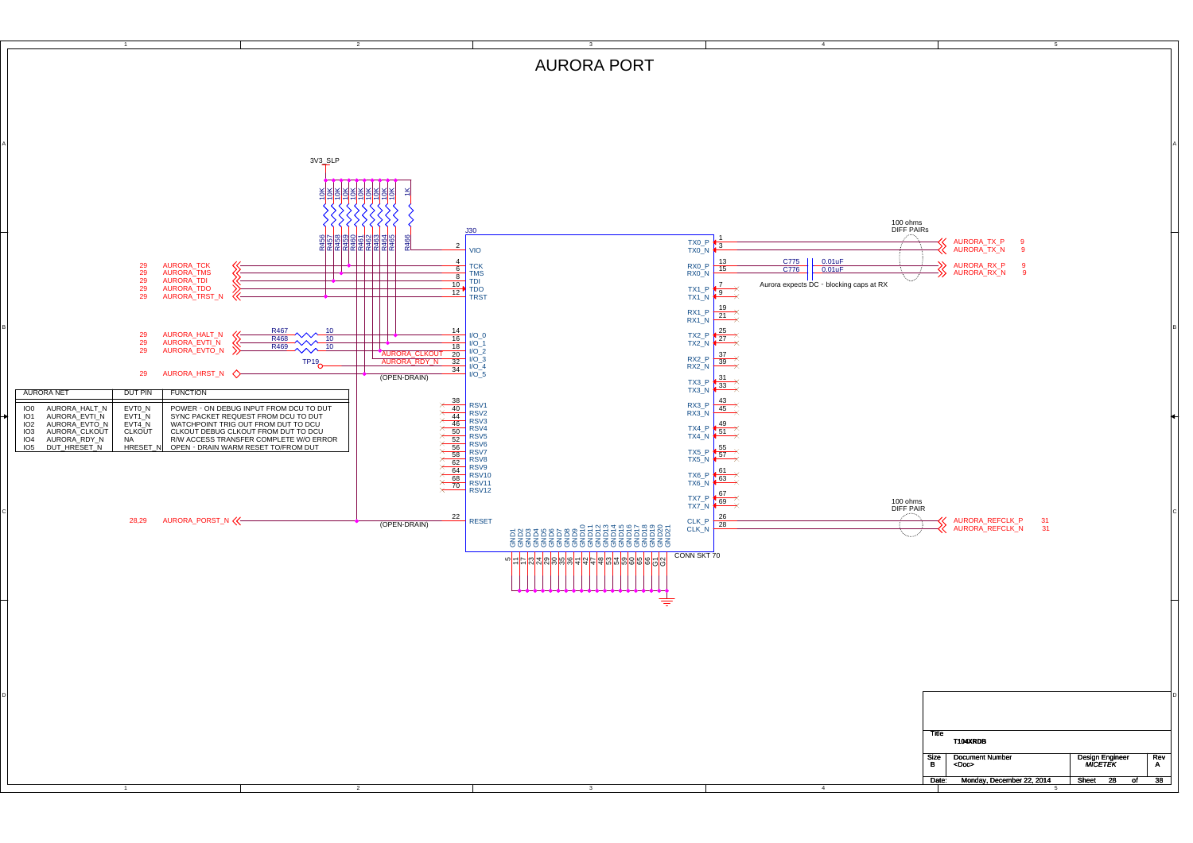# AURORA PORT

3V3_SLP

R456 10K, R457 10K, R458 10K, R459 10K, R460 10K, R461 10K, R462 10K, R463 10K, R464 10K, R465 10K, R466 1K

J30

| Page | Net | Pin | Signal |
|---|---|---|---|
| | | 2 | VIO |
| 29 | AURORA_TCK | 4 | TCK |
| 29 | AURORA_TMS | 6 | TMS |
| 29 | AURORA_TDI | 8 | TDI |
| 29 | AURORA_TDO | 10 | TDO |
| 29 | AURORA_TRST_N | 12 | TRST |
| 29 | AURORA_HALT_N (R467 10) | 14 | I/O_0 |
| 29 | AURORA_EVTI_N (R468 10) | 16 | I/O_1 |
| 29 | AURORA_EVTO_N (R469 10) | 18 | I/O_2 |
| | AURORA_CLKOUT | 20 | I/O_3 |
| | AURORA_RDY_N (TP19) | 32 | I/O_4 |
| 29 | AURORA_HRST_N (OPEN-DRAIN) | 34 | I/O_5 |
| | | 38, 40, 44, 46, 50, 52, 56, 58, 62, 64, 68, 70 | RSV1–RSV12 |
| 28,29 | AURORA_PORST_N (OPEN-DRAIN) | 22 | RESET |

| Pin | Signal | Connection |
|---|---|---|
| 1 | TX0_P | AURORA_TX_P 9 |
| 3 | TX0_N | AURORA_TX_N 9 |
| 13 | RX0_P | C775 0.01uF – AURORA_RX_P 9 |
| 15 | RX0_N | C776 0.01uF – AURORA_RX_N 9 |
| 7, 9 | TX1_P, TX1_N | NC |
| 19, 21 | RX1_P, RX1_N | NC |
| 25, 27 | TX2_P, TX2_N | NC |
| 37, 39 | RX2_P, RX2_N | NC |
| 31, 33 | TX3_P, TX3_N | NC |
| 43, 45 | RX3_P, RX3_N | NC |
| 49, 51 | TX4_P, TX4_N | NC |
| 55, 57 | TX5_P, TX5_N | NC |
| 61, 63 | TX6_P, TX6_N | NC |
| 67, 69 | TX7_P, TX7_N | NC |
| 26 | CLK_P | AURORA_REFCLK_P 31 |
| 28 | CLK_N | AURORA_REFCLK_N 31 |

GND1–GND21, G1, G2: pins 5, 11, 17, 23, 24, 29, 30, 35, 36, 41, 42, 47, 48, 53, 54, 59, 60, 65, 66, G1, G2

CONN SKT 70

100 ohms DIFF PAIRs

100 ohms DIFF PAIR

Aurora expects DC - blocking caps at RX

| AURORA NET | | DUT PIN | FUNCTION |
|---|---|---|---|
| IO0 | AURORA_HALT_N | EVT0_N | POWER - ON DEBUG INPUT FROM DCU TO DUT |
| IO1 | AURORA_EVTI_N | EVT1_N | SYNC PACKET REQUEST FROM DCU TO DUT |
| IO2 | AURORA_EVTO_N | EVT4_N | WATCHPOINT TRIG OUT FROM DUT TO DCU |
| IO3 | AURORA_CLKOUT | CLKOUT | CLKOUT DEBUG CLKOUT FROM DUT TO DCU |
| IO4 | AURORA_RDY_N | NA | R/W ACCESS TRANSFER COMPLETE W/O ERROR |
| IO5 | DUT_HRESET_N | HRESET_N | OPEN - DRAIN WARM RESET TO/FROM DUT |

| | |
|---|---|
| Title | T104XRDB |
| Size | B |
| Document Number | <Doc> |
| Design Engineer | MICETEK |
| Rev | A |
| Date | Monday, December 22, 2014 |
| Sheet | 28 of 38 |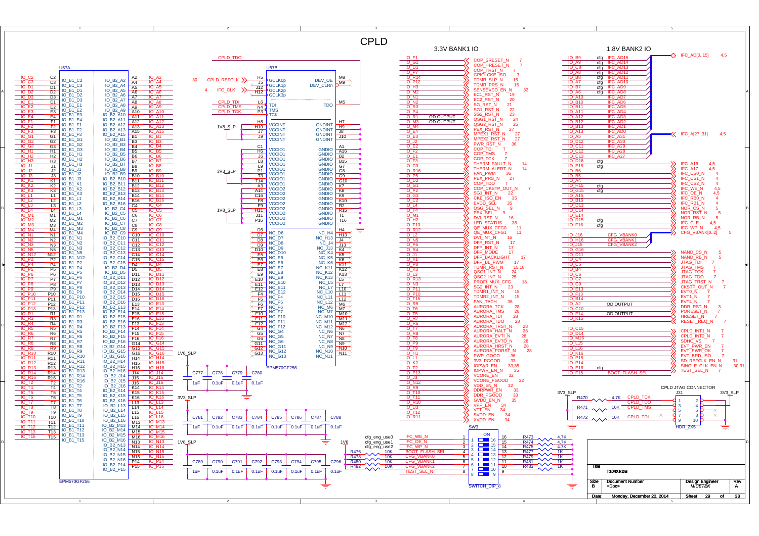# CPLD

## 3.3V BANK1 IO

| Pin | Signal | Page |
|---|---|---|
| IO_F1 | COP_SRESET_N | 7 |
| IO_G2 | COP_HRESET_N | 7 |
| IO_D1 | COP_TRST_N | 7 |
| IO_P7 | GPIO_CKE_ISO | 7 |
| IO_R14 | TDMR_SLP_N | 15 |
| IO_P12 | TDMR_PRS_N | 15 |
| IO_H3 | SENSEVDD_EN_N | 32 |
| IO_M2 | EC1_RST_N | 19 |
| IO_N1 | EC2_RST_N | 20 |
| IO_N2 | SG_RST_N | 21 |
| IO_R3 | SG1_RST_N | 22 |
| IO_P4 | SG2_RST_N | 23 |
| IO_R1 (OD OUTPUT) | QSG1_RST_N | 24 |
| IO_M3 (OD OUTPUT) | QSG2_RST_N | 25 |
| IO_M4 | PEX_RST_N | 27 |
| IO_E4 | MPEX1_RST_N | 27 |
| IO_E3 | MPEX2_RST_N | 27 |
| IO_J2 | PWR_RST_N | 36 |
| IO_E2 | COP_TDI | 7 |
| IO_F2 | COP_TMS | 7 |
| IO_E1 | COP_TCK | 7 |
| IO_F3 | THERM_FAULT_N | 14 |
| IO_C3 | THERM_ALERT_N | 14 |
| IO_R16 | FAN_PWM | 36 |
| IO_P5 | PEX_PRS_N | 27 |
| IO_D2 | COP_TDO | 7 |
| IO_G1 | COP_CKSTP_OUT_N | 7 |
| IO_P2 | SG1_INT_N | 22 |
| IO_G3 | CKE_ISO_EN | 35 |
| IO_C2 | EVDD_SEL | 35 |
| IO_L4 | QSG_SEL_N | 9 |
| IO_T4 | PEX_SEL | 9 |
| IO_M1 | DVI_RST_N | 16 |
| IO_H2 | LED_STATUS | 36 |
| IO_T13 | QE_MUX_CFG0 | 11 |
| IO_R12 | QE_MUX_CFG1 | 11 |
| IO_L2 | DVI_INT_N | 16 |
| IO_N5 | DFP_RST_N | 17 |
| IO_P6 | DFP_INT_N | 17 |
| IO_R4 | DFP_MODE | 17 |
| IO_J1 | DFP_BACKLIGHT | 17 |
| IO_K1 | DFP_BL_PWM | 17 |
| IO_P8 | TDMR_RST_N | 15,18 |
| IO_K3 | QSG1_INT_N | 24 |
| IO_L3 | QSG2_INT_N | 25 |
| IO_R13 | PROFI_MUX_CFG | 18 |
| IO_N3 | SG2_INT_N | 23 |
| IO_P11 | TDMR1_INT_N | 15 |
| IO_T15 | TDMR2_INT_N | 15 |
| IO_P10 | FAN_TACH | 36 |
| IO_R5 | AURORA_TCK | 28 |
| IO_T6 | AURORA_TMS | 28 |
| IO_T5 | AURORA_TDI | 28 |
| IO_R7 | AURORA_TDO | 28 |
| IO_R6 | AURORA_TRST_N | 28 |
| IO_T7 | AURORA_HALT_N | 28 |
| IO_R8 | AURORA_EVTI_N | 28 |
| IO_T8 | AURORA_EVTO_N | 28 |
| IO_F9 | AURORA_HRST_N | 28 |
| IO_T9 | AURORA_PORST_N | 28 |
| IO_H1 | PWR_GOOD | 36 |
| IO_L1 | 3V3_PGOOD | 33 |
| IO_K2 | IOPWR_EN | 33,35 |
| IO_T2 | IOPWR_EN_N | 35 |
| IO_P13 | VCORE_EN | 32 |
| IO_J3 | VCORE_PGOOD | 32 |
| IO_N12 | VDD_EN_N | 32 |
| IO_R9 | DDRPWR_EN | 33 |
| IO_T10 | DDR_PGOOD | 33 |
| IO_T11 | GVDD_EN_N | 35 |
| IO_R10 | VPP_EN | 34 |
| IO_D3 | VTT_EN | 34 |
| IO_T12 | SVDD_EN | 34 |
| IO_R11 | XVDD_EN | 34 |

## 1.8V BANK2 IO

| Pin | Signal | Page |
|---|---|---|
| IO_B9 (cfg) | IFC_AD15 | |
| IO_A9 (cfg) | IFC_AD14 | |
| IO_C8 (cfg) | IFC_AD13 | |
| IO_A8 (cfg) | IFC_AD12 | |
| IO_B8 (cfg) | IFC_AD11 | |
| IO_A7 (cfg) | IFC_AD10 | |
| IO_B7 (cfg) | IFC_AD9 | |
| IO_A6 (cfg) | IFC_AD8 | |
| IO_A10 | IFC_AD7 | |
| IO_B10 | IFC_AD6 | |
| IO_B11 | IFC_AD5 | |
| IO_A11 | IFC_AD4 | |
| IO_A12 | IFC_AD3 | |
| IO_B12 | IFC_AD2 | |
| IO_B13 | IFC_AD1 | |
| IO_A13 | IFC_AD0 | |
| IO_A5 | IFC_A31 | |
| IO_D12 | IFC_A30 | |
| IO_C11 | IFC_A29 | |
| IO_C12 | IFC_A28 | |
| IO_C13 | IFC_A27 | |
| IO_D16 (cfg) | IFC_A16 | 4,5 |
| IO_E15 (cfg) | IFC_A17 | 4,5 |
| IO_B6 | IFC_CS0_N | 4 |
| IO_B5 | IFC_CS1_N | 4 |
| IO_A4 | IFC_CS2_N | 4 |
| IO_H15 (cfg) | IFC_WE_N | 4,5 |
| IO_G15 (cfg) | IFC_OE_N | 4,5 |
| IO_A15 | IFC_RB0_N | 4 |
| IO_B16 | IFC_RB1_N | 4 |
| IO_D13 | NOR_CS_N | 5 |
| IO_C14 | NOR_RST_N | 5 |
| IO_E14 | NOR_RB_N | 5 |
| IO_D15 (cfg) | IFC_CLE | 4,5 |
| IO_F16 (cfg) | IFC_WP_N | 4,5 |
| IO_J16 | CFG_VBANK0 | |
| IO_H16 | CFG_VBANK1 | |
| IO_J15 | CFG_VBANK2 | |
| IO_G16 | NAND_CS_N | 5 |
| IO_D11 | NAND_RB_N | 5 |
| IO_C4 | JTAG_TDI | 7 |
| IO_C5 | JTAG_TMS | 7 |
| IO_B4 | JTAG_TCK | 7 |
| IO_C6 | JTAG_TDO | 7 |
| IO_C7 | JTAG_TRST_N | 7 |
| IO_C9 | CKSTP_OUT_N | 7 |
| IO_E13 | EVT0_N | 7 |
| IO_F13 | EVT1_N | 7 |
| IO_B14 | EVT4_N | 7 |
| IO_A2 (OD OUTPUT) | DDR_RST_N | 3 |
| IO_C10 | PORESET_N | 7 |
| IO_F14 (OD OUTPUT) | HRESET_N | 7 |
| IO_K15 | RESET_REQ_N | 7 |
| IO_C15 | CPLD_INT1_N | 7 |
| IO_D14 | CPLD_INT2_N | 7 |
| IO_M16 | SDHC_VS | 7 |
| IO_L15 | EVT_PWR_EN | 7 |
| IO_L16 | EVT_PWR_OK | 7 |
| IO_K16 | EVT_BRD_ISO | 7 |
| IO_P15 | SD_REFCLK_EN_N | 31 |
| IO_P14 | SINGLE_CLK_EN_N | 30,31 |
| IO_E16 (cfg) | TEST_SEL_N | 7 |
| IO_F15 | BOOT_FLASH_SEL | |

Buses: IFC_AD[0..15] (4,5); IFC_A[27..31] (4,5); CFG_VBANK[0..2] (5)

## U57A (EPM570GF256) – Bank 1 / Bank 2 IO

IO_B1 pins: C2, C3, D1, D2, D3, E1, E2, E3, E4, F1, F2, F3, G1, G2, G3, H1, H2, H3, J1, J2, J3, K1, K2, K3, L1, L2, L3, L4, M1, M2, M3, M4, N1, N2, N3, N5, N12, P2, P4, P5, P6, P7, P8, P9, P10, P11, P12, P13, R1, R3, R4, R5, R6, R7, R8, R9, R10, R11, R12, R13, R14, R16, T2, T4, T5, T6, T7, T8, T9, T10, T11, T12, T13, T15

IO_B2 pins: A2, A4, A5, A6, A7, A8, A9, A10, A11, A12, A13, A15, B1, B3, B4, B5, B6, B7, B8, B9, B10, B11, B12, B13, B14, B16, C4, C5, C6, C7, C8, C9, C10, C11, C12, C13, C14, C15, D4, D5, D11, D12, D13, D14, D15, D16, E13, E14, E15, E16, F13, F14, F15, F16, G14, G15, G16, H14, H15, H16, J14, J15, J16, K14, K15, K16, L13, L14, L15, L16, M13, M14, M15, M16, N13, N14, N15, N16, P14, P15

## U57B (EPM570GF256)

- H5: GCLK0p — CPLD_REFCLK (30)
- J5: GCLK1p
- J12: GCLK2p — IFC_CLK (4)
- H12: GCLK3p
- M8: DEV_OE; M9: DEV_CLRn
- L6: TDI — CPLD_TDI; N4: TMS — CPLD_TMS; P3: TCK — CPLD_TCK; M5: TDO — CPLD_TDO
- VCCINT (1V8_SLP): H8, H10, J7, J9
- VCCIO1 (3V3_SLP): C1, H6, J6, L8, L9, P1, T3, T14
- VCCIO2 (1V8_SLP): A3, A14, C16, F8, F9, H11, J11, P16
- GNDINT: H7, H9, J8, J10
- GNDIO: A1, A16, B2, B15, G7, G8, G9, G10, K7, K8, K9, K10, R2, R15, T1, T16
- NC: D6, D7, D8, D9, D10, E5, E6, E7, E8, E9, E10, E11, E12, F4, F5, F6, F7, F10, F11, F12, G4, G5, G6, G11, G12, G13, H4, H13, J4, J13, K4, K5, K6, K11, K12, K13, L5, L7, L10, L11, L12, M6, M7, M10, M11, M12, N6, N7, N8, N9, N10, N11

Decoupling:
- 1V8_SLP: C777 1uF, C778 0.1uF, C779 0.1uF, C780 0.1uF
- 3V3_SLP: C781 1uF, C782–C788 0.1uF
- 1V8_SLP: C789 1uF, C790–C796 0.1uF

## Configuration switch (SW3, SWITCH_DIP_8)

| Pos | Signal | Resistor |
|---|---|---|
| 1 | IFC_WE_N (cfg_eng_use0) | R473 4.7K |
| 2 | IFC_OE_N (cfg_eng_use1) | R474 4.7K |
| 3 | IFC_WP_N (cfg_eng_use2) | R475 4.7K |
| 4 | BOOT_FLASH_SEL (R476 10K) | R477 1K |
| 5 | CFG_VBANK0 (R478 10K) | R479 1K |
| 6 | CFG_VBANK1 (R480 10K) | R481 1K |
| 7 | CFG_VBANK2 (R482 10K) | R483 1K |
| 8 | TEST_SEL_N | |

Pull-up supply: 1V8

## CPLD JTAG CONNECTOR

J31 (HDR_2X5), 3V3_SLP:
- R470 4.7K — CPLD_TCK (pin 1)
- CPLD_TDO (pin 3)
- R471 10K — CPLD_TMS (pin 5)
- R472 10K — CPLD_TDI (pin 9)

| Title | T104XRDB |
|---|---|
| Size | B |
| Document Number | <Doc> |
| Design Engineer | MICETEK |
| Rev | A |
| Date | Monday, December 22, 2014 |
| Sheet | 29 of 38 |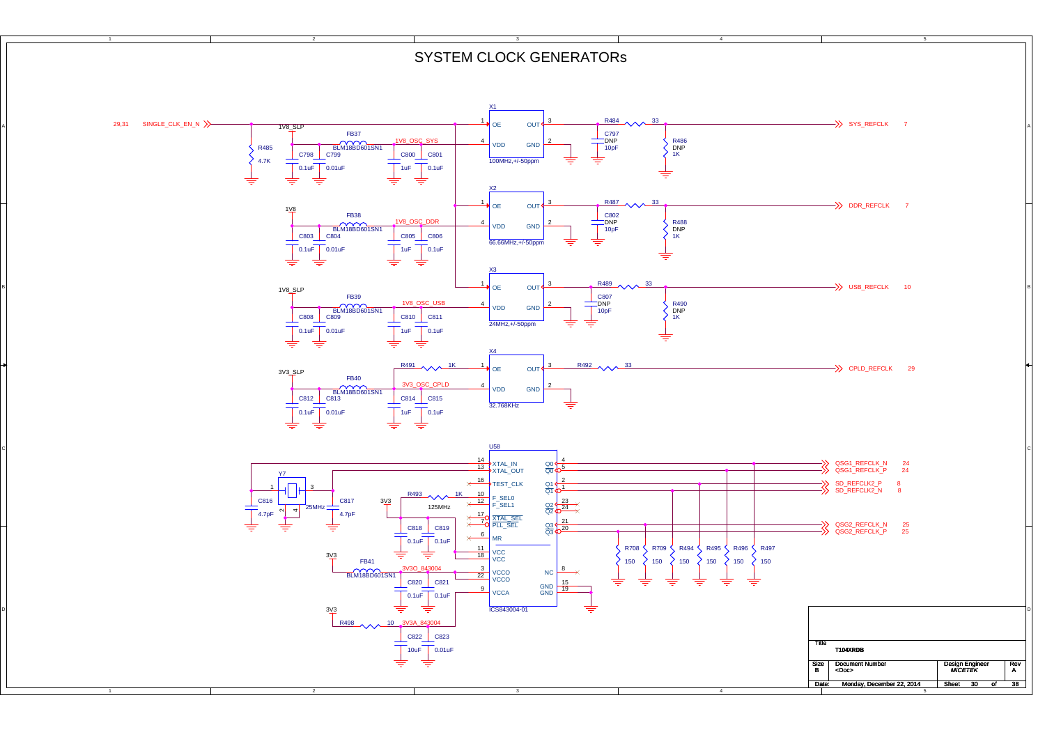# SYSTEM CLOCK GENERATORs

29,31 SINGLE_CLK_EN_N

R485 4.7K

1V8_SLP

FB37 BLM18BD601SN1 1V8_OSC_SYS

C798 0.1uF C799 0.01uF C800 1uF C801 0.1uF

X1 1 OE OUT 3 4 VDD GND 2 100MHz,+/-50ppm

R484 33 C797 DNP 10pF R486 DNP 1K

SYS_REFCLK 7

1V8

FB38 BLM18BD601SN1 1V8_OSC_DDR

C803 0.1uF C804 0.01uF C805 1uF C806 0.1uF

X2 1 OE OUT 3 4 VDD GND 2 66.66MHz,+/-50ppm

R487 33 C802 DNP 10pF R488 DNP 1K

DDR_REFCLK 7

1V8_SLP

FB39 BLM18BD601SN1 1V8_OSC_USB

C808 0.1uF C809 0.01uF C810 1uF C811 0.1uF

X3 1 OE OUT 3 4 VDD GND 2 24MHz,+/-50ppm

R489 33 C807 DNP 10pF R490 DNP 1K

USB_REFCLK 10

3V3_SLP

R491 1K

FB40 BLM18BD601SN1 3V3_OSC_CPLD

C812 0.1uF C813 0.01uF C814 1uF C815 0.1uF

X4 1 OE OUT 3 4 VDD GND 2 32.768KHz

R492 33

CPLD_REFCLK 29

U58 ICS843004-01

Y7 25MHz C816 4.7pF C817 4.7pF

14 XTAL_IN, 13 XTAL_OUT, 16 TEST_CLK, 10 F_SEL0, 12 F_SEL1, 17 XTAL_SEL, 7 PLL_SEL, 6 MR, 11 VCC, 18 VCC, 3 VCCO, 22 VCCO, 9 VCCA

Q0 4, Q0 5, Q1 2, Q1 1, Q2 23, Q2 24, Q3 21, Q3 20, NC 8, GND 15, GND 19

3V3 R493 1K 125MHz

C818 0.1uF C819 0.1uF

3V3 FB41 BLM18BD601SN1 3V3O_843004 C820 0.1uF C821 0.1uF

3V3 R498 10 3V3A_843004 C822 10uF C823 0.01uF

R708 150 R709 150 R494 150 R495 150 R496 150 R497 150

QSG1_REFCLK_N 24
QSG1_REFCLK_P 24
SD_REFCLK2_P 8
SD_REFCLK2_N 8
QSG2_REFCLK_N 25
QSG2_REFCLK_P 25

| Title | T104XRDB | | |
|---|---|---|---|
| Size B | Document Number <Doc> | Design Engineer MICETEK | Rev A |
| Date: | Monday, December 22, 2014 | Sheet 30 of 38 | |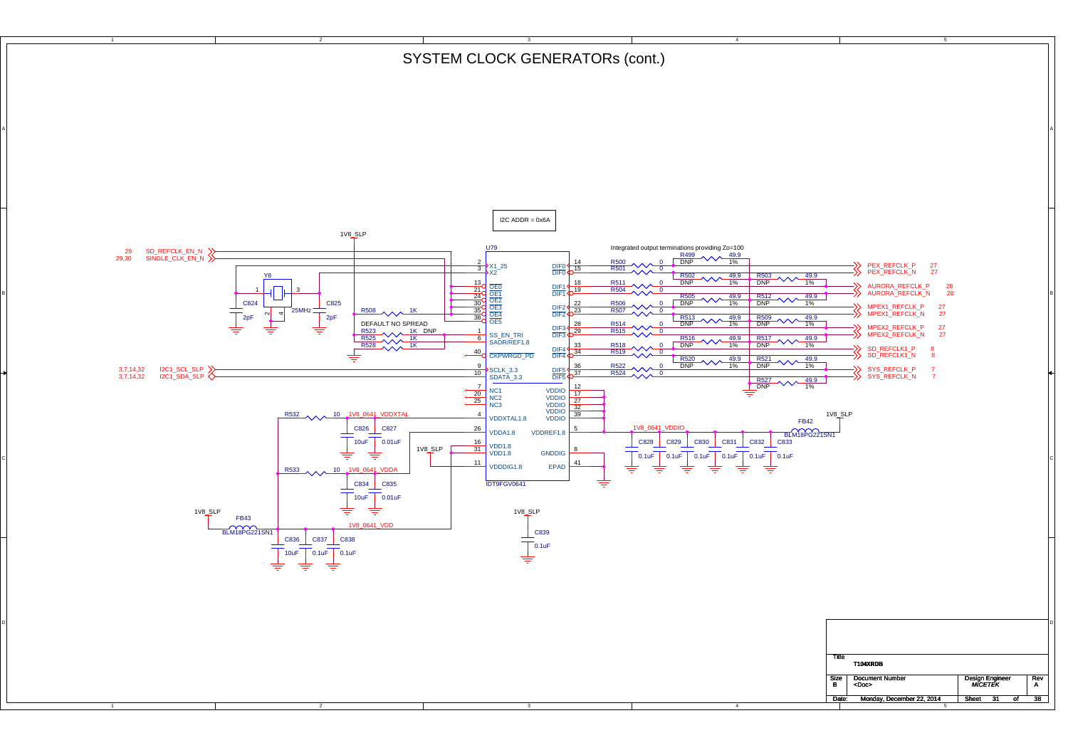# SYSTEM CLOCK GENERATORs (cont.)

I2C ADDR = 0x6A

Integrated output terminations providing Zo=100

U79 — IDT9FGV0641

| Pin | Name | Pin | Name |
|---|---|---|---|
| 2 | X1_25 | 14 | DIF0 |
| 3 | X2 | 15 | DIF0# |
| 13 | OE0 | 18 | DIF1 |
| 21 | OE1 | 19 | DIF1# |
| 24 | OE2 | 22 | DIF2 |
| 30 | OE3 | 23 | DIF2# |
| 35 | OE4 | 28 | DIF3 |
| 38 | OE5 | 29 | DIF3# |
| 1 | SS_EN_TRI | 33 | DIF4 |
| 6 | SADR/REF1.8 | 34 | DIF4# |
| 40 | CKPWRGD_PD | 36 | DIF5 |
| 9 | SCLK_3.3 | 37 | DIF5# |
| 10 | SDATA_3.3 | 12 | VDDIO |
| 7 | NC1 | 17 | VDDIO |
| 20 | NC2 | 27 | VDDIO |
| 25 | NC3 | 32 | VDDIO |
| 4 | VDDXTAL1.8 | 39 | VDDIO |
| 26 | VDDA1.8 | 5 | VDDREF1.8 |
| 16 | VDD1.8 | 8 | GNDDIG |
| 31 | VDD1.8 | 41 | EPAD |
| 11 | VDDDIG1.8 | | |

Signals:
- 29 SD_REFCLK_EN_N
- 29,30 SINGLE_CLK_EN_N
- 3,7,14,32 I2C1_SCL_SLP
- 3,7,14,32 I2C1_SDA_SLP
- PEX_REFCLK_P 27 / PEX_REFCLK_N 27
- AURORA_REFCLK_P 28 / AURORA_REFCLK_N 28
- MPEX1_REFCLK_P 27 / MPEX1_REFCLK_N 27
- MPEX2_REFCLK_P 27 / MPEX2_REFCLK_N 27
- SD_REFCLK1_P 8 / SD_REFCLK1_N 8
- SYS_REFCLK_P 7 / SYS_REFCLK_N 7

Components:
- Y8 25MHz; C824 2pF; C825 2pF
- R508 1K; DEFAULT NO SPREAD; R523 1K DNP; R525 1K; R528 1K
- R500 0, R501 0, R511 0, R504 0, R506 0, R507 0, R514 0, R515 0, R518 0, R519 0, R522 0, R524 0
- R499 49.9 1% DNP; R502 49.9 1% DNP; R503 49.9 1% DNP; R505 49.9 1% DNP; R512 49.9 1% DNP; R513 49.9 1% DNP; R509 49.9 1% DNP; R516 49.9 1% DNP; R517 49.9 1% DNP; R520 49.9 1% DNP; R521 49.9 1% DNP; R527 49.9 1% DNP
- R532 10 — 1V8_0641_VDDXTAL; C826 10uF; C827 0.01uF
- R533 10 — 1V8_0641_VDDA; C834 10uF; C835 0.01uF
- FB43 BLM18PG221SN1 — 1V8_0641_VDD; C836 10uF; C837 0.1uF; C838 0.1uF
- FB42 BLM18PG221SN1 — 1V8_0641_VDDIO; C828, C829, C830, C831, C832, C833 0.1uF
- C839 0.1uF
- Power: 1V8_SLP

| Title | T104XRDB | | |
|---|---|---|---|
| Size B | Document Number <Doc> | Design Engineer MICETEK | Rev A |
| Date: Monday, December 22, 2014 | | Sheet 31 of 38 | |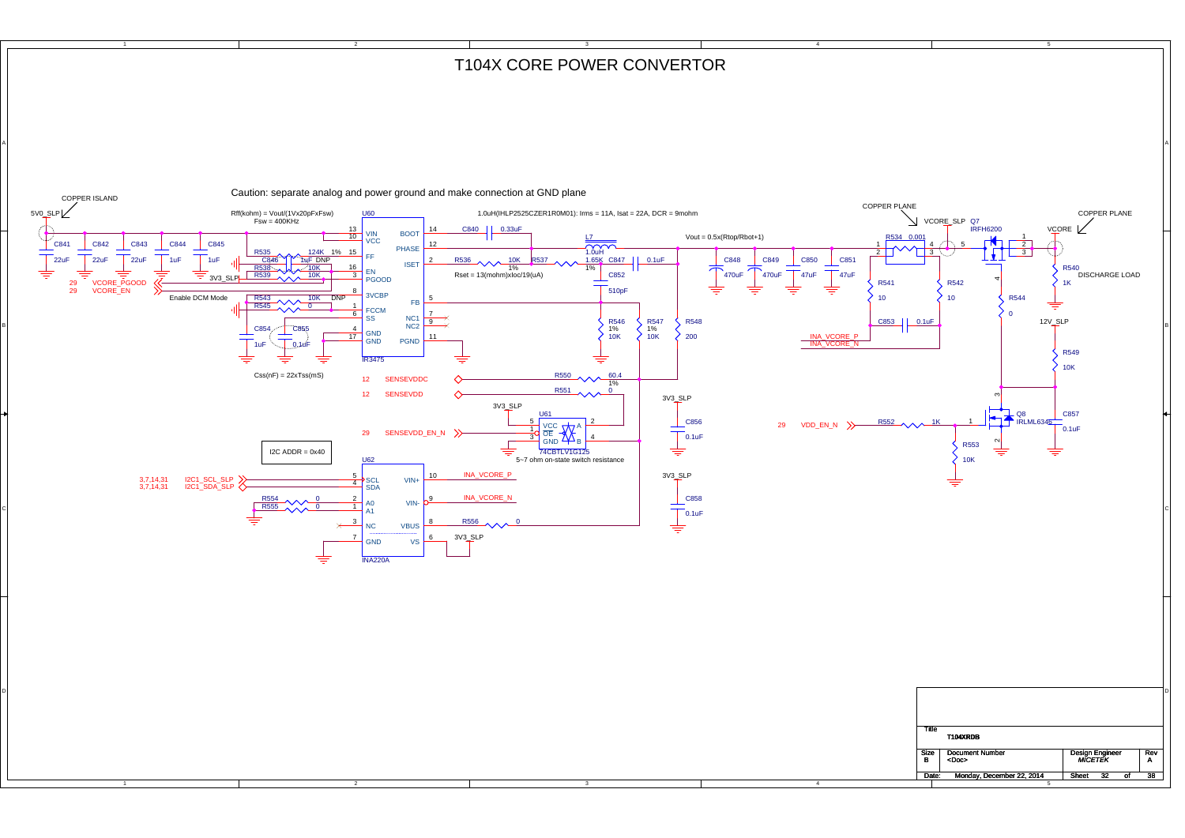# T104X CORE POWER CONVERTOR

Caution: separate analog and power ground and make connection at GND plane

COPPER ISLAND

5V0_SLP

C841 22uF, C842 22uF, C843 22uF, C844 1uF, C845 1uF

29 VCORE_PGOOD
29 VCORE_EN

Rff(kohm) = Vout/(1Vx20pFxFsw)
Fsw = 400KHz

R535 124K 1%
C846 1uF DNP
R538 10K
R539 10K
3V3_SLP

Enable DCM Mode
R543 10K DNP
R545 0

C854 1uF
C855 0.1uF

Css(nF) = 22xTss(mS)

U60 IR3475

| Pin | Name | Pin | Name |
|---|---|---|---|
| 13 | VIN | 14 | BOOT |
| 10 | VCC | 12 | PHASE |
| 15 | FF | 2 | ISET |
| 16 | EN | 5 | FB |
| 3 | PGOOD | 7 | NC1 |
| 8 | 3VCBP | 9 | NC2 |
| 1 | FCCM | 11 | PGND |
| 6 | SS | | |
| 4 | GND | | |
| 17 | GND | | |

C840 0.33uF

1.0uH(IHLP2525CZER1R0M01): Irms = 11A, Isat = 22A, DCR = 9mohm

L7 1.0uH

R536 10K 1%
R537 1.65K 1%
Rset = 13(mohm)xIoc/19(uA)

C847 0.1uF
C852 510pF

R546 10K 1%
R547 10K 1%
R548 200

Vout = 0.5x(Rtop/Rbot+1)

C848 470uF, C849 470uF, C850 47uF, C851 47uF

12 SENSEVDDC — R550 60.4 1%
12 SENSEVDD — R551 0

3V3_SLP
U61 74CBTLV1G125
5~7 ohm on-state switch resistance
29 SENSEVDD_EN_N

C856 0.1uF
C858 0.1uF

I2C ADDR = 0x40

U62 INA220A

| Pin | Name | Pin | Name |
|---|---|---|---|
| 5 | SCL | 10 | VIN+ |
| 4 | SDA | 9 | VIN- |
| 2 | A0 | 8 | VBUS |
| 1 | A1 | 6 | VS |
| 3 | NC | | |
| 7 | GND | | |

3,7,14,31 I2C1_SCL_SLP
3,7,14,31 I2C1_SDA_SLP

R554 0
R555 0
INA_VCORE_P
INA_VCORE_N
R556 0
3V3_SLP

COPPER PLANE
VCORE_SLP
R534 0.001
R541 10
R542 10
C853 0.1uF
INA_VCORE_P
INA_VCORE_N

Q7 IRFH6200
R544 0

COPPER PLANE
VCORE
R540 1K
DISCHARGE LOAD

12V_SLP
R549 10K

29 VDD_EN_N
R552 1K
R553 10K
Q8 IRLML6346
C857 0.1uF

| Title | T104XRDB | | |
|---|---|---|---|
| Size B | Document Number <Doc> | Design Engineer MICETEK | Rev A |
| Date: Monday, December 22, 2014 | | Sheet 32 of 38 | |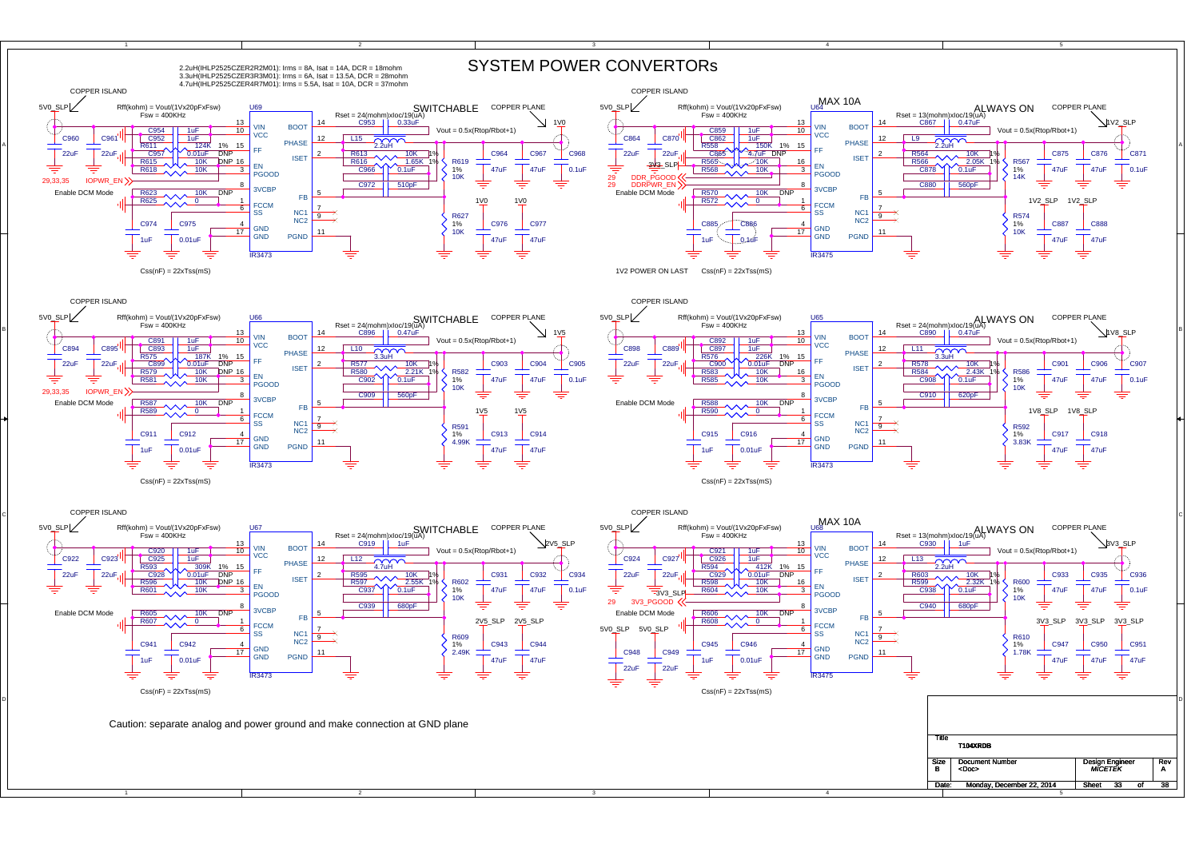# SYSTEM POWER CONVERTORs

2.2uH(IHLP2525CZER2R2M01): Irms = 8A, Isat = 14A, DCR = 18mohm
3.3uH(IHLP2525CZER3R3M01): Irms = 6A, Isat = 13.5A, DCR = 28mohm
4.7uH(IHLP2525CZER4R7M01): Irms = 5.5A, Isat = 10A, DCR = 37mohm

## U69 (IR3473) — 1V0, SWITCHABLE

COPPER ISLAND — 5V0_SLP

Rff(kohm) = Vout/(1Vx20pFxFsw)
Fsw = 400KHz

Rset = 24(mohm)xIoc/19(uA)

Vout = 0.5x(Rtop/Rbot+1)

COPPER PLANE — 1V0

C960 22uF, C961 22uF, C954 1uF, C952 1uF, R611 124K 1%, C957 0.01uF DNP, R615 10K DNP, R618 10K, R623 10K DNP, R625 0, C974 1uF, C975 0.01uF, C953 0.33uF, L15 2.2uH, R613 10K 1%, R616 1.65K 1%, C966 0.1uF, C972 510pF, R619 1% 10K, R627 1% 10K, C964 47uF, C967 47uF, C968 0.1uF, C976 47uF, C977 47uF

29,33,35 IOPWR_EN

Enable DCM Mode

Css(nF) = 22xTss(mS)

## U64 (IR3475) — 1V2_SLP, MAX 10A, ALWAYS ON

COPPER ISLAND — 5V0_SLP

Rff(kohm) = Vout/(1Vx20pFxFsw)
Fsw = 400KHz

Rset = 13(mohm)xIoc/19(uA)

Vout = 0.5x(Rtop/Rbot+1)

COPPER PLANE — 1V2_SLP

C864 22uF, C870 22uF, C859 1uF, C862 1uF, R558 150K 1%, C865 4.7uF DNP, R565 10K, R568 10K, R570 10K DNP, R572 0, C885 1uF, C886 0.1uF, C867 0.47uF, L9 2.2uH, R564 10K 1%, R566 2.05K 1%, C878 0.1uF, C880 560pF, R567 1% 14K, R574 1% 10K, C875 47uF, C876 47uF, C871 0.1uF, C887 47uF, C888 47uF

3V3_SLP; 29 DDR_PGOOD; 29 DDRPWR_EN

Enable DCM Mode

1V2 POWER ON LAST    Css(nF) = 22xTss(mS)

## U66 (IR3473) — 1V5, SWITCHABLE

COPPER ISLAND — 5V0_SLP

Rff(kohm) = Vout/(1Vx20pFxFsw)
Fsw = 400KHz

Rset = 24(mohm)xIoc/19(uA)

Vout = 0.5x(Rtop/Rbot+1)

COPPER PLANE — 1V5

C894 22uF, C895 22uF, C891 1uF, C893 1uF, R575 187K 1%, C899 0.01uF DNP, R579 10K DNP, R581 10K, R587 10K DNP, R589 0, C911 1uF, C912 0.01uF, C896 0.47uF, L10 3.3uH, R577 10K 1%, R580 2.21K 1%, C902 0.1uF, C909 560pF, R582 1% 10K, R591 1% 4.99K, C903 47uF, C904 47uF, C905 0.1uF, C913 47uF, C914 47uF

29,33,35 IOPWR_EN

Enable DCM Mode

Css(nF) = 22xTss(mS)

## U65 (IR3473) — 1V8_SLP, ALWAYS ON

COPPER ISLAND — 5V0_SLP

Rff(kohm) = Vout/(1Vx20pFxFsw)
Fsw = 400KHz

Rset = 24(mohm)xIoc/19(uA)

Vout = 0.5x(Rtop/Rbot+1)

COPPER PLANE — 1V8_SLP

C898 22uF, C889 22uF, C892 1uF, C897 1uF, R576 226K 1%, C900 0.01uF DNP, R583 10K, R585 10K, R588 10K DNP, R590 0, C915 1uF, C916 0.01uF, C890 0.47uF, L11 2.2uH, R578 10K 1%, R584 2.43K 1%, C908 0.1uF, C910 620pF, R586 1% 10K, R592 1% 3.83K, C901 47uF, C906 47uF, C907 0.1uF, C917 47uF, C918 47uF

Enable DCM Mode

Css(nF) = 22xTss(mS)

## U67 (IR3473) — 2V5_SLP, SWITCHABLE

COPPER ISLAND — 5V0_SLP

Rff(kohm) = Vout/(1Vx20pFxFsw)
Fsw = 400KHz

Rset = 24(mohm)xIoc/19(uA)

Vout = 0.5x(Rtop/Rbot+1)

COPPER PLANE — 2V5_SLP

C922 22uF, C923 22uF, C920 1uF, C925 1uF, R593 309K 1%, C928 0.01uF DNP, R596 10K DNP, R601 10K, R605 10K DNP, R607 0, C941 1uF, C942 0.01uF, C919 1uF, L12 4.7uH, R595 10K 1%, R597 2.55K 1%, C937 0.1uF, C939 680pF, R602 1% 10K, R609 1% 2.49K, C931 47uF, C932 47uF, C934 0.1uF, C943 47uF, C944 47uF

Enable DCM Mode

Css(nF) = 22xTss(mS)

## U68 (IR3475) — 3V3_SLP, MAX 10A, ALWAYS ON

COPPER ISLAND — 5V0_SLP

Rff(kohm) = Vout/(1Vx20pFxFsw)
Fsw = 400KHz

Rset = 13(mohm)xIoc/19(uA)

Vout = 0.5x(Rtop/Rbot+1)

COPPER PLANE — 3V3_SLP

C924 22uF, C927 22uF, C921 1uF, C926 1uF, R594 412K 1%, C929 0.01uF DNP, R598 10K, R604 10K, R606 10K DNP, R608 0, C945 1uF, C946 0.01uF, C948 22uF, C949 22uF, C930 1uF, L13 2.2uH, R603 10K 1%, R599 2.32K 1%, C938 0.1uF, C940 680pF, R600 1% 10K, R610 1% 1.78K, C933 47uF, C935 47uF, C936 0.1uF, C947 47uF, C950 47uF, C951 47uF

3V3_SLP; 29 3V3_PGOOD; 5V0_SLP

Enable DCM Mode

Css(nF) = 22xTss(mS)

Caution: separate analog and power ground and make connection at GND plane

| Title | T104XRDB | | |
|---|---|---|---|
| Size B | Document Number <Doc> | Design Engineer *MICETEK* | Rev A |
| Date: | Monday, December 22, 2014 | Sheet 33 of 38 | |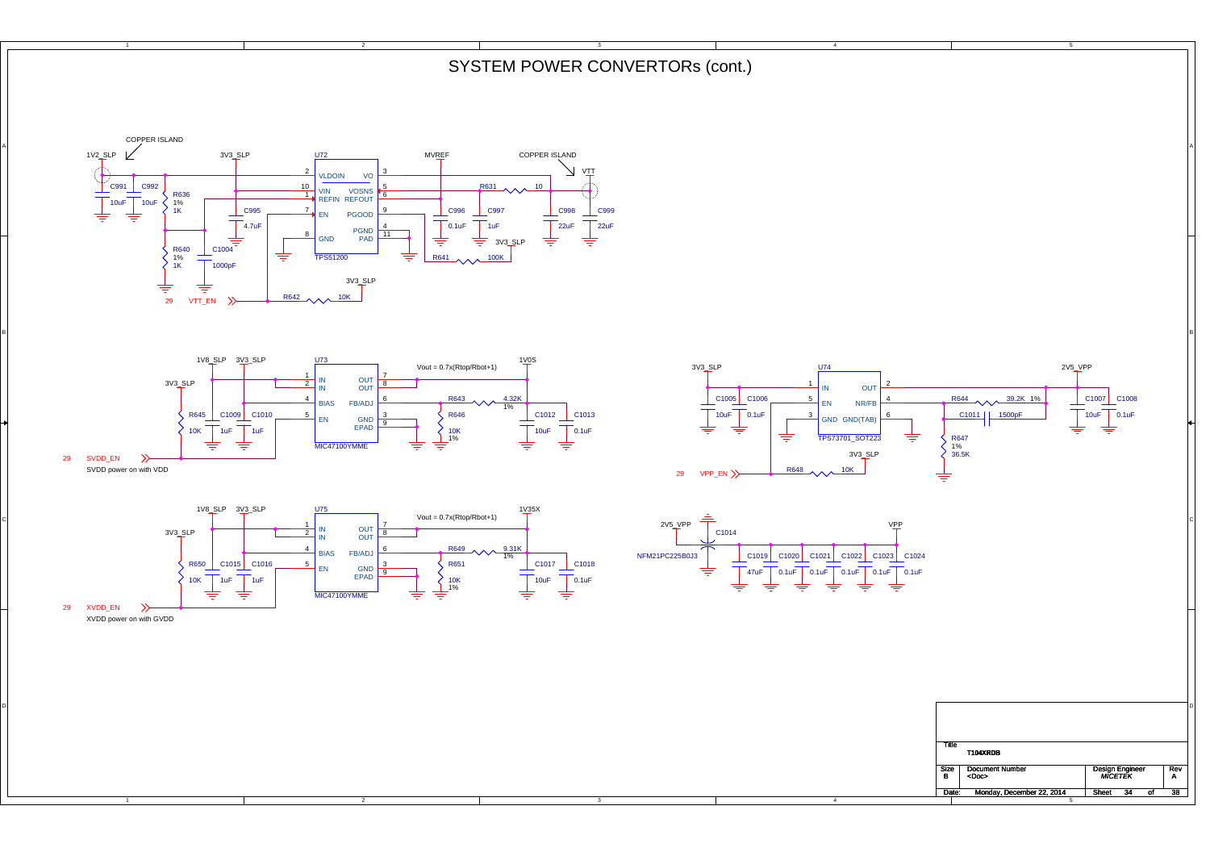# SYSTEM POWER CONVERTORs (cont.)

COPPER ISLAND

1V2_SLP

3V3_SLP

U72

MVREF

COPPER ISLAND

VTT

C991 10uF

C992 10uF

R636 1% 1K

C995 4.7uF

VLDOIN VO

VIN VOSNS

REFIN REFOUT

EN PGOOD

PGND

GND PAD

TPS51200

R631 10

C996 0.1uF

C997 1uF

C998 22uF

C999 22uF

3V3_SLP

R641 100K

R640 1% 1K

C1004 1000pF

3V3_SLP

29 VTT_EN

R642 10K

1V8_SLP 3V3_SLP

U73

Vout = 0.7x(Rtop/Rbot+1)

1V0S

3V3_SLP

IN OUT

IN OUT

BIAS FB/ADJ

EN GND EPAD

MIC47100YMME

R643 4.32K 1%

R645 10K

C1009 1uF

C1010 1uF

R646 10K 1%

C1012 10uF

C1013 0.1uF

29 SVDD_EN

SVDD power on with VDD

3V3_SLP

U74

2V5_VPP

IN OUT

EN NR/FB

GND GND(TAB)

TPS73701_SOT223

C1005 10uF

C1006 0.1uF

R644 39.2K 1%

C1011 1500pF

C1007 10uF

C1008 0.1uF

R647 1% 36.5K

3V3_SLP

29 VPP_EN

R648 10K

1V8_SLP 3V3_SLP

U75

Vout = 0.7x(Rtop/Rbot+1)

1V35X

3V3_SLP

IN OUT

IN OUT

BIAS FB/ADJ

EN GND EPAD

MIC47100YMME

R649 9.31K 1%

R650 10K

C1015 1uF

C1016 1uF

R651 10K 1%

C1017 10uF

C1018 0.1uF

29 XVDD_EN

XVDD power on with GVDD

2V5_VPP

VPP

C1014

NFM21PC225B0J3

C1019 47uF

C1020 0.1uF

C1021 0.1uF

C1022 0.1uF

C1023 0.1uF

C1024 0.1uF

| | | | |
|---|---|---|---|
| Title | T104XRDB | | |
| Size B | Document Number <Doc> | Design Engineer MICETEK | Rev A |
| Date: | Monday, December 22, 2014 | Sheet 34 of 38 | |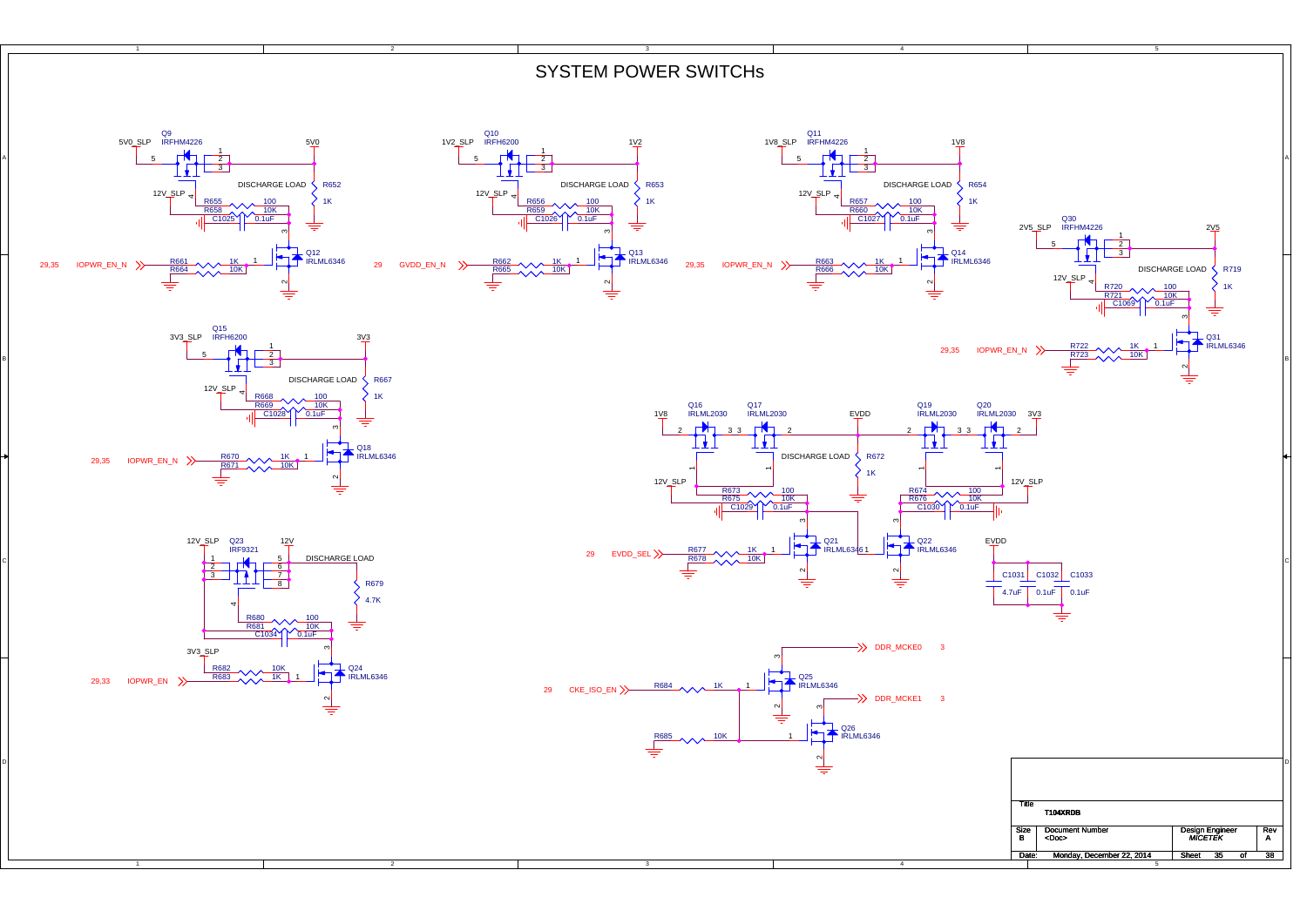# SYSTEM POWER SWITCHs

Q9 IRFHM4226 — 5V0_SLP → 5V0; DISCHARGE LOAD R652 1K; 12V_SLP; R655 100; R658 10K; C1025 0.1uF; Q12 IRLML6346; R661 1K; R664 10K; 29,35 IOPWR_EN_N

Q10 IRFH6200 — 1V2_SLP → 1V2; DISCHARGE LOAD R653 1K; 12V_SLP; R656 100; R659 10K; C1026 0.1uF; Q13 IRLML6346; R662 1K; R665 10K; 29 GVDD_EN_N

Q11 IRFHM4226 — 1V8_SLP → 1V8; DISCHARGE LOAD R654 1K; 12V_SLP; R657 100; R660 10K; C1027 0.1uF; Q14 IRLML6346; R663 1K; R666 10K; 29,35 IOPWR_EN_N

Q30 IRFHM4226 — 2V5_SLP → 2V5; DISCHARGE LOAD R719 1K; 12V_SLP; R720 100; R721 10K; C1069 0.1uF; Q31 IRLML6346; R722 1K; R723 10K; 29,35 IOPWR_EN_N

Q15 IRFH6200 — 3V3_SLP → 3V3; DISCHARGE LOAD R667 1K; 12V_SLP; R668 100; R669 10K; C1028 0.1uF; Q18 IRLML6346; R670 1K; R671 10K; 29,35 IOPWR_EN_N

Q16 IRLML2030, Q17 IRLML2030 — 1V8 → EVDD; Q19 IRLML2030, Q20 IRLML2030 — 3V3 → EVDD; DISCHARGE LOAD R672 1K; 12V_SLP; R673 100; R675 10K; C1029 0.1uF; R674 100; R676 10K; C1030 0.1uF; Q21 IRLML6346; Q22 IRLML6346; R677 1K; R678 10K; 29 EVDD_SEL

EVDD: C1031 4.7uF; C1032 0.1uF; C1033 0.1uF

Q23 IRF9321 — 12V_SLP → 12V; DISCHARGE LOAD R679 4.7K; R680 100; R681 10K; C1034 0.1uF; 3V3_SLP; R682 10K; R683 1K; Q24 IRLML6346; 29,33 IOPWR_EN

29 CKE_ISO_EN; R684 1K; R685 10K; Q25 IRLML6346 → DDR_MCKE0 3; Q26 IRLML6346 → DDR_MCKE1 3

| Title | T104XRDB | | |
|---|---|---|---|
| Size B | Document Number <Doc> | Design Engineer MICETEK | Rev A |
| Date: | Monday, December 22, 2014 | Sheet 35 of 38 | |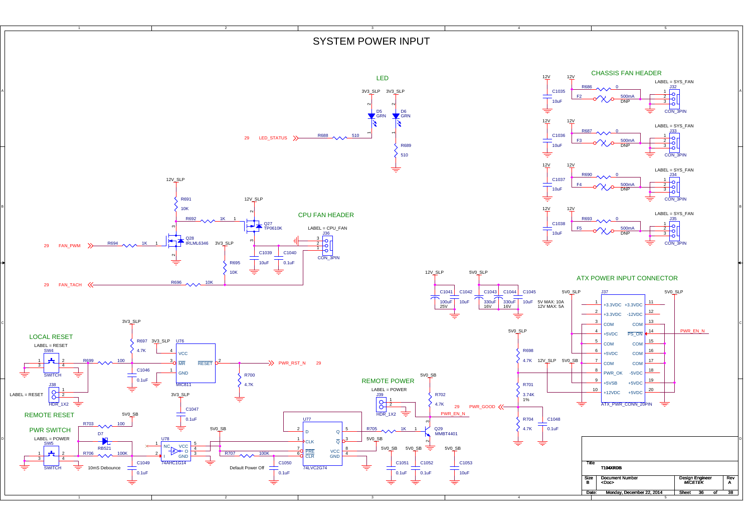# SYSTEM POWER INPUT

## LED

3V3_SLP, 3V3_SLP

D5 GRN, D6 GRN

29 LED_STATUS — R688 510

R689 510

## CHASSIS FAN HEADER

12V, 12V — C1035 10uF — R686 0 — F2 500mA DNP — J32 CON_3PIN (LABEL = SYS_FAN)

12V, 12V — C1036 10uF — R687 0 — F3 500mA DNP — J33 CON_3PIN (LABEL = SYS_FAN)

12V, 12V — C1037 10uF — R690 0 — F4 500mA DNP — J34 CON_3PIN (LABEL = SYS_FAN)

12V, 12V — C1038 10uF — R693 0 — F5 500mA DNP — J35 CON_3PIN (LABEL = SYS_FAN)

## CPU FAN HEADER

12V_SLP — R691 10K — R692 1K — Q27 TP0610K

Q28 IRLML6346

29 FAN_PWM — R694 1K

3V3_SLP — R695 10K

C1039 10uF, C1040 0.1uF

LABEL = CPU_FAN — J36 CON_3PIN

29 FAN_TACH — R696 10K

12V_SLP, 5V0_SLP — C1041 100uF 25V, C1042 10uF, C1043 330uF 16V, C1044 330uF 16V, C1045 10uF

5V MAX: 10A
12V MAX: 5A

## ATX POWER INPUT CONNECTOR

J37 ATX_PWR_CONN_20PIN

| Pin | Signal | Signal | Pin |
|---|---|---|---|
| 1 | +3.3VDC | +3.3VDC | 11 |
| 2 | +3.3VDC | -12VDC | 12 |
| 3 | COM | COM | 13 |
| 4 | +5VDC | PS_ON | 14 |
| 5 | COM | COM | 15 |
| 6 | +5VDC | COM | 16 |
| 7 | COM | COM | 17 |
| 8 | PWR_OK | -5VDC | 18 |
| 9 | +5VSB | +5VDC | 19 |
| 10 | +12VDC | +5VDC | 20 |

5V0_SLP, 5V0_SLP, PWR_EN_N

5V0_SLP — R698 4.7K — 12V_SLP, 5V0_SB — R701 3.74K 1% — R704 4.7K — C1048 0.1uF

29 PWR_GOOD

## LOCAL RESET

LABEL = RESET — SW4 SWITCH — R699 100

3V3_SLP — R697 4.7K — 3V3_SLP — U76 MIC811 (VCC, MR, GND, RESET) — C1046 0.1uF

PWR_RST_N 29 — R700 4.7K

LABEL = RESET — J38 HDR_1X2

## REMOTE POWER

LABEL = POWER — J39 HDR_1X2

5V0_SB — R702 4.7K — PWR_EN_N — R705 1K — Q29 MMBT4401

## REMOTE RESET

5V0_SB — R703 100

## PWR SWITCH

LABEL = POWER — SW5 SWITCH — D7 RB521 — R706 100K — C1049 0.1uF — 10mS Debounce

3V3_SLP — C1047 0.1uF

U78 74AHC1G14 (NC, VCC, I, O, GND) — 5V0_SB

R707 100K — C1050 0.1uF — Default Power Off

U77 74LVC2G74 (D, CLK, PRE, CLR, Q, Q̄, VCC, GND) — 5V0_SB

5V0_SB, 5V0_SB, 5V0_SB — C1051 0.1uF, C1052 0.1uF, C1053 10uF

| Title | T104XRDB | | |
|---|---|---|---|
| Size B | Document Number <Doc> | Design Engineer MICETEK | Rev A |
| Date: | Monday, December 22, 2014 | Sheet 36 of 38 | |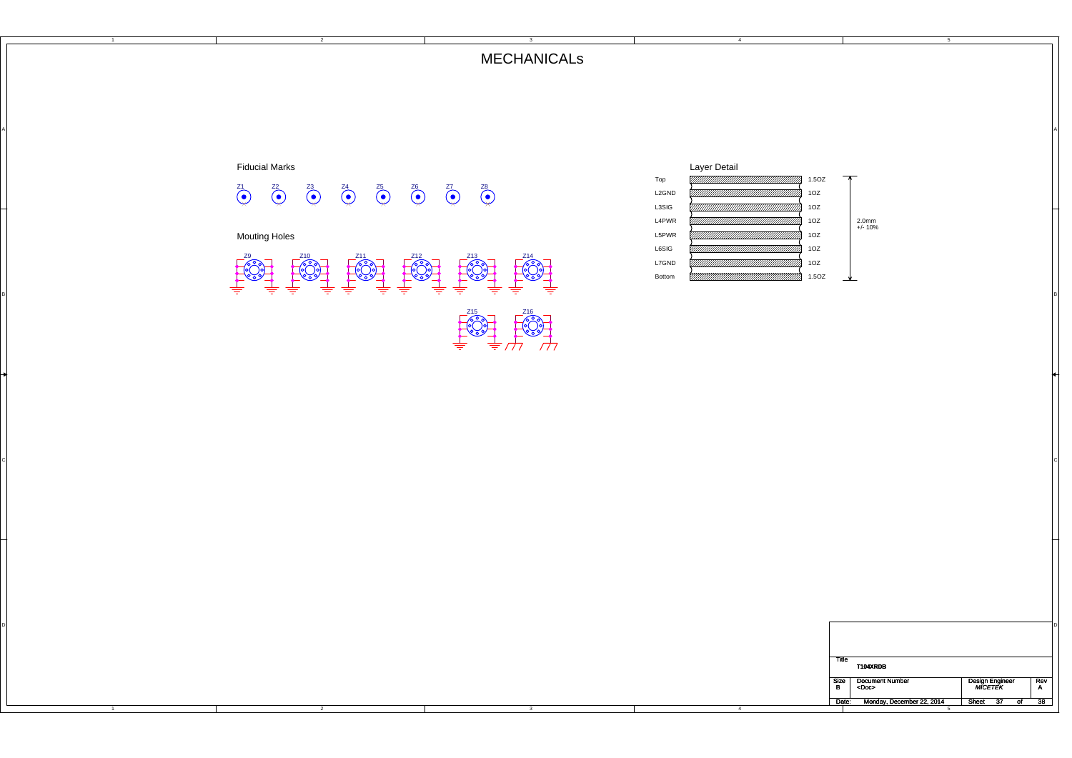# MECHANICALs

## Fiducial Marks

Z1 Z2 Z3 Z4 Z5 Z6 Z7 Z8

## Mouting Holes

Z9 Z10 Z11 Z12 Z13 Z14

Z15 Z16

## Layer Detail

| Layer | Copper |
| --- | --- |
| Top | 1.5OZ |
| L2GND | 1OZ |
| L3SIG | 1OZ |
| L4PWR | 1OZ |
| L5PWR | 1OZ |
| L6SIG | 1OZ |
| L7GND | 1OZ |
| Bottom | 1.5OZ |

2.0mm +/- 10%

| Title | T104XRDB | | |
| --- | --- | --- | --- |
| Size B | Document Number <Doc> | Design Engineer MICETEK | Rev A |
| Date: | Monday, December 22, 2014 | Sheet 37 of 38 | |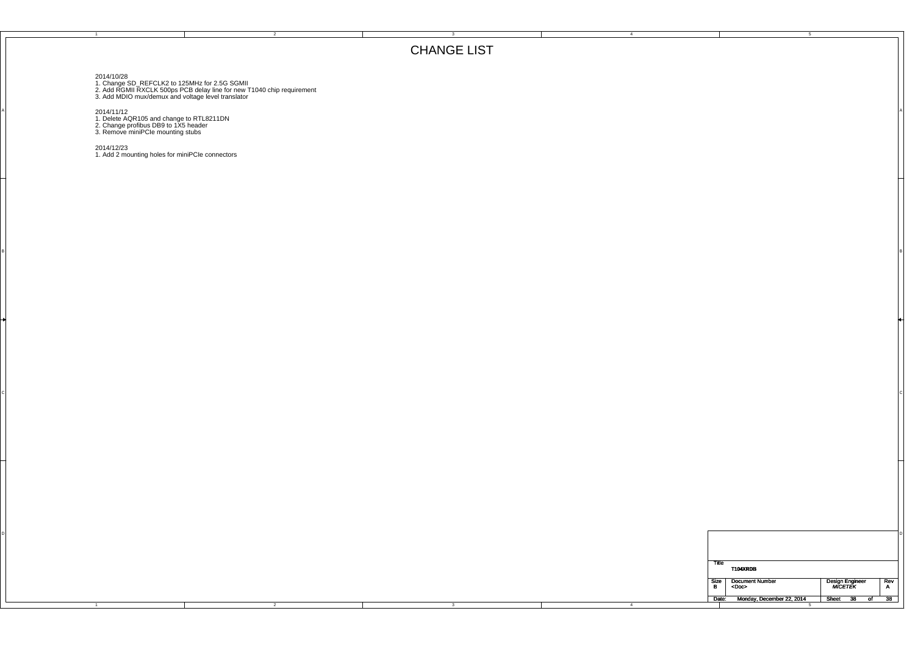# CHANGE LIST

2014/10/28

1. Change SD_REFCLK2 to 125MHz for 2.5G SGMII
2. Add RGMII RXCLK 500ps PCB delay line for new T1040 chip requirement
3. Add MDIO mux/demux and voltage level translator

2014/11/12

1. Delete AQR105 and change to RTL8211DN
2. Change profibus DB9 to 1X5 header
3. Remove miniPCIe mounting stubs

2014/12/23

1. Add 2 mounting holes for miniPCIe connectors

| | | | |
|---|---|---|---|
| Title | T104XRDB | | |
| Size B | Document Number <Doc> | Design Engineer *MICETEK* | Rev A |
| Date: | Monday, December 22, 2014 | Sheet 38 of 38 | |